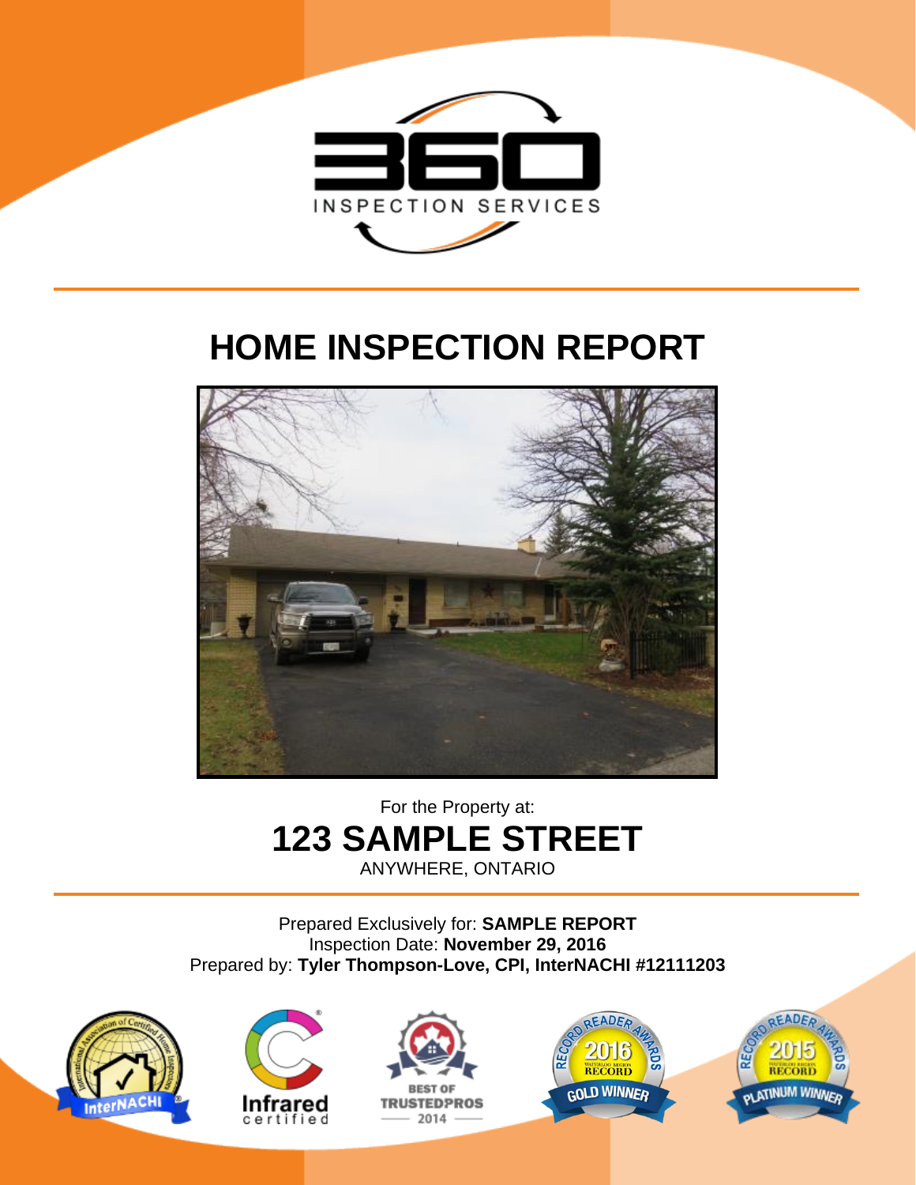# HOME INSPECTION REPORT

For the Property at:

## 123 SAMPLE STREET

ANYWHERE, ONTARIO

Prepared Exclusively for: **SAMPLE REPORT**
Inspection Date: **November 29, 2016**
Prepared by: **Tyler Thompson-Love, CPI, InterNACHI #12111203**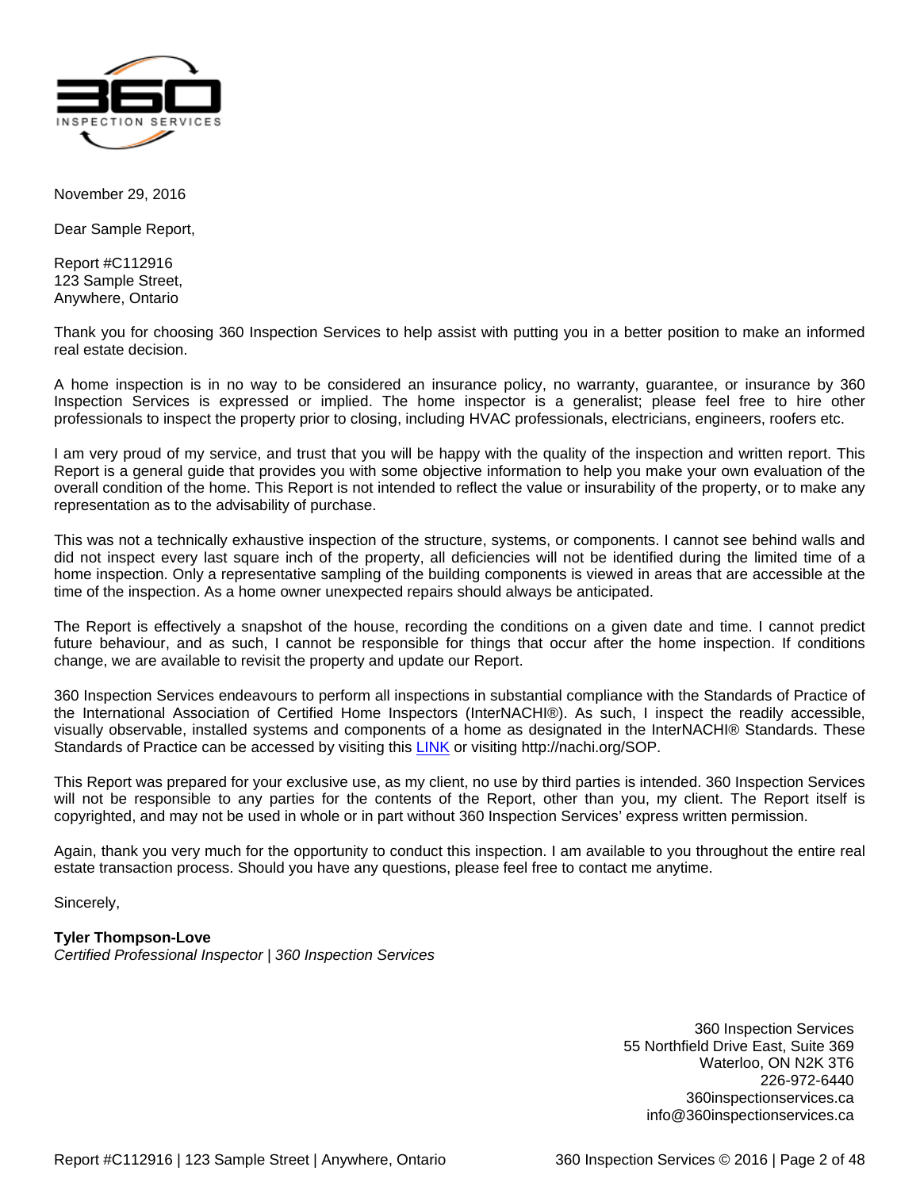November 29, 2016

Dear Sample Report,

Report #C112916
123 Sample Street,
Anywhere, Ontario

Thank you for choosing 360 Inspection Services to help assist with putting you in a better position to make an informed real estate decision.

A home inspection is in no way to be considered an insurance policy, no warranty, guarantee, or insurance by 360 Inspection Services is expressed or implied. The home inspector is a generalist; please feel free to hire other professionals to inspect the property prior to closing, including HVAC professionals, electricians, engineers, roofers etc.

I am very proud of my service, and trust that you will be happy with the quality of the inspection and written report. This Report is a general guide that provides you with some objective information to help you make your own evaluation of the overall condition of the home. This Report is not intended to reflect the value or insurability of the property, or to make any representation as to the advisability of purchase.

This was not a technically exhaustive inspection of the structure, systems, or components. I cannot see behind walls and did not inspect every last square inch of the property, all deficiencies will not be identified during the limited time of a home inspection. Only a representative sampling of the building components is viewed in areas that are accessible at the time of the inspection. As a home owner unexpected repairs should always be anticipated.

The Report is effectively a snapshot of the house, recording the conditions on a given date and time. I cannot predict future behaviour, and as such, I cannot be responsible for things that occur after the home inspection. If conditions change, we are available to revisit the property and update our Report.

360 Inspection Services endeavours to perform all inspections in substantial compliance with the Standards of Practice of the International Association of Certified Home Inspectors (InterNACHI®). As such, I inspect the readily accessible, visually observable, installed systems and components of a home as designated in the InterNACHI® Standards. These Standards of Practice can be accessed by visiting this [LINK](http://nachi.org/SOP) or visiting http://nachi.org/SOP.

This Report was prepared for your exclusive use, as my client, no use by third parties is intended. 360 Inspection Services will not be responsible to any parties for the contents of the Report, other than you, my client. The Report itself is copyrighted, and may not be used in whole or in part without 360 Inspection Services' express written permission.

Again, thank you very much for the opportunity to conduct this inspection. I am available to you throughout the entire real estate transaction process. Should you have any questions, please feel free to contact me anytime.

Sincerely,

**Tyler Thompson-Love**
*Certified Professional Inspector | 360 Inspection Services*

360 Inspection Services
55 Northfield Drive East, Suite 369
Waterloo, ON N2K 3T6
226-972-6440
360inspectionservices.ca
info@360inspectionservices.ca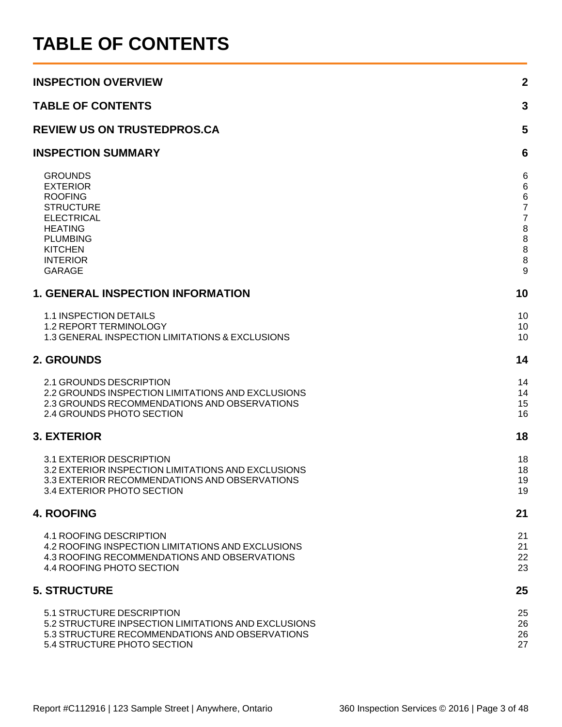# TABLE OF CONTENTS

| | |
|---|---|
| **INSPECTION OVERVIEW** | **2** |
| **TABLE OF CONTENTS** | **3** |
| **REVIEW US ON TRUSTEDPROS.CA** | **5** |
| **INSPECTION SUMMARY** | **6** |
| GROUNDS | 6 |
| EXTERIOR | 6 |
| ROOFING | 6 |
| STRUCTURE | 7 |
| ELECTRICAL | 7 |
| HEATING | 8 |
| PLUMBING | 8 |
| KITCHEN | 8 |
| INTERIOR | 8 |
| GARAGE | 9 |
| **1. GENERAL INSPECTION INFORMATION** | **10** |
| 1.1 INSPECTION DETAILS | 10 |
| 1.2 REPORT TERMINOLOGY | 10 |
| 1.3 GENERAL INSPECTION LIMITATIONS & EXCLUSIONS | 10 |
| **2. GROUNDS** | **14** |
| 2.1 GROUNDS DESCRIPTION | 14 |
| 2.2 GROUNDS INSPECTION LIMITATIONS AND EXCLUSIONS | 14 |
| 2.3 GROUNDS RECOMMENDATIONS AND OBSERVATIONS | 15 |
| 2.4 GROUNDS PHOTO SECTION | 16 |
| **3. EXTERIOR** | **18** |
| 3.1 EXTERIOR DESCRIPTION | 18 |
| 3.2 EXTERIOR INSPECTION LIMITATIONS AND EXCLUSIONS | 18 |
| 3.3 EXTERIOR RECOMMENDATIONS AND OBSERVATIONS | 19 |
| 3.4 EXTERIOR PHOTO SECTION | 19 |
| **4. ROOFING** | **21** |
| 4.1 ROOFING DESCRIPTION | 21 |
| 4.2 ROOFING INSPECTION LIMITATIONS AND EXCLUSIONS | 21 |
| 4.3 ROOFING RECOMMENDATIONS AND OBSERVATIONS | 22 |
| 4.4 ROOFING PHOTO SECTION | 23 |
| **5. STRUCTURE** | **25** |
| 5.1 STRUCTURE DESCRIPTION | 25 |
| 5.2 STRUCTURE INPSECTION LIMITATIONS AND EXCLUSIONS | 26 |
| 5.3 STRUCTURE RECOMMENDATIONS AND OBSERVATIONS | 26 |
| 5.4 STRUCTURE PHOTO SECTION | 27 |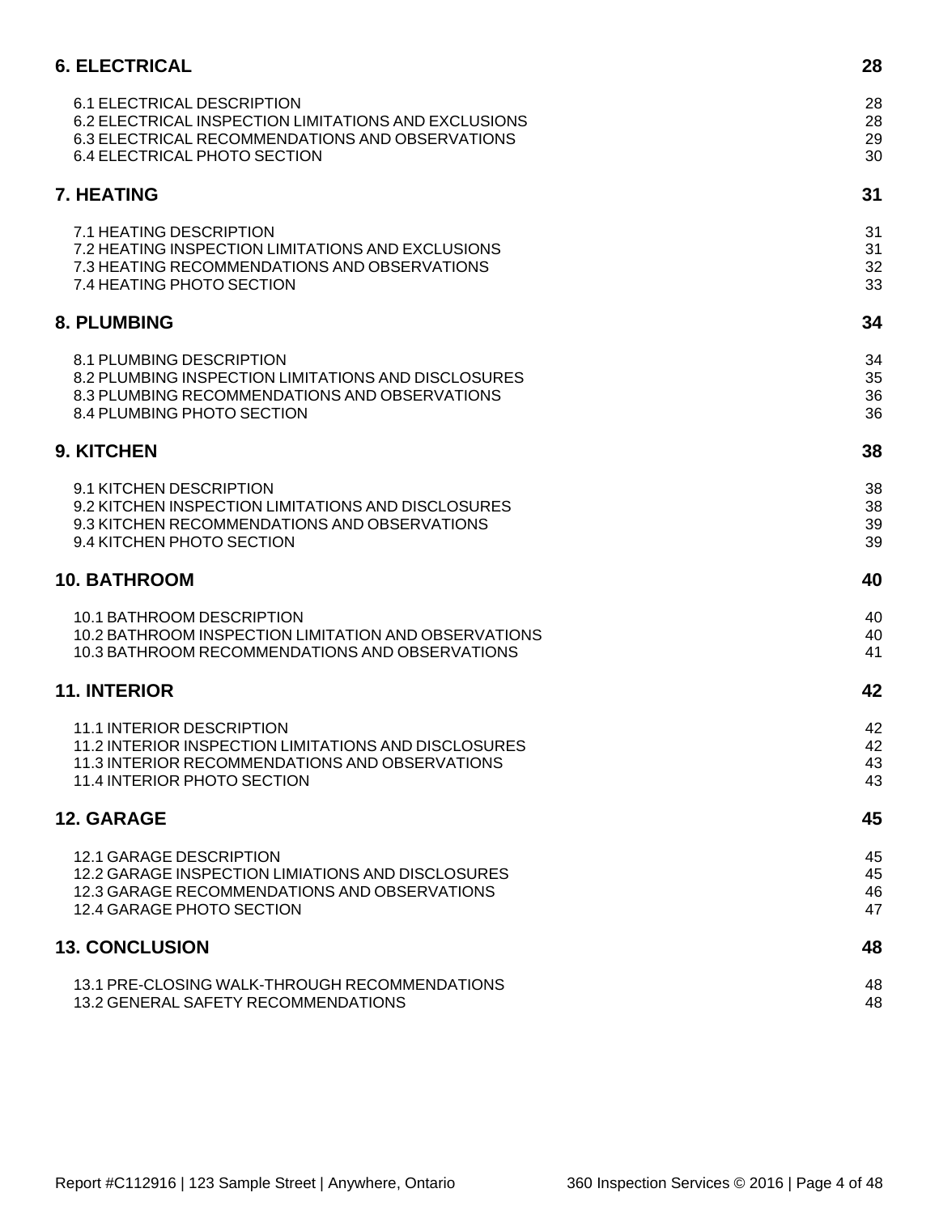| | |
|---|---|
| **6. ELECTRICAL** | **28** |
| 6.1 ELECTRICAL DESCRIPTION | 28 |
| 6.2 ELECTRICAL INSPECTION LIMITATIONS AND EXCLUSIONS | 28 |
| 6.3 ELECTRICAL RECOMMENDATIONS AND OBSERVATIONS | 29 |
| 6.4 ELECTRICAL PHOTO SECTION | 30 |
| **7. HEATING** | **31** |
| 7.1 HEATING DESCRIPTION | 31 |
| 7.2 HEATING INSPECTION LIMITATIONS AND EXCLUSIONS | 31 |
| 7.3 HEATING RECOMMENDATIONS AND OBSERVATIONS | 32 |
| 7.4 HEATING PHOTO SECTION | 33 |
| **8. PLUMBING** | **34** |
| 8.1 PLUMBING DESCRIPTION | 34 |
| 8.2 PLUMBING INSPECTION LIMITATIONS AND DISCLOSURES | 35 |
| 8.3 PLUMBING RECOMMENDATIONS AND OBSERVATIONS | 36 |
| 8.4 PLUMBING PHOTO SECTION | 36 |
| **9. KITCHEN** | **38** |
| 9.1 KITCHEN DESCRIPTION | 38 |
| 9.2 KITCHEN INSPECTION LIMITATIONS AND DISCLOSURES | 38 |
| 9.3 KITCHEN RECOMMENDATIONS AND OBSERVATIONS | 39 |
| 9.4 KITCHEN PHOTO SECTION | 39 |
| **10. BATHROOM** | **40** |
| 10.1 BATHROOM DESCRIPTION | 40 |
| 10.2 BATHROOM INSPECTION LIMITATION AND OBSERVATIONS | 40 |
| 10.3 BATHROOM RECOMMENDATIONS AND OBSERVATIONS | 41 |
| **11. INTERIOR** | **42** |
| 11.1 INTERIOR DESCRIPTION | 42 |
| 11.2 INTERIOR INSPECTION LIMITATIONS AND DISCLOSURES | 42 |
| 11.3 INTERIOR RECOMMENDATIONS AND OBSERVATIONS | 43 |
| 11.4 INTERIOR PHOTO SECTION | 43 |
| **12. GARAGE** | **45** |
| 12.1 GARAGE DESCRIPTION | 45 |
| 12.2 GARAGE INSPECTION LIMIATIONS AND DISCLOSURES | 45 |
| 12.3 GARAGE RECOMMENDATIONS AND OBSERVATIONS | 46 |
| 12.4 GARAGE PHOTO SECTION | 47 |
| **13. CONCLUSION** | **48** |
| 13.1 PRE-CLOSING WALK-THROUGH RECOMMENDATIONS | 48 |
| 13.2 GENERAL SAFETY RECOMMENDATIONS | 48 |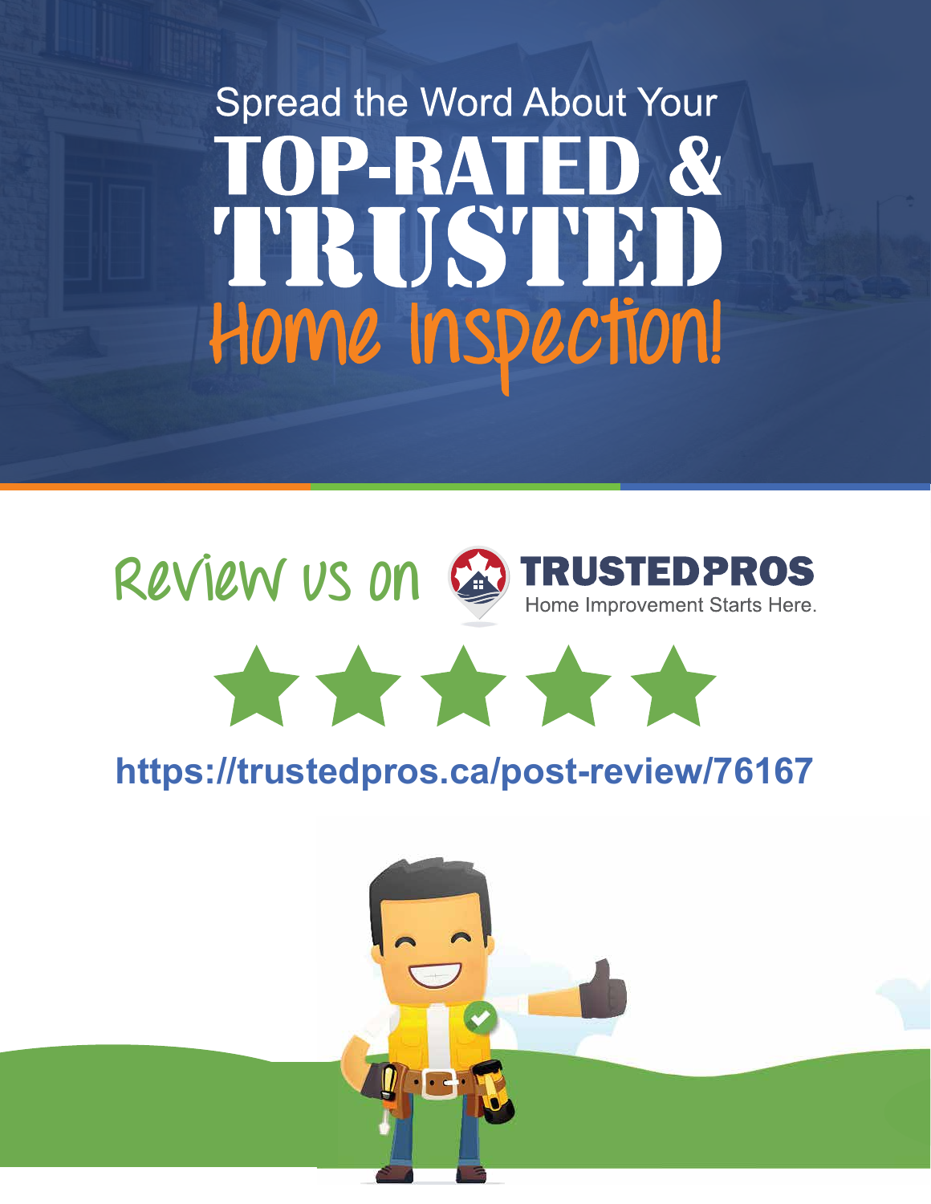# Spread the Word About Your TOP-RATED & TRUSTED Home Inspection!

## Review us on TRUSTEDPROS

Home Improvement Starts Here.

https://trustedpros.ca/post-review/76167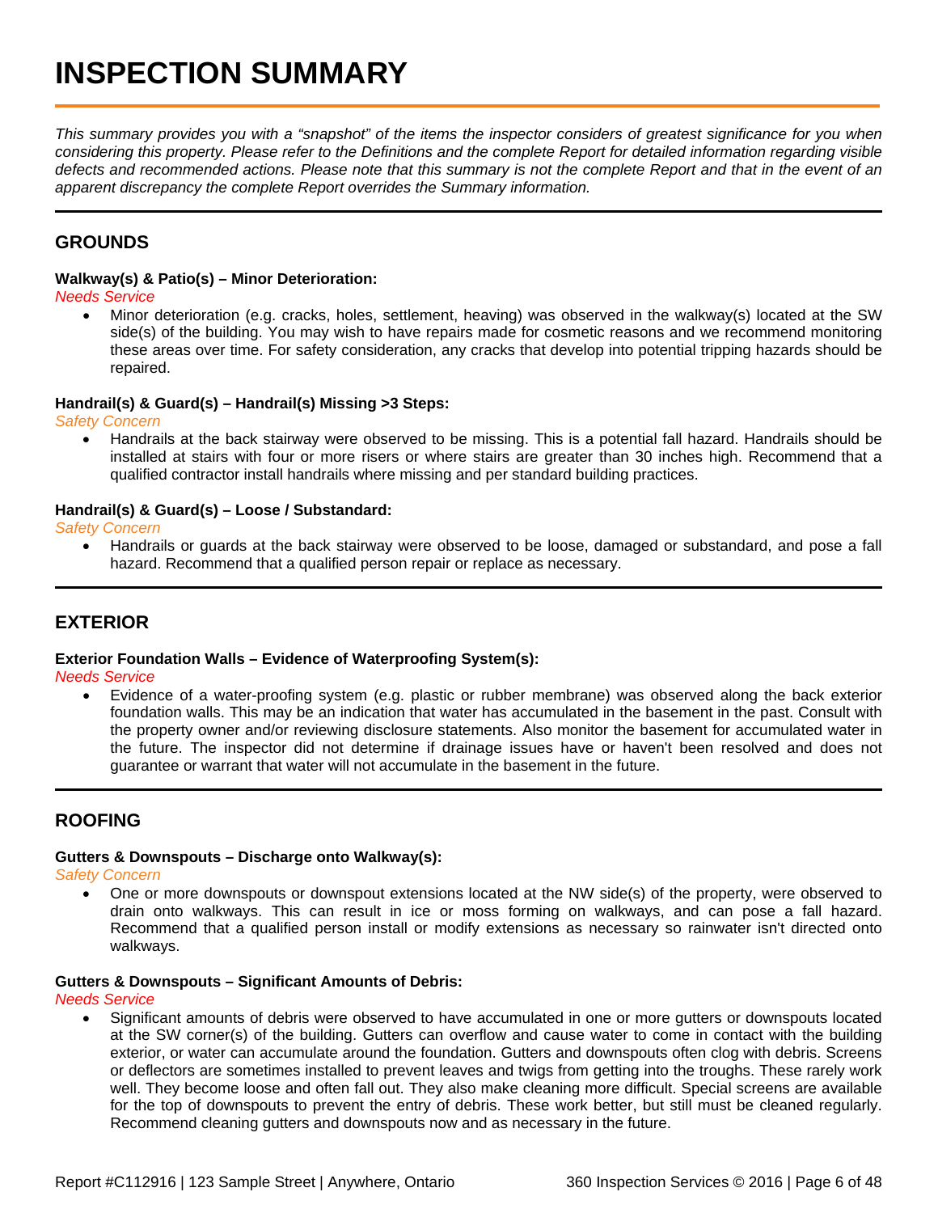# INSPECTION SUMMARY

*This summary provides you with a "snapshot" of the items the inspector considers of greatest significance for you when considering this property. Please refer to the Definitions and the complete Report for detailed information regarding visible defects and recommended actions. Please note that this summary is not the complete Report and that in the event of an apparent discrepancy the complete Report overrides the Summary information.*

## GROUNDS

**Walkway(s) & Patio(s) – Minor Deterioration:**

*Needs Service*

- Minor deterioration (e.g. cracks, holes, settlement, heaving) was observed in the walkway(s) located at the SW side(s) of the building. You may wish to have repairs made for cosmetic reasons and we recommend monitoring these areas over time. For safety consideration, any cracks that develop into potential tripping hazards should be repaired.

**Handrail(s) & Guard(s) – Handrail(s) Missing >3 Steps:**

*Safety Concern*

- Handrails at the back stairway were observed to be missing. This is a potential fall hazard. Handrails should be installed at stairs with four or more risers or where stairs are greater than 30 inches high. Recommend that a qualified contractor install handrails where missing and per standard building practices.

**Handrail(s) & Guard(s) – Loose / Substandard:**

*Safety Concern*

- Handrails or guards at the back stairway were observed to be loose, damaged or substandard, and pose a fall hazard. Recommend that a qualified person repair or replace as necessary.

## EXTERIOR

**Exterior Foundation Walls – Evidence of Waterproofing System(s):**

*Needs Service*

- Evidence of a water-proofing system (e.g. plastic or rubber membrane) was observed along the back exterior foundation walls. This may be an indication that water has accumulated in the basement in the past. Consult with the property owner and/or reviewing disclosure statements. Also monitor the basement for accumulated water in the future. The inspector did not determine if drainage issues have or haven't been resolved and does not guarantee or warrant that water will not accumulate in the basement in the future.

## ROOFING

**Gutters & Downspouts – Discharge onto Walkway(s):**

*Safety Concern*

- One or more downspouts or downspout extensions located at the NW side(s) of the property, were observed to drain onto walkways. This can result in ice or moss forming on walkways, and can pose a fall hazard. Recommend that a qualified person install or modify extensions as necessary so rainwater isn't directed onto walkways.

**Gutters & Downspouts – Significant Amounts of Debris:**

*Needs Service*

- Significant amounts of debris were observed to have accumulated in one or more gutters or downspouts located at the SW corner(s) of the building. Gutters can overflow and cause water to come in contact with the building exterior, or water can accumulate around the foundation. Gutters and downspouts often clog with debris. Screens or deflectors are sometimes installed to prevent leaves and twigs from getting into the troughs. These rarely work well. They become loose and often fall out. They also make cleaning more difficult. Special screens are available for the top of downspouts to prevent the entry of debris. These work better, but still must be cleaned regularly. Recommend cleaning gutters and downspouts now and as necessary in the future.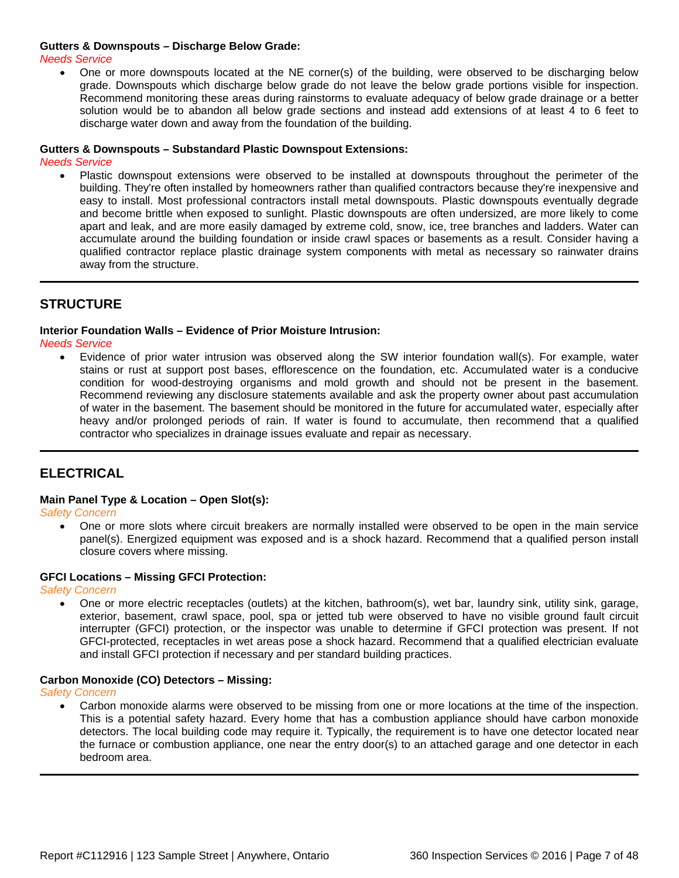**Gutters & Downspouts – Discharge Below Grade:**

*Needs Service*

- One or more downspouts located at the NE corner(s) of the building, were observed to be discharging below grade. Downspouts which discharge below grade do not leave the below grade portions visible for inspection. Recommend monitoring these areas during rainstorms to evaluate adequacy of below grade drainage or a better solution would be to abandon all below grade sections and instead add extensions of at least 4 to 6 feet to discharge water down and away from the foundation of the building.

**Gutters & Downspouts – Substandard Plastic Downspout Extensions:**

*Needs Service*

- Plastic downspout extensions were observed to be installed at downspouts throughout the perimeter of the building. They're often installed by homeowners rather than qualified contractors because they're inexpensive and easy to install. Most professional contractors install metal downspouts. Plastic downspouts eventually degrade and become brittle when exposed to sunlight. Plastic downspouts are often undersized, are more likely to come apart and leak, and are more easily damaged by extreme cold, snow, ice, tree branches and ladders. Water can accumulate around the building foundation or inside crawl spaces or basements as a result. Consider having a qualified contractor replace plastic drainage system components with metal as necessary so rainwater drains away from the structure.

---

## STRUCTURE

**Interior Foundation Walls – Evidence of Prior Moisture Intrusion:**

*Needs Service*

- Evidence of prior water intrusion was observed along the SW interior foundation wall(s). For example, water stains or rust at support post bases, efflorescence on the foundation, etc. Accumulated water is a conducive condition for wood-destroying organisms and mold growth and should not be present in the basement. Recommend reviewing any disclosure statements available and ask the property owner about past accumulation of water in the basement. The basement should be monitored in the future for accumulated water, especially after heavy and/or prolonged periods of rain. If water is found to accumulate, then recommend that a qualified contractor who specializes in drainage issues evaluate and repair as necessary.

---

## ELECTRICAL

**Main Panel Type & Location – Open Slot(s):**

*Safety Concern*

- One or more slots where circuit breakers are normally installed were observed to be open in the main service panel(s). Energized equipment was exposed and is a shock hazard. Recommend that a qualified person install closure covers where missing.

**GFCI Locations – Missing GFCI Protection:**

*Safety Concern*

- One or more electric receptacles (outlets) at the kitchen, bathroom(s), wet bar, laundry sink, utility sink, garage, exterior, basement, crawl space, pool, spa or jetted tub were observed to have no visible ground fault circuit interrupter (GFCI) protection, or the inspector was unable to determine if GFCI protection was present. If not GFCI-protected, receptacles in wet areas pose a shock hazard. Recommend that a qualified electrician evaluate and install GFCI protection if necessary and per standard building practices.

**Carbon Monoxide (CO) Detectors – Missing:**

*Safety Concern*

- Carbon monoxide alarms were observed to be missing from one or more locations at the time of the inspection. This is a potential safety hazard. Every home that has a combustion appliance should have carbon monoxide detectors. The local building code may require it. Typically, the requirement is to have one detector located near the furnace or combustion appliance, one near the entry door(s) to an attached garage and one detector in each bedroom area.

---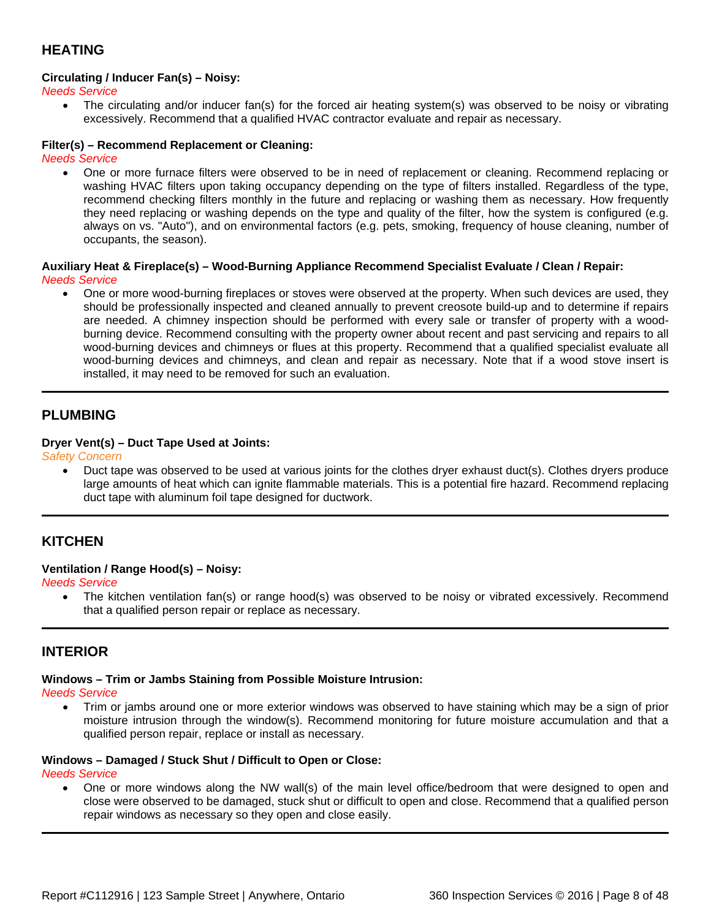## HEATING

**Circulating / Inducer Fan(s) – Noisy:**

*Needs Service*

- The circulating and/or inducer fan(s) for the forced air heating system(s) was observed to be noisy or vibrating excessively. Recommend that a qualified HVAC contractor evaluate and repair as necessary.

**Filter(s) – Recommend Replacement or Cleaning:**

*Needs Service*

- One or more furnace filters were observed to be in need of replacement or cleaning. Recommend replacing or washing HVAC filters upon taking occupancy depending on the type of filters installed. Regardless of the type, recommend checking filters monthly in the future and replacing or washing them as necessary. How frequently they need replacing or washing depends on the type and quality of the filter, how the system is configured (e.g. always on vs. "Auto"), and on environmental factors (e.g. pets, smoking, frequency of house cleaning, number of occupants, the season).

**Auxiliary Heat & Fireplace(s) – Wood-Burning Appliance Recommend Specialist Evaluate / Clean / Repair:**

*Needs Service*

- One or more wood-burning fireplaces or stoves were observed at the property. When such devices are used, they should be professionally inspected and cleaned annually to prevent creosote build-up and to determine if repairs are needed. A chimney inspection should be performed with every sale or transfer of property with a wood-burning device. Recommend consulting with the property owner about recent and past servicing and repairs to all wood-burning devices and chimneys or flues at this property. Recommend that a qualified specialist evaluate all wood-burning devices and chimneys, and clean and repair as necessary. Note that if a wood stove insert is installed, it may need to be removed for such an evaluation.

---

## PLUMBING

**Dryer Vent(s) – Duct Tape Used at Joints:**

*Safety Concern*

- Duct tape was observed to be used at various joints for the clothes dryer exhaust duct(s). Clothes dryers produce large amounts of heat which can ignite flammable materials. This is a potential fire hazard. Recommend replacing duct tape with aluminum foil tape designed for ductwork.

---

## KITCHEN

**Ventilation / Range Hood(s) – Noisy:**

*Needs Service*

- The kitchen ventilation fan(s) or range hood(s) was observed to be noisy or vibrated excessively. Recommend that a qualified person repair or replace as necessary.

---

## INTERIOR

**Windows – Trim or Jambs Staining from Possible Moisture Intrusion:**

*Needs Service*

- Trim or jambs around one or more exterior windows was observed to have staining which may be a sign of prior moisture intrusion through the window(s). Recommend monitoring for future moisture accumulation and that a qualified person repair, replace or install as necessary.

**Windows – Damaged / Stuck Shut / Difficult to Open or Close:**

*Needs Service*

- One or more windows along the NW wall(s) of the main level office/bedroom that were designed to open and close were observed to be damaged, stuck shut or difficult to open and close. Recommend that a qualified person repair windows as necessary so they open and close easily.

---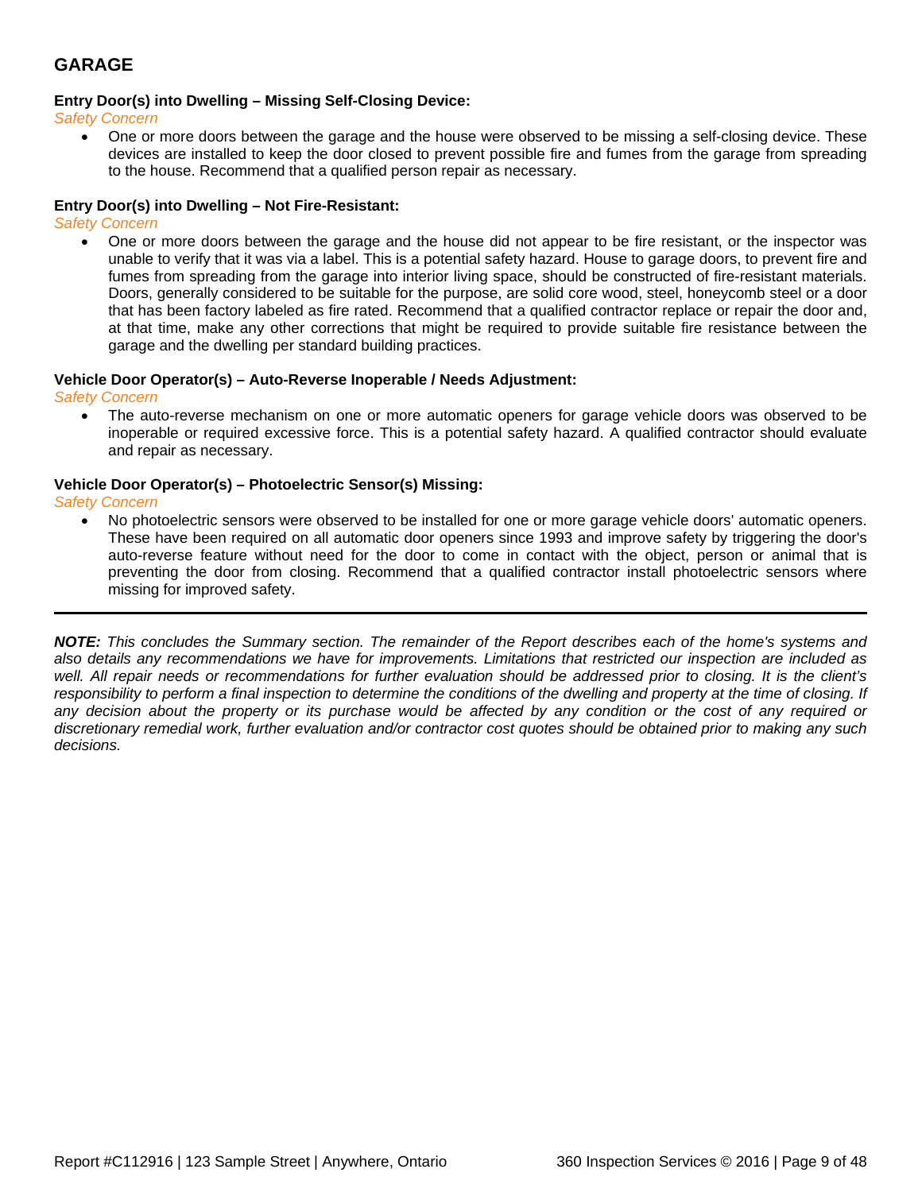## GARAGE

**Entry Door(s) into Dwelling – Missing Self-Closing Device:**

*Safety Concern*

- One or more doors between the garage and the house were observed to be missing a self-closing device. These devices are installed to keep the door closed to prevent possible fire and fumes from the garage from spreading to the house. Recommend that a qualified person repair as necessary.

**Entry Door(s) into Dwelling – Not Fire-Resistant:**

*Safety Concern*

- One or more doors between the garage and the house did not appear to be fire resistant, or the inspector was unable to verify that it was via a label. This is a potential safety hazard. House to garage doors, to prevent fire and fumes from spreading from the garage into interior living space, should be constructed of fire-resistant materials. Doors, generally considered to be suitable for the purpose, are solid core wood, steel, honeycomb steel or a door that has been factory labeled as fire rated. Recommend that a qualified contractor replace or repair the door and, at that time, make any other corrections that might be required to provide suitable fire resistance between the garage and the dwelling per standard building practices.

**Vehicle Door Operator(s) – Auto-Reverse Inoperable / Needs Adjustment:**

*Safety Concern*

- The auto-reverse mechanism on one or more automatic openers for garage vehicle doors was observed to be inoperable or required excessive force. This is a potential safety hazard. A qualified contractor should evaluate and repair as necessary.

**Vehicle Door Operator(s) – Photoelectric Sensor(s) Missing:**

*Safety Concern*

- No photoelectric sensors were observed to be installed for one or more garage vehicle doors' automatic openers. These have been required on all automatic door openers since 1993 and improve safety by triggering the door's auto-reverse feature without need for the door to come in contact with the object, person or animal that is preventing the door from closing. Recommend that a qualified contractor install photoelectric sensors where missing for improved safety.

---

***NOTE:*** *This concludes the Summary section. The remainder of the Report describes each of the home's systems and also details any recommendations we have for improvements. Limitations that restricted our inspection are included as well. All repair needs or recommendations for further evaluation should be addressed prior to closing. It is the client's responsibility to perform a final inspection to determine the conditions of the dwelling and property at the time of closing. If any decision about the property or its purchase would be affected by any condition or the cost of any required or discretionary remedial work, further evaluation and/or contractor cost quotes should be obtained prior to making any such decisions.*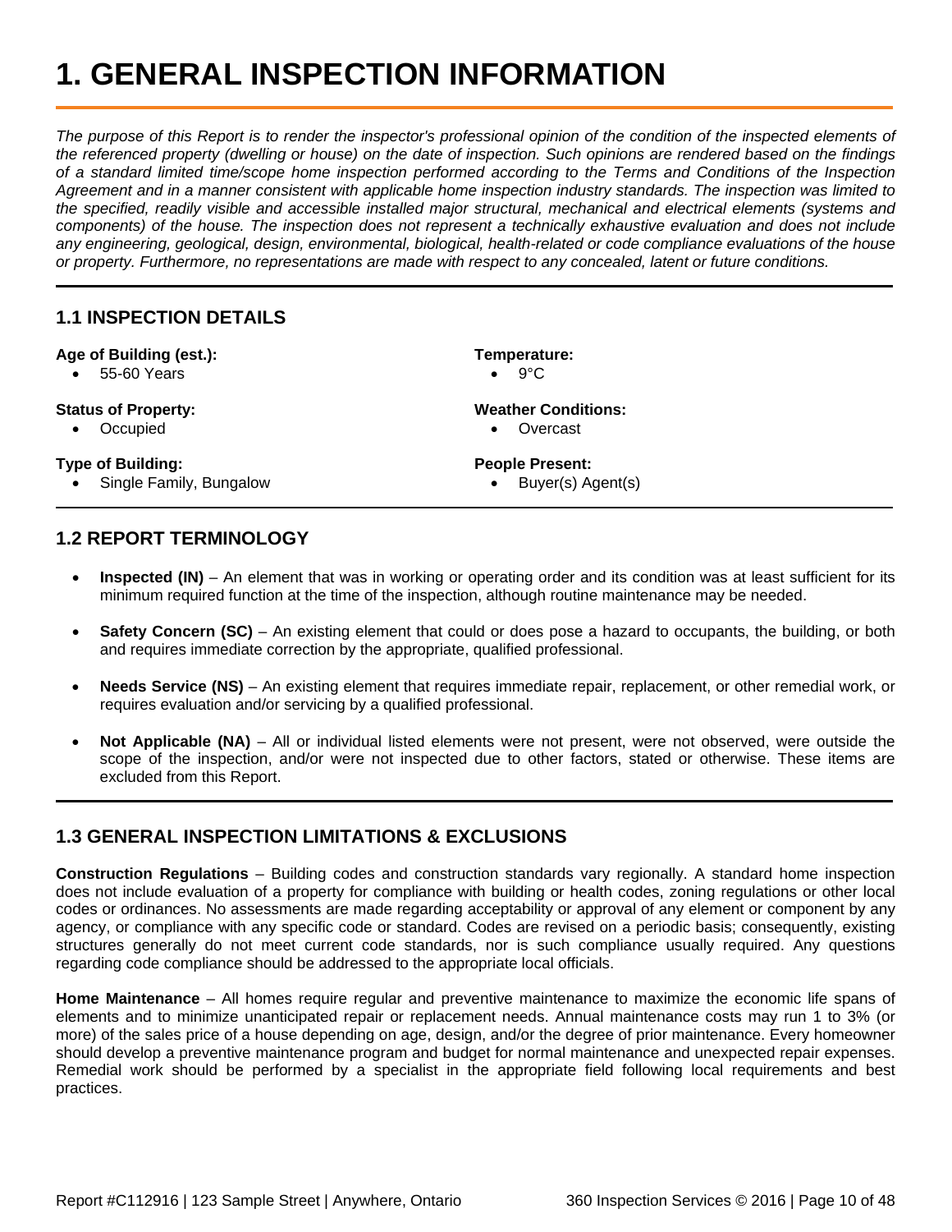# 1. GENERAL INSPECTION INFORMATION

*The purpose of this Report is to render the inspector's professional opinion of the condition of the inspected elements of the referenced property (dwelling or house) on the date of inspection. Such opinions are rendered based on the findings of a standard limited time/scope home inspection performed according to the Terms and Conditions of the Inspection Agreement and in a manner consistent with applicable home inspection industry standards. The inspection was limited to the specified, readily visible and accessible installed major structural, mechanical and electrical elements (systems and components) of the house. The inspection does not represent a technically exhaustive evaluation and does not include any engineering, geological, design, environmental, biological, health-related or code compliance evaluations of the house or property. Furthermore, no representations are made with respect to any concealed, latent or future conditions.*

## 1.1 INSPECTION DETAILS

**Age of Building (est.):**
- 55-60 Years

**Status of Property:**
- Occupied

**Type of Building:**
- Single Family, Bungalow

**Temperature:**
- 9°C

**Weather Conditions:**
- Overcast

**People Present:**
- Buyer(s) Agent(s)

## 1.2 REPORT TERMINOLOGY

- **Inspected (IN)** – An element that was in working or operating order and its condition was at least sufficient for its minimum required function at the time of the inspection, although routine maintenance may be needed.
- **Safety Concern (SC)** – An existing element that could or does pose a hazard to occupants, the building, or both and requires immediate correction by the appropriate, qualified professional.
- **Needs Service (NS)** – An existing element that requires immediate repair, replacement, or other remedial work, or requires evaluation and/or servicing by a qualified professional.
- **Not Applicable (NA)** – All or individual listed elements were not present, were not observed, were outside the scope of the inspection, and/or were not inspected due to other factors, stated or otherwise. These items are excluded from this Report.

## 1.3 GENERAL INSPECTION LIMITATIONS & EXCLUSIONS

**Construction Regulations** – Building codes and construction standards vary regionally. A standard home inspection does not include evaluation of a property for compliance with building or health codes, zoning regulations or other local codes or ordinances. No assessments are made regarding acceptability or approval of any element or component by any agency, or compliance with any specific code or standard. Codes are revised on a periodic basis; consequently, existing structures generally do not meet current code standards, nor is such compliance usually required. Any questions regarding code compliance should be addressed to the appropriate local officials.

**Home Maintenance** – All homes require regular and preventive maintenance to maximize the economic life spans of elements and to minimize unanticipated repair or replacement needs. Annual maintenance costs may run 1 to 3% (or more) of the sales price of a house depending on age, design, and/or the degree of prior maintenance. Every homeowner should develop a preventive maintenance program and budget for normal maintenance and unexpected repair expenses. Remedial work should be performed by a specialist in the appropriate field following local requirements and best practices.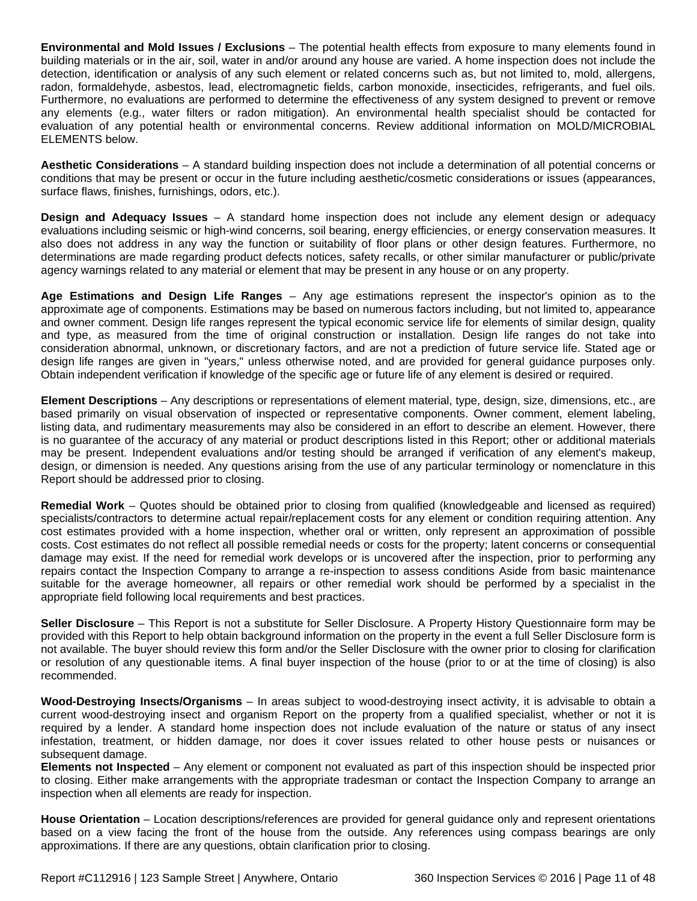**Environmental and Mold Issues / Exclusions** – The potential health effects from exposure to many elements found in building materials or in the air, soil, water in and/or around any house are varied. A home inspection does not include the detection, identification or analysis of any such element or related concerns such as, but not limited to, mold, allergens, radon, formaldehyde, asbestos, lead, electromagnetic fields, carbon monoxide, insecticides, refrigerants, and fuel oils. Furthermore, no evaluations are performed to determine the effectiveness of any system designed to prevent or remove any elements (e.g., water filters or radon mitigation). An environmental health specialist should be contacted for evaluation of any potential health or environmental concerns. Review additional information on MOLD/MICROBIAL ELEMENTS below.

**Aesthetic Considerations** – A standard building inspection does not include a determination of all potential concerns or conditions that may be present or occur in the future including aesthetic/cosmetic considerations or issues (appearances, surface flaws, finishes, furnishings, odors, etc.).

**Design and Adequacy Issues** – A standard home inspection does not include any element design or adequacy evaluations including seismic or high-wind concerns, soil bearing, energy efficiencies, or energy conservation measures. It also does not address in any way the function or suitability of floor plans or other design features. Furthermore, no determinations are made regarding product defects notices, safety recalls, or other similar manufacturer or public/private agency warnings related to any material or element that may be present in any house or on any property.

**Age Estimations and Design Life Ranges** – Any age estimations represent the inspector's opinion as to the approximate age of components. Estimations may be based on numerous factors including, but not limited to, appearance and owner comment. Design life ranges represent the typical economic service life for elements of similar design, quality and type, as measured from the time of original construction or installation. Design life ranges do not take into consideration abnormal, unknown, or discretionary factors, and are not a prediction of future service life. Stated age or design life ranges are given in "years," unless otherwise noted, and are provided for general guidance purposes only. Obtain independent verification if knowledge of the specific age or future life of any element is desired or required.

**Element Descriptions** – Any descriptions or representations of element material, type, design, size, dimensions, etc., are based primarily on visual observation of inspected or representative components. Owner comment, element labeling, listing data, and rudimentary measurements may also be considered in an effort to describe an element. However, there is no guarantee of the accuracy of any material or product descriptions listed in this Report; other or additional materials may be present. Independent evaluations and/or testing should be arranged if verification of any element's makeup, design, or dimension is needed. Any questions arising from the use of any particular terminology or nomenclature in this Report should be addressed prior to closing.

**Remedial Work** – Quotes should be obtained prior to closing from qualified (knowledgeable and licensed as required) specialists/contractors to determine actual repair/replacement costs for any element or condition requiring attention. Any cost estimates provided with a home inspection, whether oral or written, only represent an approximation of possible costs. Cost estimates do not reflect all possible remedial needs or costs for the property; latent concerns or consequential damage may exist. If the need for remedial work develops or is uncovered after the inspection, prior to performing any repairs contact the Inspection Company to arrange a re-inspection to assess conditions Aside from basic maintenance suitable for the average homeowner, all repairs or other remedial work should be performed by a specialist in the appropriate field following local requirements and best practices.

**Seller Disclosure** – This Report is not a substitute for Seller Disclosure. A Property History Questionnaire form may be provided with this Report to help obtain background information on the property in the event a full Seller Disclosure form is not available. The buyer should review this form and/or the Seller Disclosure with the owner prior to closing for clarification or resolution of any questionable items. A final buyer inspection of the house (prior to or at the time of closing) is also recommended.

**Wood-Destroying Insects/Organisms** – In areas subject to wood-destroying insect activity, it is advisable to obtain a current wood-destroying insect and organism Report on the property from a qualified specialist, whether or not it is required by a lender. A standard home inspection does not include evaluation of the nature or status of any insect infestation, treatment, or hidden damage, nor does it cover issues related to other house pests or nuisances or subsequent damage.

**Elements not Inspected** – Any element or component not evaluated as part of this inspection should be inspected prior to closing. Either make arrangements with the appropriate tradesman or contact the Inspection Company to arrange an inspection when all elements are ready for inspection.

**House Orientation** – Location descriptions/references are provided for general guidance only and represent orientations based on a view facing the front of the house from the outside. Any references using compass bearings are only approximations. If there are any questions, obtain clarification prior to closing.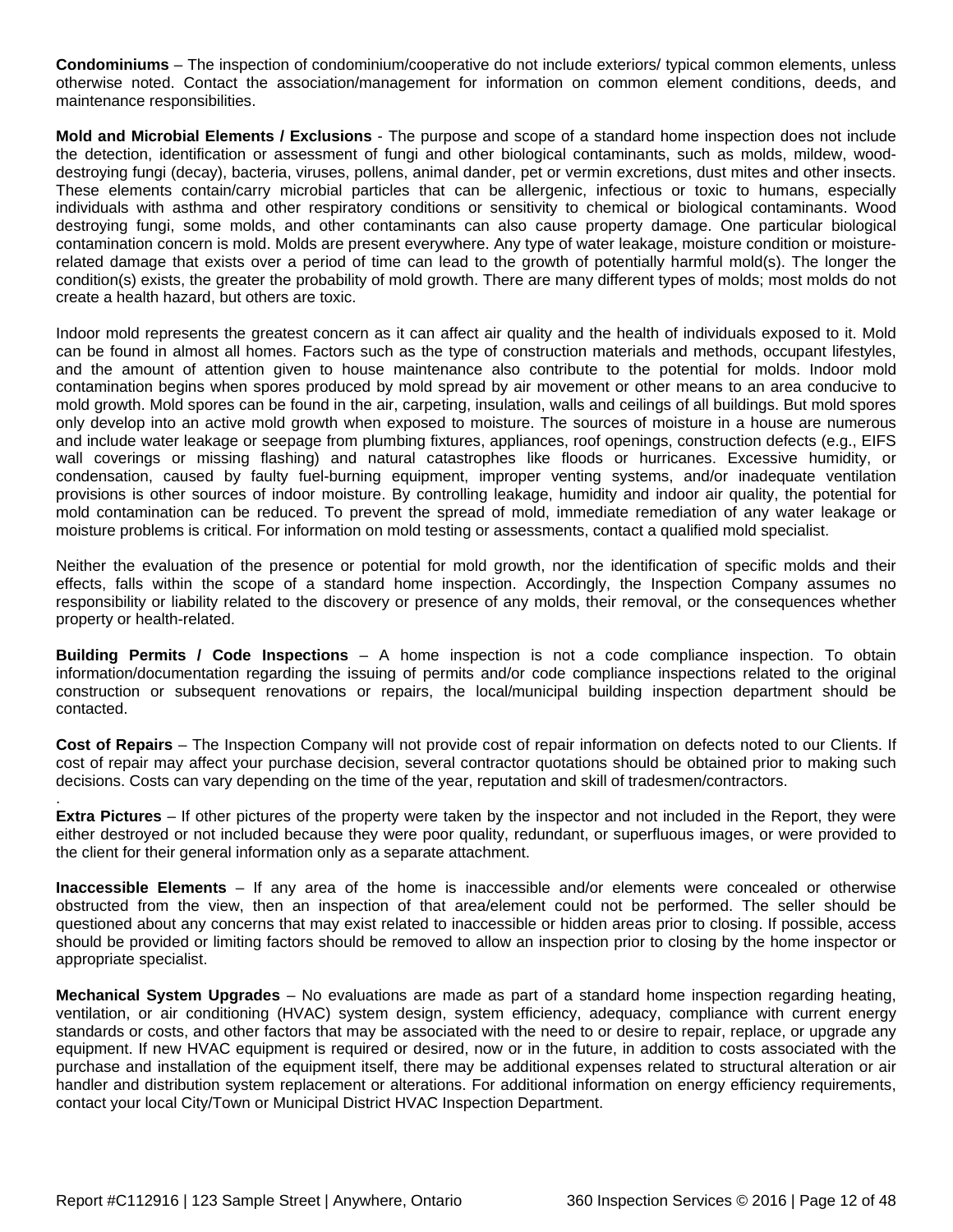**Condominiums** – The inspection of condominium/cooperative do not include exteriors/ typical common elements, unless otherwise noted. Contact the association/management for information on common element conditions, deeds, and maintenance responsibilities.

**Mold and Microbial Elements / Exclusions** - The purpose and scope of a standard home inspection does not include the detection, identification or assessment of fungi and other biological contaminants, such as molds, mildew, wood-destroying fungi (decay), bacteria, viruses, pollens, animal dander, pet or vermin excretions, dust mites and other insects. These elements contain/carry microbial particles that can be allergenic, infectious or toxic to humans, especially individuals with asthma and other respiratory conditions or sensitivity to chemical or biological contaminants. Wood destroying fungi, some molds, and other contaminants can also cause property damage. One particular biological contamination concern is mold. Molds are present everywhere. Any type of water leakage, moisture condition or moisture-related damage that exists over a period of time can lead to the growth of potentially harmful mold(s). The longer the condition(s) exists, the greater the probability of mold growth. There are many different types of molds; most molds do not create a health hazard, but others are toxic.

Indoor mold represents the greatest concern as it can affect air quality and the health of individuals exposed to it. Mold can be found in almost all homes. Factors such as the type of construction materials and methods, occupant lifestyles, and the amount of attention given to house maintenance also contribute to the potential for molds. Indoor mold contamination begins when spores produced by mold spread by air movement or other means to an area conducive to mold growth. Mold spores can be found in the air, carpeting, insulation, walls and ceilings of all buildings. But mold spores only develop into an active mold growth when exposed to moisture. The sources of moisture in a house are numerous and include water leakage or seepage from plumbing fixtures, appliances, roof openings, construction defects (e.g., EIFS wall coverings or missing flashing) and natural catastrophes like floods or hurricanes. Excessive humidity, or condensation, caused by faulty fuel-burning equipment, improper venting systems, and/or inadequate ventilation provisions is other sources of indoor moisture. By controlling leakage, humidity and indoor air quality, the potential for mold contamination can be reduced. To prevent the spread of mold, immediate remediation of any water leakage or moisture problems is critical. For information on mold testing or assessments, contact a qualified mold specialist.

Neither the evaluation of the presence or potential for mold growth, nor the identification of specific molds and their effects, falls within the scope of a standard home inspection. Accordingly, the Inspection Company assumes no responsibility or liability related to the discovery or presence of any molds, their removal, or the consequences whether property or health-related.

**Building Permits / Code Inspections** – A home inspection is not a code compliance inspection. To obtain information/documentation regarding the issuing of permits and/or code compliance inspections related to the original construction or subsequent renovations or repairs, the local/municipal building inspection department should be contacted.

**Cost of Repairs** – The Inspection Company will not provide cost of repair information on defects noted to our Clients. If cost of repair may affect your purchase decision, several contractor quotations should be obtained prior to making such decisions. Costs can vary depending on the time of the year, reputation and skill of tradesmen/contractors.

.

**Extra Pictures** – If other pictures of the property were taken by the inspector and not included in the Report, they were either destroyed or not included because they were poor quality, redundant, or superfluous images, or were provided to the client for their general information only as a separate attachment.

**Inaccessible Elements** – If any area of the home is inaccessible and/or elements were concealed or otherwise obstructed from the view, then an inspection of that area/element could not be performed. The seller should be questioned about any concerns that may exist related to inaccessible or hidden areas prior to closing. If possible, access should be provided or limiting factors should be removed to allow an inspection prior to closing by the home inspector or appropriate specialist.

**Mechanical System Upgrades** – No evaluations are made as part of a standard home inspection regarding heating, ventilation, or air conditioning (HVAC) system design, system efficiency, adequacy, compliance with current energy standards or costs, and other factors that may be associated with the need to or desire to repair, replace, or upgrade any equipment. If new HVAC equipment is required or desired, now or in the future, in addition to costs associated with the purchase and installation of the equipment itself, there may be additional expenses related to structural alteration or air handler and distribution system replacement or alterations. For additional information on energy efficiency requirements, contact your local City/Town or Municipal District HVAC Inspection Department.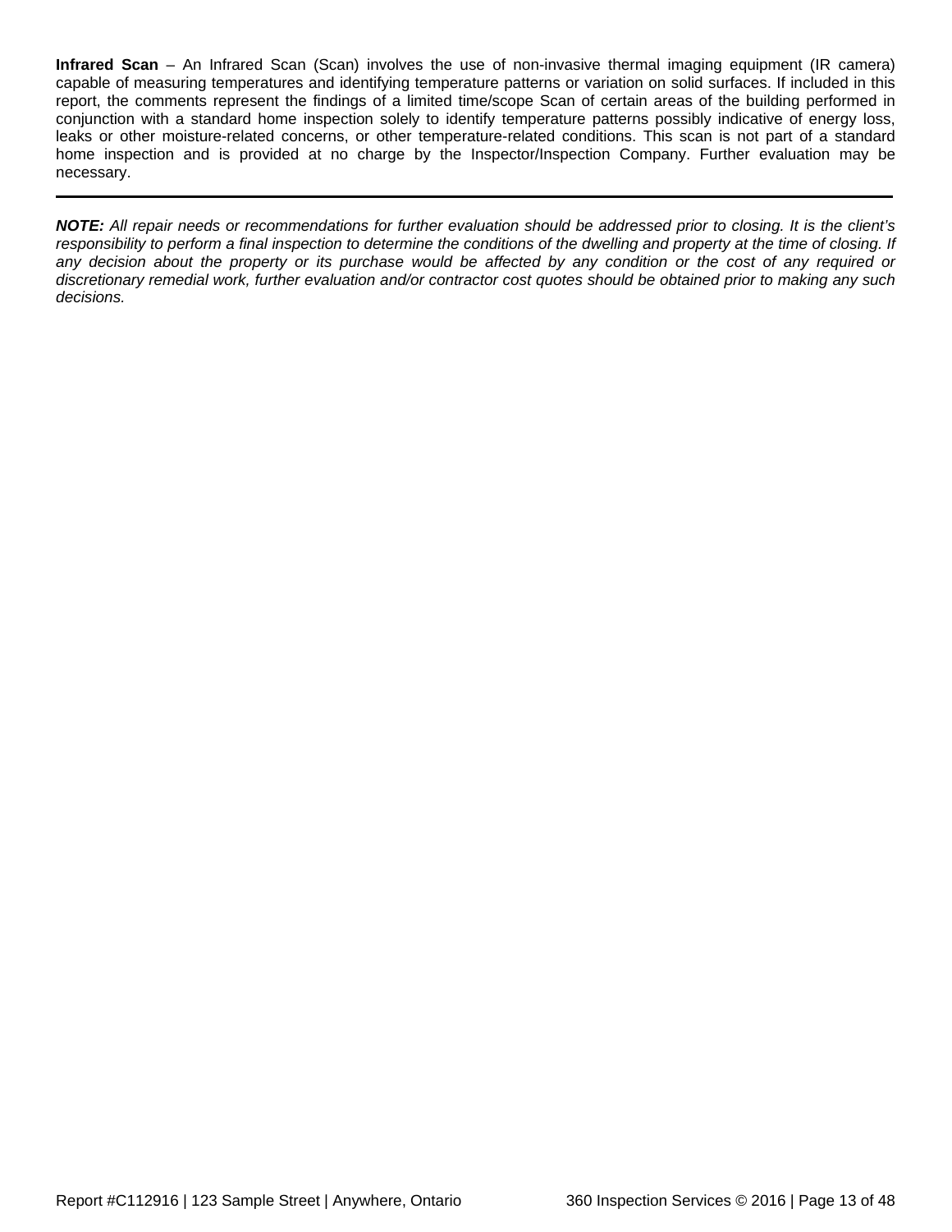**Infrared Scan** – An Infrared Scan (Scan) involves the use of non-invasive thermal imaging equipment (IR camera) capable of measuring temperatures and identifying temperature patterns or variation on solid surfaces. If included in this report, the comments represent the findings of a limited time/scope Scan of certain areas of the building performed in conjunction with a standard home inspection solely to identify temperature patterns possibly indicative of energy loss, leaks or other moisture-related concerns, or other temperature-related conditions. This scan is not part of a standard home inspection and is provided at no charge by the Inspector/Inspection Company. Further evaluation may be necessary.

---

***NOTE:*** *All repair needs or recommendations for further evaluation should be addressed prior to closing. It is the client's responsibility to perform a final inspection to determine the conditions of the dwelling and property at the time of closing. If any decision about the property or its purchase would be affected by any condition or the cost of any required or discretionary remedial work, further evaluation and/or contractor cost quotes should be obtained prior to making any such decisions.*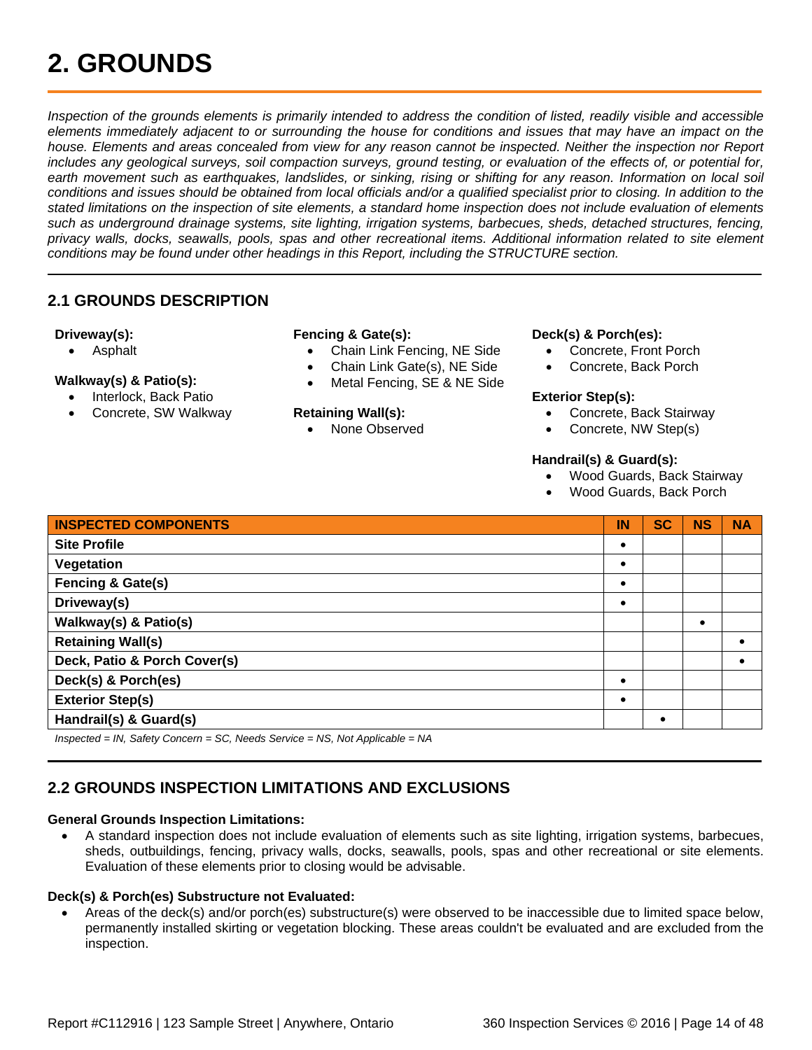# 2. GROUNDS

*Inspection of the grounds elements is primarily intended to address the condition of listed, readily visible and accessible elements immediately adjacent to or surrounding the house for conditions and issues that may have an impact on the house. Elements and areas concealed from view for any reason cannot be inspected. Neither the inspection nor Report includes any geological surveys, soil compaction surveys, ground testing, or evaluation of the effects of, or potential for, earth movement such as earthquakes, landslides, or sinking, rising or shifting for any reason. Information on local soil conditions and issues should be obtained from local officials and/or a qualified specialist prior to closing. In addition to the stated limitations on the inspection of site elements, a standard home inspection does not include evaluation of elements such as underground drainage systems, site lighting, irrigation systems, barbecues, sheds, detached structures, fencing, privacy walls, docks, seawalls, pools, spas and other recreational items. Additional information related to site element conditions may be found under other headings in this Report, including the STRUCTURE section.*

## 2.1 GROUNDS DESCRIPTION

**Driveway(s):**
- Asphalt

**Walkway(s) & Patio(s):**
- Interlock, Back Patio
- Concrete, SW Walkway

**Fencing & Gate(s):**
- Chain Link Fencing, NE Side
- Chain Link Gate(s), NE Side
- Metal Fencing, SE & NE Side

**Retaining Wall(s):**
- None Observed

**Deck(s) & Porch(es):**
- Concrete, Front Porch
- Concrete, Back Porch

**Exterior Step(s):**
- Concrete, Back Stairway
- Concrete, NW Step(s)

**Handrail(s) & Guard(s):**
- Wood Guards, Back Stairway
- Wood Guards, Back Porch

| INSPECTED COMPONENTS | IN | SC | NS | NA |
|---|---|---|---|---|
| Site Profile | • | | | |
| Vegetation | • | | | |
| Fencing & Gate(s) | • | | | |
| Driveway(s) | • | | | |
| Walkway(s) & Patio(s) | | | • | |
| Retaining Wall(s) | | | | • |
| Deck, Patio & Porch Cover(s) | | | | • |
| Deck(s) & Porch(es) | • | | | |
| Exterior Step(s) | • | | | |
| Handrail(s) & Guard(s) | | • | | |

*Inspected = IN, Safety Concern = SC, Needs Service = NS, Not Applicable = NA*

## 2.2 GROUNDS INSPECTION LIMITATIONS AND EXCLUSIONS

**General Grounds Inspection Limitations:**
- A standard inspection does not include evaluation of elements such as site lighting, irrigation systems, barbecues, sheds, outbuildings, fencing, privacy walls, docks, seawalls, pools, spas and other recreational or site elements. Evaluation of these elements prior to closing would be advisable.

**Deck(s) & Porch(es) Substructure not Evaluated:**
- Areas of the deck(s) and/or porch(es) substructure(s) were observed to be inaccessible due to limited space below, permanently installed skirting or vegetation blocking. These areas couldn't be evaluated and are excluded from the inspection.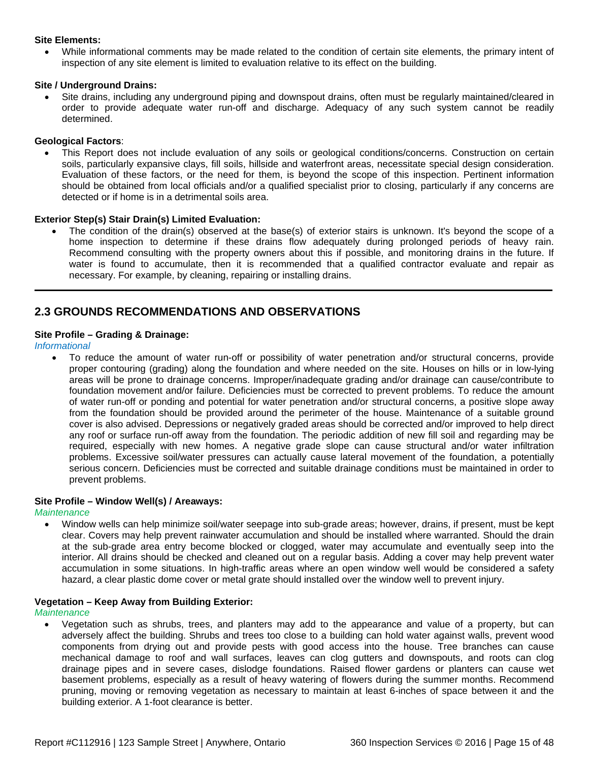**Site Elements:**

- While informational comments may be made related to the condition of certain site elements, the primary intent of inspection of any site element is limited to evaluation relative to its effect on the building.

**Site / Underground Drains:**

- Site drains, including any underground piping and downspout drains, often must be regularly maintained/cleared in order to provide adequate water run-off and discharge. Adequacy of any such system cannot be readily determined.

**Geological Factors**:

- This Report does not include evaluation of any soils or geological conditions/concerns. Construction on certain soils, particularly expansive clays, fill soils, hillside and waterfront areas, necessitate special design consideration. Evaluation of these factors, or the need for them, is beyond the scope of this inspection. Pertinent information should be obtained from local officials and/or a qualified specialist prior to closing, particularly if any concerns are detected or if home is in a detrimental soils area.

**Exterior Step(s) Stair Drain(s) Limited Evaluation:**

- The condition of the drain(s) observed at the base(s) of exterior stairs is unknown. It's beyond the scope of a home inspection to determine if these drains flow adequately during prolonged periods of heavy rain. Recommend consulting with the property owners about this if possible, and monitoring drains in the future. If water is found to accumulate, then it is recommended that a qualified contractor evaluate and repair as necessary. For example, by cleaning, repairing or installing drains.

---

## 2.3 GROUNDS RECOMMENDATIONS AND OBSERVATIONS

**Site Profile – Grading & Drainage:**

*Informational*

- To reduce the amount of water run-off or possibility of water penetration and/or structural concerns, provide proper contouring (grading) along the foundation and where needed on the site. Houses on hills or in low-lying areas will be prone to drainage concerns. Improper/inadequate grading and/or drainage can cause/contribute to foundation movement and/or failure. Deficiencies must be corrected to prevent problems. To reduce the amount of water run-off or ponding and potential for water penetration and/or structural concerns, a positive slope away from the foundation should be provided around the perimeter of the house. Maintenance of a suitable ground cover is also advised. Depressions or negatively graded areas should be corrected and/or improved to help direct any roof or surface run-off away from the foundation. The periodic addition of new fill soil and regarding may be required, especially with new homes. A negative grade slope can cause structural and/or water infiltration problems. Excessive soil/water pressures can actually cause lateral movement of the foundation, a potentially serious concern. Deficiencies must be corrected and suitable drainage conditions must be maintained in order to prevent problems.

**Site Profile – Window Well(s) / Areaways:**

*Maintenance*

- Window wells can help minimize soil/water seepage into sub-grade areas; however, drains, if present, must be kept clear. Covers may help prevent rainwater accumulation and should be installed where warranted. Should the drain at the sub-grade area entry become blocked or clogged, water may accumulate and eventually seep into the interior. All drains should be checked and cleaned out on a regular basis. Adding a cover may help prevent water accumulation in some situations. In high-traffic areas where an open window well would be considered a safety hazard, a clear plastic dome cover or metal grate should installed over the window well to prevent injury.

**Vegetation – Keep Away from Building Exterior:**

*Maintenance*

- Vegetation such as shrubs, trees, and planters may add to the appearance and value of a property, but can adversely affect the building. Shrubs and trees too close to a building can hold water against walls, prevent wood components from drying out and provide pests with good access into the house. Tree branches can cause mechanical damage to roof and wall surfaces, leaves can clog gutters and downspouts, and roots can clog drainage pipes and in severe cases, dislodge foundations. Raised flower gardens or planters can cause wet basement problems, especially as a result of heavy watering of flowers during the summer months. Recommend pruning, moving or removing vegetation as necessary to maintain at least 6-inches of space between it and the building exterior. A 1-foot clearance is better.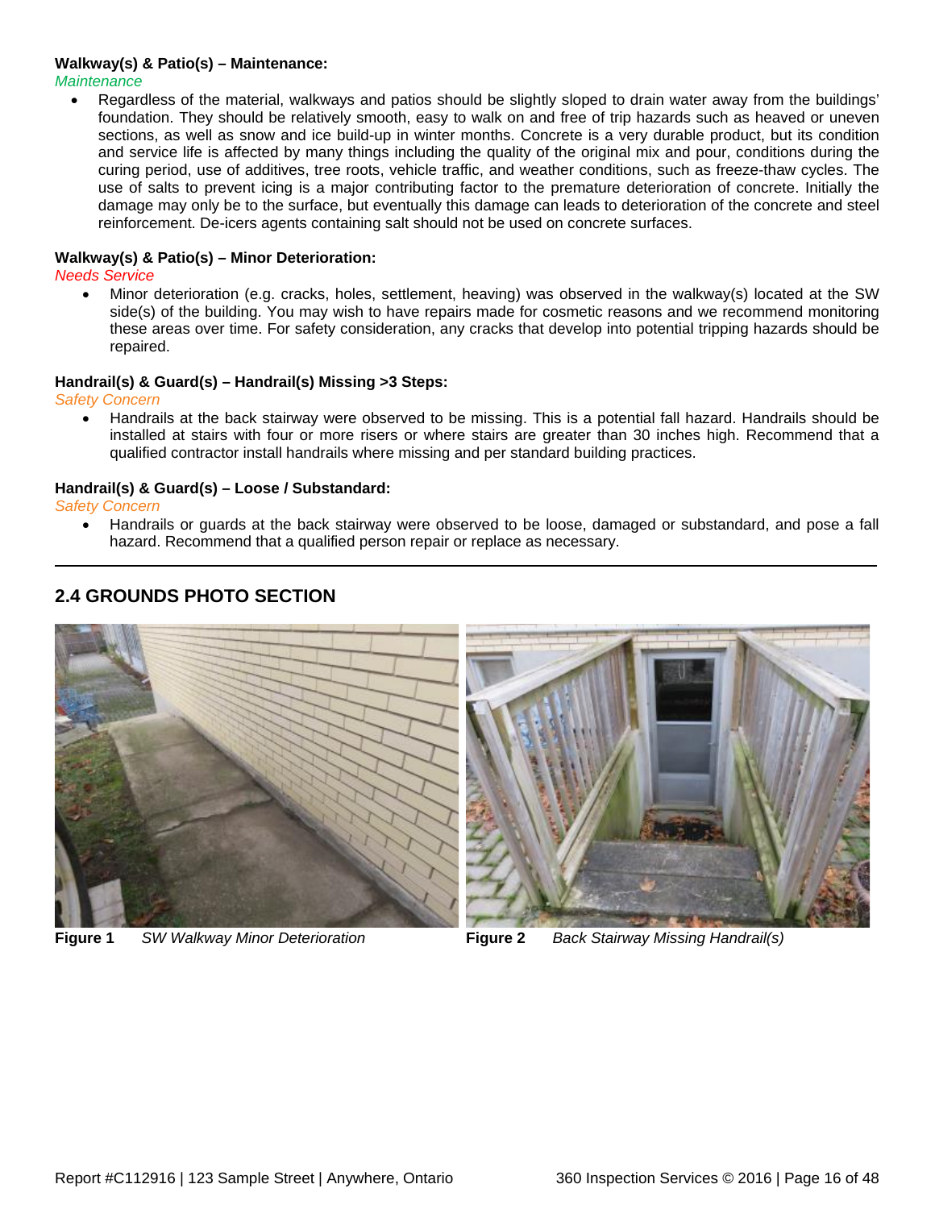**Walkway(s) & Patio(s) – Maintenance:**

*Maintenance*

- Regardless of the material, walkways and patios should be slightly sloped to drain water away from the buildings' foundation. They should be relatively smooth, easy to walk on and free of trip hazards such as heaved or uneven sections, as well as snow and ice build-up in winter months. Concrete is a very durable product, but its condition and service life is affected by many things including the quality of the original mix and pour, conditions during the curing period, use of additives, tree roots, vehicle traffic, and weather conditions, such as freeze-thaw cycles. The use of salts to prevent icing is a major contributing factor to the premature deterioration of concrete. Initially the damage may only be to the surface, but eventually this damage can leads to deterioration of the concrete and steel reinforcement. De-icers agents containing salt should not be used on concrete surfaces.

**Walkway(s) & Patio(s) – Minor Deterioration:**

*Needs Service*

- Minor deterioration (e.g. cracks, holes, settlement, heaving) was observed in the walkway(s) located at the SW side(s) of the building. You may wish to have repairs made for cosmetic reasons and we recommend monitoring these areas over time. For safety consideration, any cracks that develop into potential tripping hazards should be repaired.

**Handrail(s) & Guard(s) – Handrail(s) Missing >3 Steps:**

*Safety Concern*

- Handrails at the back stairway were observed to be missing. This is a potential fall hazard. Handrails should be installed at stairs with four or more risers or where stairs are greater than 30 inches high. Recommend that a qualified contractor install handrails where missing and per standard building practices.

**Handrail(s) & Guard(s) – Loose / Substandard:**

*Safety Concern*

- Handrails or guards at the back stairway were observed to be loose, damaged or substandard, and pose a fall hazard. Recommend that a qualified person repair or replace as necessary.

---

## 2.4 GROUNDS PHOTO SECTION

**Figure 1** *SW Walkway Minor Deterioration*

**Figure 2** *Back Stairway Missing Handrail(s)*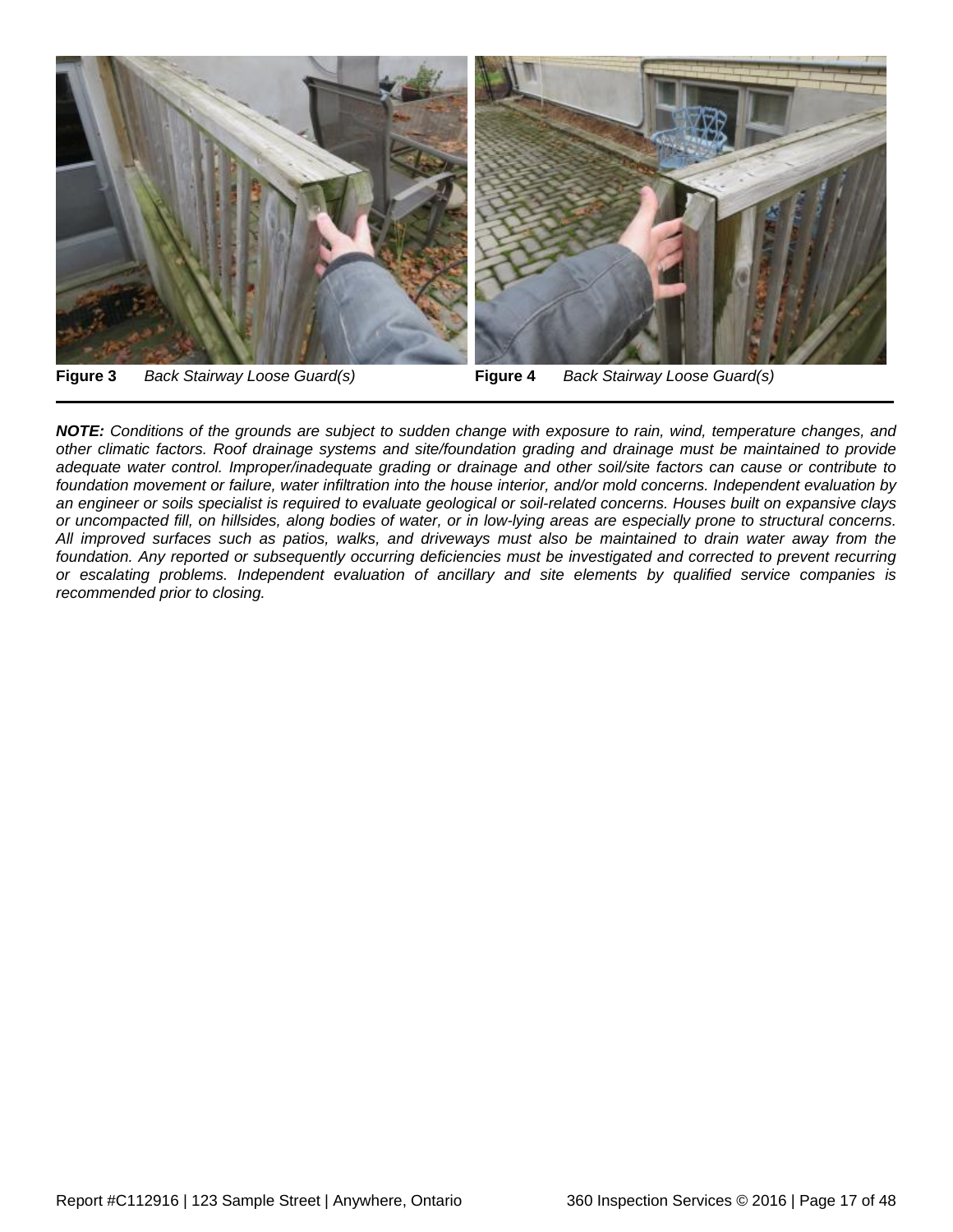**Figure 3** *Back Stairway Loose Guard(s)*

**Figure 4** *Back Stairway Loose Guard(s)*

---

***NOTE:*** *Conditions of the grounds are subject to sudden change with exposure to rain, wind, temperature changes, and other climatic factors. Roof drainage systems and site/foundation grading and drainage must be maintained to provide adequate water control. Improper/inadequate grading or drainage and other soil/site factors can cause or contribute to foundation movement or failure, water infiltration into the house interior, and/or mold concerns. Independent evaluation by an engineer or soils specialist is required to evaluate geological or soil-related concerns. Houses built on expansive clays or uncompacted fill, on hillsides, along bodies of water, or in low-lying areas are especially prone to structural concerns. All improved surfaces such as patios, walks, and driveways must also be maintained to drain water away from the foundation. Any reported or subsequently occurring deficiencies must be investigated and corrected to prevent recurring or escalating problems. Independent evaluation of ancillary and site elements by qualified service companies is recommended prior to closing.*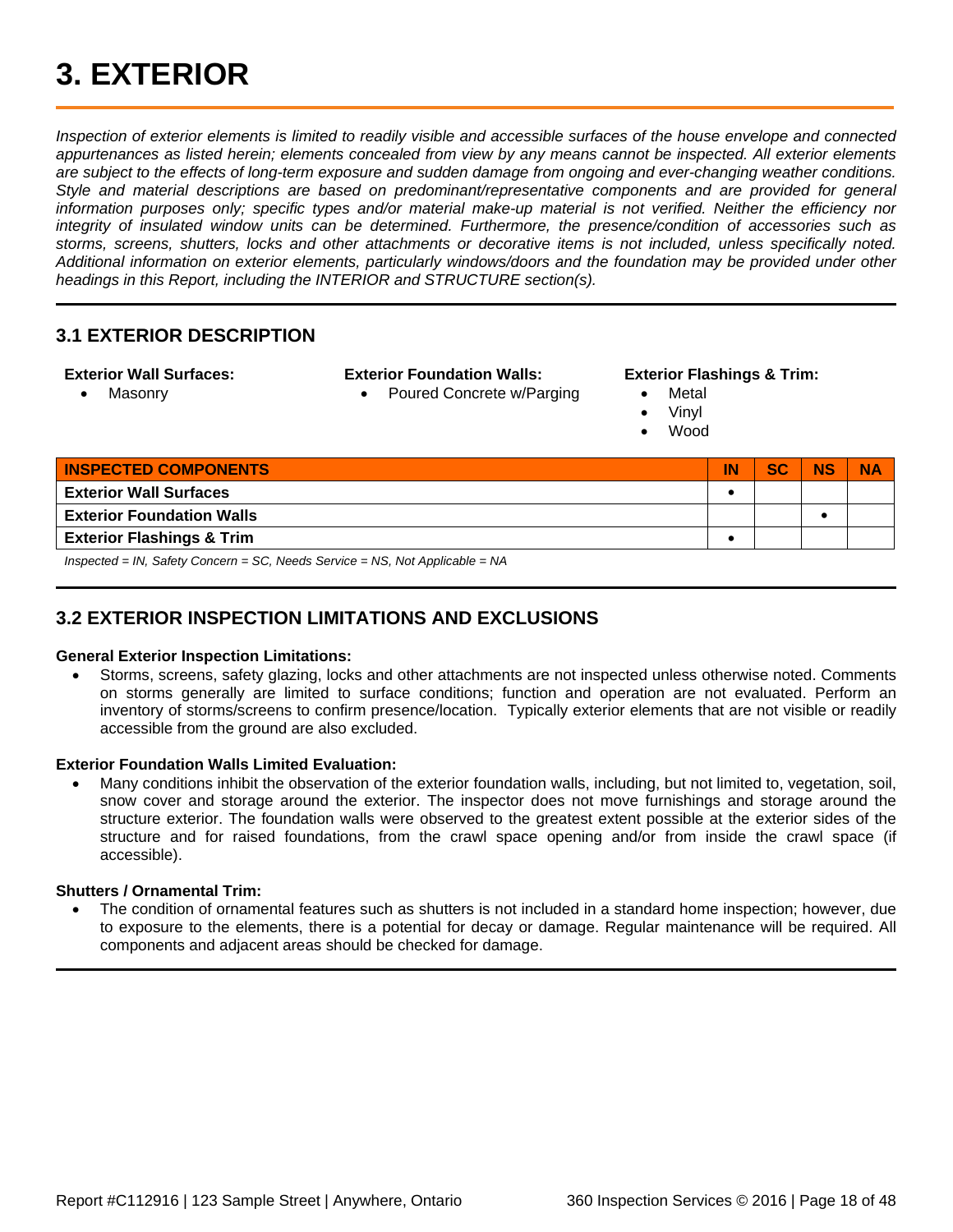# 3. EXTERIOR

*Inspection of exterior elements is limited to readily visible and accessible surfaces of the house envelope and connected appurtenances as listed herein; elements concealed from view by any means cannot be inspected. All exterior elements are subject to the effects of long-term exposure and sudden damage from ongoing and ever-changing weather conditions. Style and material descriptions are based on predominant/representative components and are provided for general information purposes only; specific types and/or material make-up material is not verified. Neither the efficiency nor integrity of insulated window units can be determined. Furthermore, the presence/condition of accessories such as storms, screens, shutters, locks and other attachments or decorative items is not included, unless specifically noted. Additional information on exterior elements, particularly windows/doors and the foundation may be provided under other headings in this Report, including the INTERIOR and STRUCTURE section(s).*

## 3.1 EXTERIOR DESCRIPTION

**Exterior Wall Surfaces:**
- Masonry

**Exterior Foundation Walls:**
- Poured Concrete w/Parging

**Exterior Flashings & Trim:**
- Metal
- Vinyl
- Wood

| INSPECTED COMPONENTS | IN | SC | NS | NA |
|---|---|---|---|---|
| Exterior Wall Surfaces | • | | | |
| Exterior Foundation Walls | | | • | |
| Exterior Flashings & Trim | • | | | |

*Inspected = IN, Safety Concern = SC, Needs Service = NS, Not Applicable = NA*

## 3.2 EXTERIOR INSPECTION LIMITATIONS AND EXCLUSIONS

**General Exterior Inspection Limitations:**
- Storms, screens, safety glazing, locks and other attachments are not inspected unless otherwise noted. Comments on storms generally are limited to surface conditions; function and operation are not evaluated. Perform an inventory of storms/screens to confirm presence/location. Typically exterior elements that are not visible or readily accessible from the ground are also excluded.

**Exterior Foundation Walls Limited Evaluation:**
- Many conditions inhibit the observation of the exterior foundation walls, including, but not limited to, vegetation, soil, snow cover and storage around the exterior. The inspector does not move furnishings and storage around the structure exterior. The foundation walls were observed to the greatest extent possible at the exterior sides of the structure and for raised foundations, from the crawl space opening and/or from inside the crawl space (if accessible).

**Shutters / Ornamental Trim:**
- The condition of ornamental features such as shutters is not included in a standard home inspection; however, due to exposure to the elements, there is a potential for decay or damage. Regular maintenance will be required. All components and adjacent areas should be checked for damage.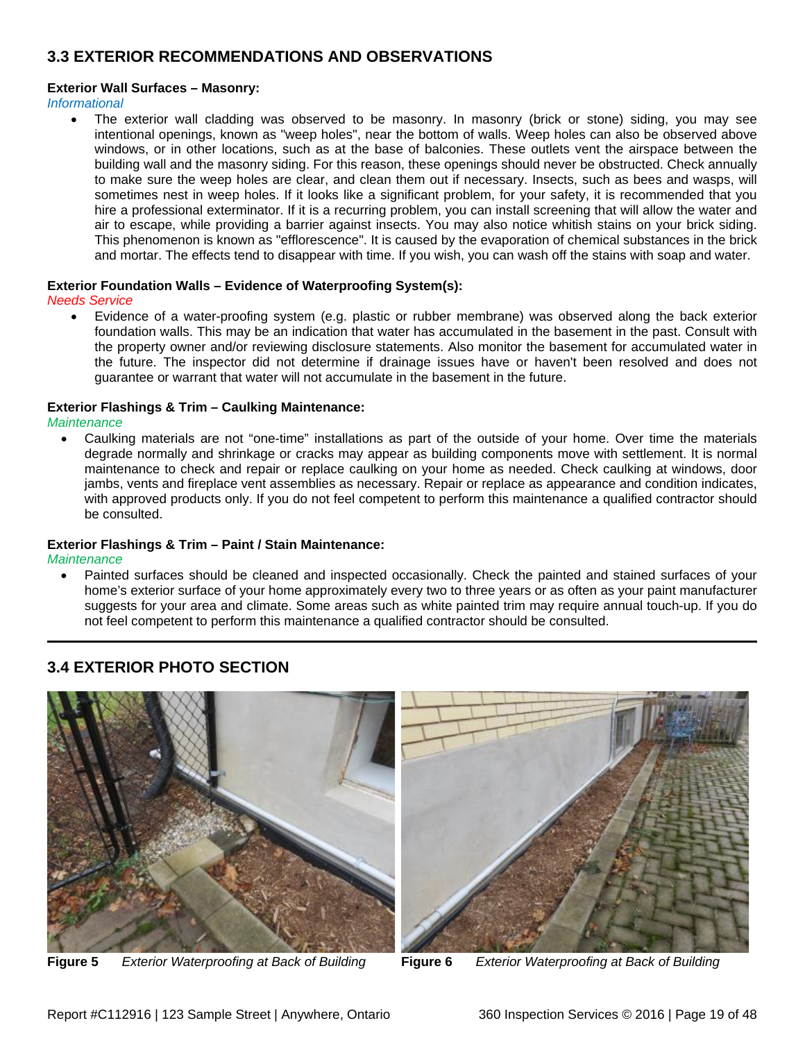## 3.3 EXTERIOR RECOMMENDATIONS AND OBSERVATIONS

**Exterior Wall Surfaces – Masonry:**

*Informational*

- The exterior wall cladding was observed to be masonry. In masonry (brick or stone) siding, you may see intentional openings, known as "weep holes", near the bottom of walls. Weep holes can also be observed above windows, or in other locations, such as at the base of balconies. These outlets vent the airspace between the building wall and the masonry siding. For this reason, these openings should never be obstructed. Check annually to make sure the weep holes are clear, and clean them out if necessary. Insects, such as bees and wasps, will sometimes nest in weep holes. If it looks like a significant problem, for your safety, it is recommended that you hire a professional exterminator. If it is a recurring problem, you can install screening that will allow the water and air to escape, while providing a barrier against insects. You may also notice whitish stains on your brick siding. This phenomenon is known as "efflorescence". It is caused by the evaporation of chemical substances in the brick and mortar. The effects tend to disappear with time. If you wish, you can wash off the stains with soap and water.

**Exterior Foundation Walls – Evidence of Waterproofing System(s):**

*Needs Service*

- Evidence of a water-proofing system (e.g. plastic or rubber membrane) was observed along the back exterior foundation walls. This may be an indication that water has accumulated in the basement in the past. Consult with the property owner and/or reviewing disclosure statements. Also monitor the basement for accumulated water in the future. The inspector did not determine if drainage issues have or haven't been resolved and does not guarantee or warrant that water will not accumulate in the basement in the future.

**Exterior Flashings & Trim – Caulking Maintenance:**

*Maintenance*

- Caulking materials are not "one-time" installations as part of the outside of your home. Over time the materials degrade normally and shrinkage or cracks may appear as building components move with settlement. It is normal maintenance to check and repair or replace caulking on your home as needed. Check caulking at windows, door jambs, vents and fireplace vent assemblies as necessary. Repair or replace as appearance and condition indicates, with approved products only. If you do not feel competent to perform this maintenance a qualified contractor should be consulted.

**Exterior Flashings & Trim – Paint / Stain Maintenance:**

*Maintenance*

- Painted surfaces should be cleaned and inspected occasionally. Check the painted and stained surfaces of your home's exterior surface of your home approximately every two to three years or as often as your paint manufacturer suggests for your area and climate. Some areas such as white painted trim may require annual touch-up. If you do not feel competent to perform this maintenance a qualified contractor should be consulted.

---

## 3.4 EXTERIOR PHOTO SECTION

**Figure 5** *Exterior Waterproofing at Back of Building*

**Figure 6** *Exterior Waterproofing at Back of Building*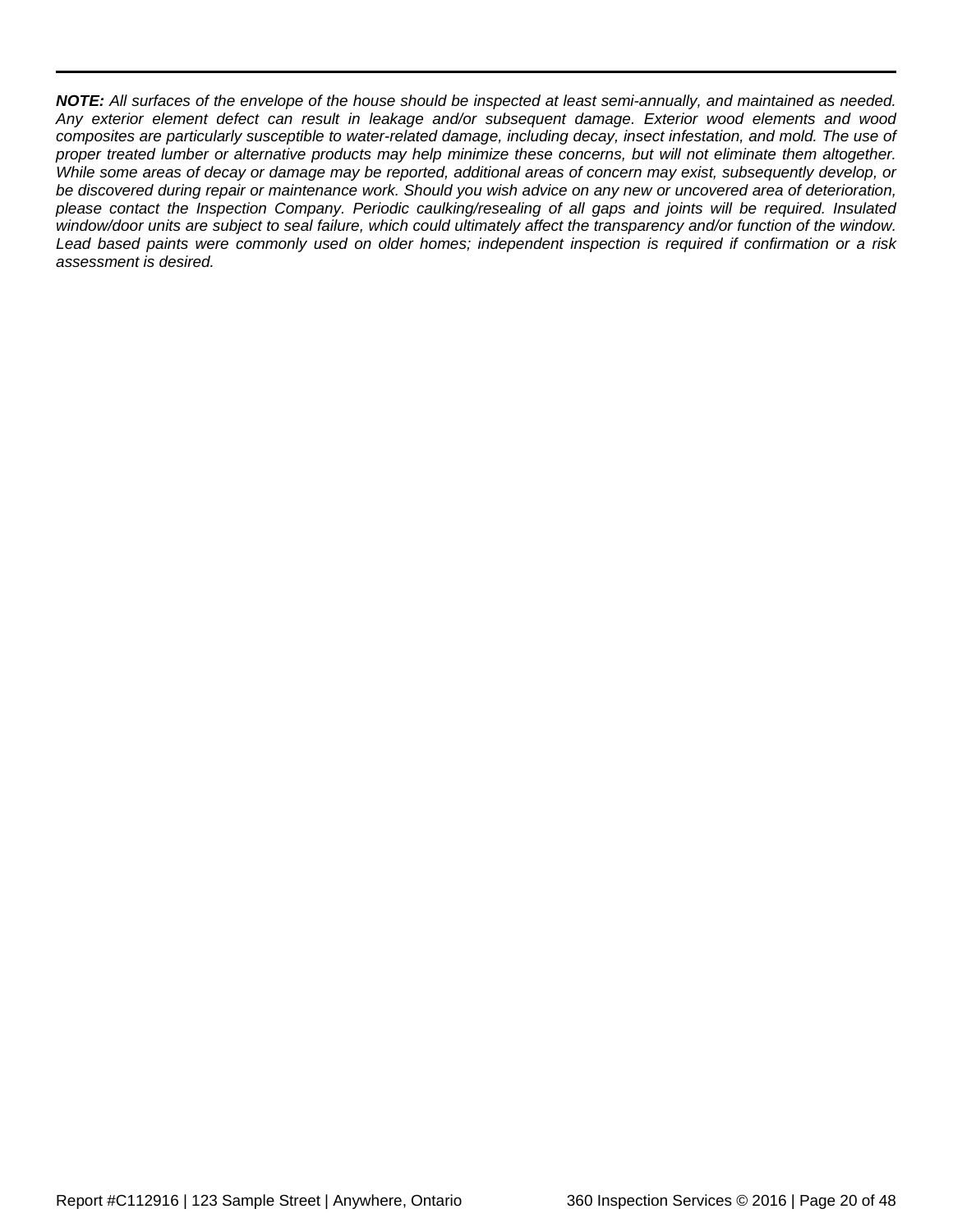---

***NOTE:*** *All surfaces of the envelope of the house should be inspected at least semi-annually, and maintained as needed. Any exterior element defect can result in leakage and/or subsequent damage. Exterior wood elements and wood composites are particularly susceptible to water-related damage, including decay, insect infestation, and mold. The use of proper treated lumber or alternative products may help minimize these concerns, but will not eliminate them altogether. While some areas of decay or damage may be reported, additional areas of concern may exist, subsequently develop, or be discovered during repair or maintenance work. Should you wish advice on any new or uncovered area of deterioration, please contact the Inspection Company. Periodic caulking/resealing of all gaps and joints will be required. Insulated window/door units are subject to seal failure, which could ultimately affect the transparency and/or function of the window. Lead based paints were commonly used on older homes; independent inspection is required if confirmation or a risk assessment is desired.*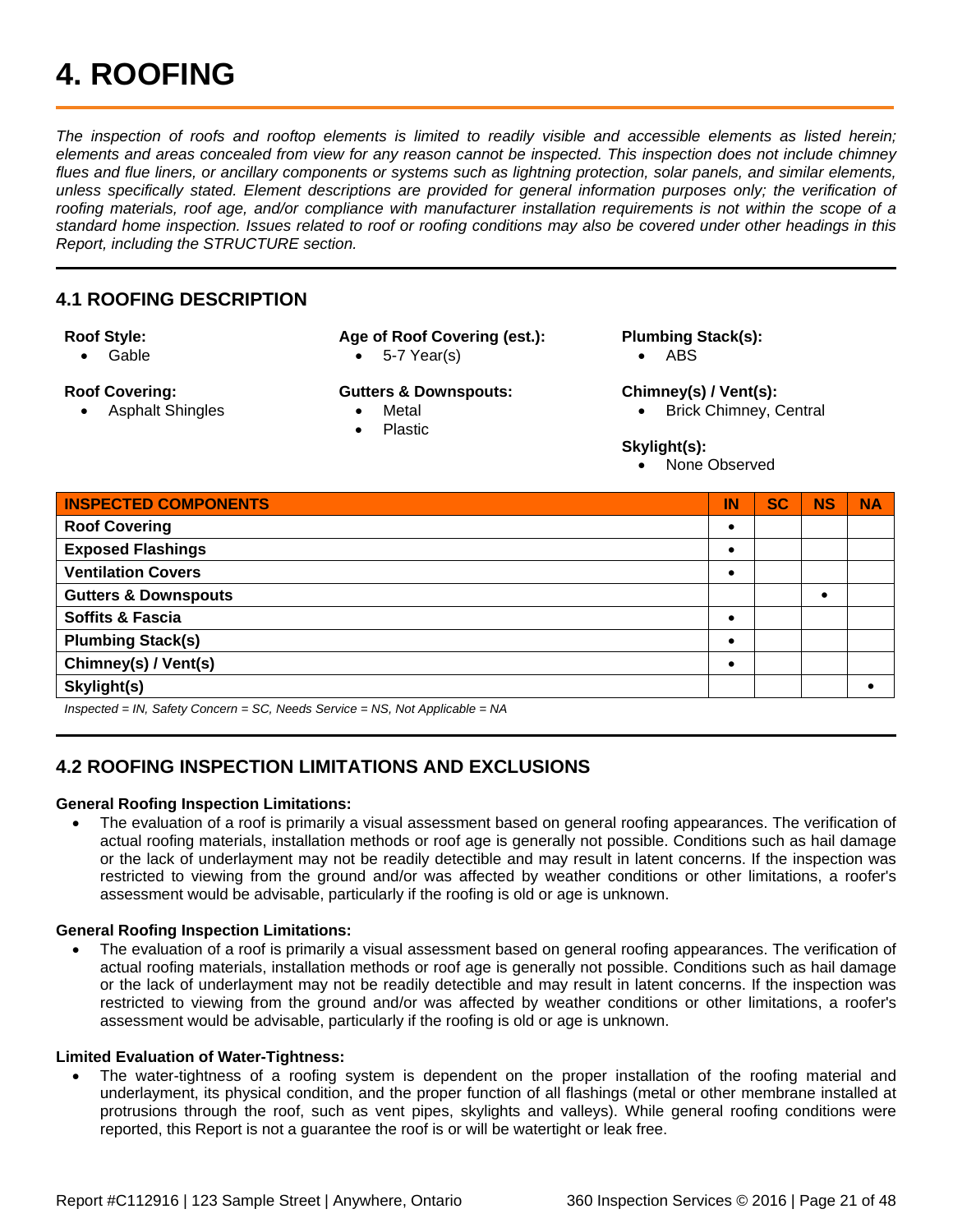# 4. ROOFING

*The inspection of roofs and rooftop elements is limited to readily visible and accessible elements as listed herein; elements and areas concealed from view for any reason cannot be inspected. This inspection does not include chimney flues and flue liners, or ancillary components or systems such as lightning protection, solar panels, and similar elements, unless specifically stated. Element descriptions are provided for general information purposes only; the verification of roofing materials, roof age, and/or compliance with manufacturer installation requirements is not within the scope of a standard home inspection. Issues related to roof or roofing conditions may also be covered under other headings in this Report, including the STRUCTURE section.*

## 4.1 ROOFING DESCRIPTION

**Roof Style:**
- Gable

**Roof Covering:**
- Asphalt Shingles

**Age of Roof Covering (est.):**
- 5-7 Year(s)

**Gutters & Downspouts:**
- Metal
- Plastic

**Plumbing Stack(s):**
- ABS

**Chimney(s) / Vent(s):**
- Brick Chimney, Central

**Skylight(s):**
- None Observed

| INSPECTED COMPONENTS | IN | SC | NS | NA |
|---|---|---|---|---|
| **Roof Covering** | • | | | |
| **Exposed Flashings** | • | | | |
| **Ventilation Covers** | • | | | |
| **Gutters & Downspouts** | | | • | |
| **Soffits & Fascia** | • | | | |
| **Plumbing Stack(s)** | • | | | |
| **Chimney(s) / Vent(s)** | • | | | |
| **Skylight(s)** | | | | • |

*Inspected = IN, Safety Concern = SC, Needs Service = NS, Not Applicable = NA*

## 4.2 ROOFING INSPECTION LIMITATIONS AND EXCLUSIONS

**General Roofing Inspection Limitations:**
- The evaluation of a roof is primarily a visual assessment based on general roofing appearances. The verification of actual roofing materials, installation methods or roof age is generally not possible. Conditions such as hail damage or the lack of underlayment may not be readily detectible and may result in latent concerns. If the inspection was restricted to viewing from the ground and/or was affected by weather conditions or other limitations, a roofer's assessment would be advisable, particularly if the roofing is old or age is unknown.

**General Roofing Inspection Limitations:**
- The evaluation of a roof is primarily a visual assessment based on general roofing appearances. The verification of actual roofing materials, installation methods or roof age is generally not possible. Conditions such as hail damage or the lack of underlayment may not be readily detectible and may result in latent concerns. If the inspection was restricted to viewing from the ground and/or was affected by weather conditions or other limitations, a roofer's assessment would be advisable, particularly if the roofing is old or age is unknown.

**Limited Evaluation of Water-Tightness:**
- The water-tightness of a roofing system is dependent on the proper installation of the roofing material and underlayment, its physical condition, and the proper function of all flashings (metal or other membrane installed at protrusions through the roof, such as vent pipes, skylights and valleys). While general roofing conditions were reported, this Report is not a guarantee the roof is or will be watertight or leak free.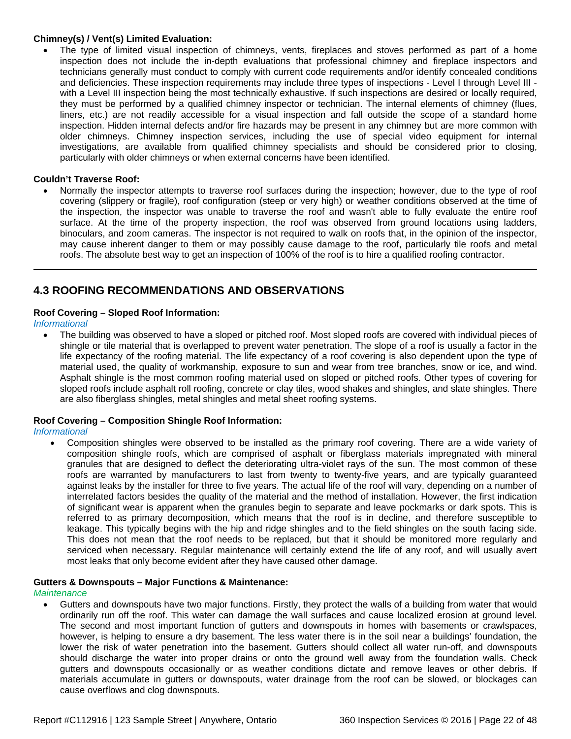**Chimney(s) / Vent(s) Limited Evaluation:**

- The type of limited visual inspection of chimneys, vents, fireplaces and stoves performed as part of a home inspection does not include the in-depth evaluations that professional chimney and fireplace inspectors and technicians generally must conduct to comply with current code requirements and/or identify concealed conditions and deficiencies. These inspection requirements may include three types of inspections - Level I through Level III - with a Level III inspection being the most technically exhaustive. If such inspections are desired or locally required, they must be performed by a qualified chimney inspector or technician. The internal elements of chimney (flues, liners, etc.) are not readily accessible for a visual inspection and fall outside the scope of a standard home inspection. Hidden internal defects and/or fire hazards may be present in any chimney but are more common with older chimneys. Chimney inspection services, including the use of special video equipment for internal investigations, are available from qualified chimney specialists and should be considered prior to closing, particularly with older chimneys or when external concerns have been identified.

**Couldn't Traverse Roof:**

- Normally the inspector attempts to traverse roof surfaces during the inspection; however, due to the type of roof covering (slippery or fragile), roof configuration (steep or very high) or weather conditions observed at the time of the inspection, the inspector was unable to traverse the roof and wasn't able to fully evaluate the entire roof surface. At the time of the property inspection, the roof was observed from ground locations using ladders, binoculars, and zoom cameras. The inspector is not required to walk on roofs that, in the opinion of the inspector, may cause inherent danger to them or may possibly cause damage to the roof, particularly tile roofs and metal roofs. The absolute best way to get an inspection of 100% of the roof is to hire a qualified roofing contractor.

---

## 4.3 ROOFING RECOMMENDATIONS AND OBSERVATIONS

**Roof Covering – Sloped Roof Information:**

*Informational*

- The building was observed to have a sloped or pitched roof. Most sloped roofs are covered with individual pieces of shingle or tile material that is overlapped to prevent water penetration. The slope of a roof is usually a factor in the life expectancy of the roofing material. The life expectancy of a roof covering is also dependent upon the type of material used, the quality of workmanship, exposure to sun and wear from tree branches, snow or ice, and wind. Asphalt shingle is the most common roofing material used on sloped or pitched roofs. Other types of covering for sloped roofs include asphalt roll roofing, concrete or clay tiles, wood shakes and shingles, and slate shingles. There are also fiberglass shingles, metal shingles and metal sheet roofing systems.

**Roof Covering – Composition Shingle Roof Information:**

*Informational*

- Composition shingles were observed to be installed as the primary roof covering. There are a wide variety of composition shingle roofs, which are comprised of asphalt or fiberglass materials impregnated with mineral granules that are designed to deflect the deteriorating ultra-violet rays of the sun. The most common of these roofs are warranted by manufacturers to last from twenty to twenty-five years, and are typically guaranteed against leaks by the installer for three to five years. The actual life of the roof will vary, depending on a number of interrelated factors besides the quality of the material and the method of installation. However, the first indication of significant wear is apparent when the granules begin to separate and leave pockmarks or dark spots. This is referred to as primary decomposition, which means that the roof is in decline, and therefore susceptible to leakage. This typically begins with the hip and ridge shingles and to the field shingles on the south facing side. This does not mean that the roof needs to be replaced, but that it should be monitored more regularly and serviced when necessary. Regular maintenance will certainly extend the life of any roof, and will usually avert most leaks that only become evident after they have caused other damage.

**Gutters & Downspouts – Major Functions & Maintenance:**

*Maintenance*

- Gutters and downspouts have two major functions. Firstly, they protect the walls of a building from water that would ordinarily run off the roof. This water can damage the wall surfaces and cause localized erosion at ground level. The second and most important function of gutters and downspouts in homes with basements or crawlspaces, however, is helping to ensure a dry basement. The less water there is in the soil near a buildings' foundation, the lower the risk of water penetration into the basement. Gutters should collect all water run-off, and downspouts should discharge the water into proper drains or onto the ground well away from the foundation walls. Check gutters and downspouts occasionally or as weather conditions dictate and remove leaves or other debris. If materials accumulate in gutters or downspouts, water drainage from the roof can be slowed, or blockages can cause overflows and clog downspouts.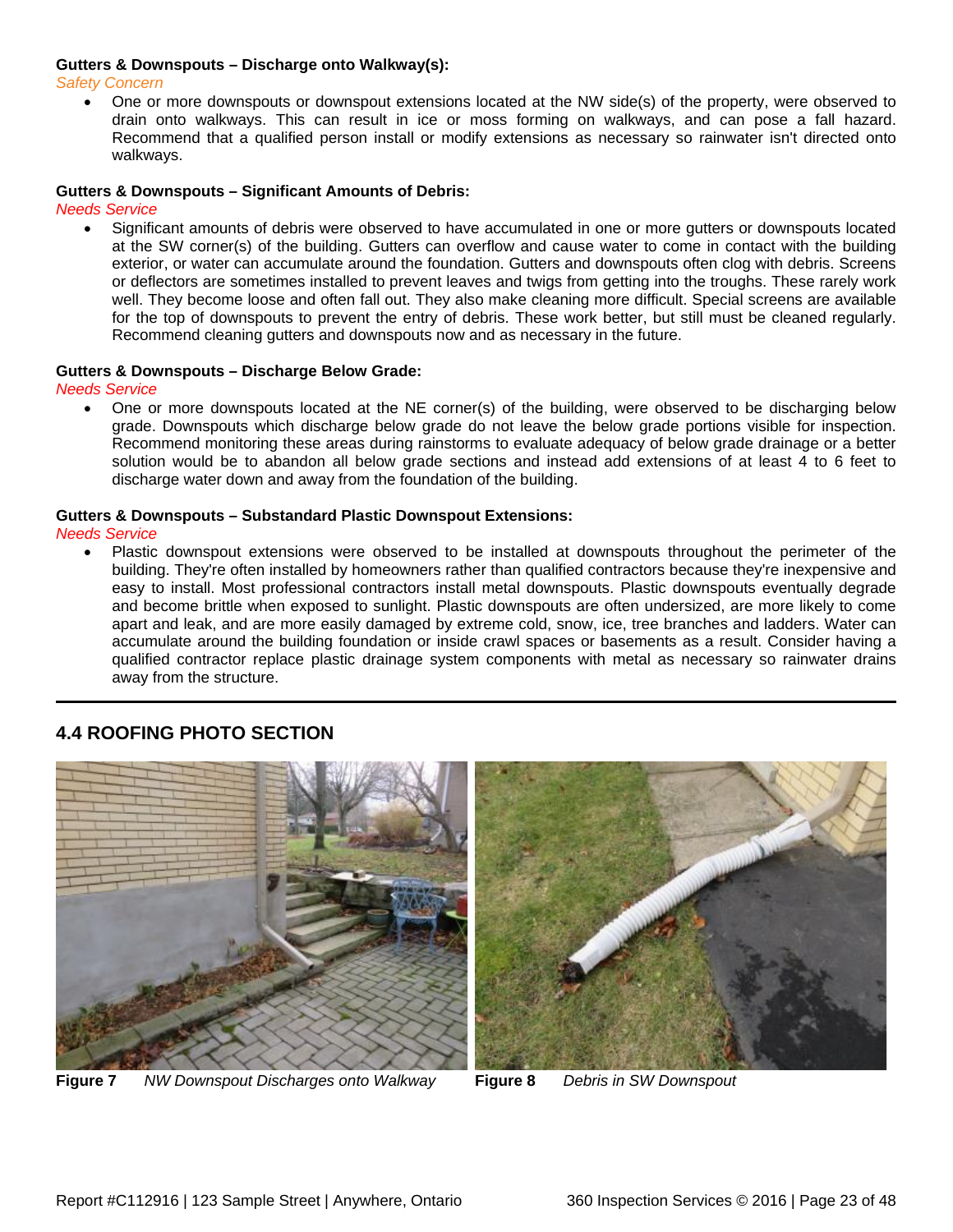**Gutters & Downspouts – Discharge onto Walkway(s):**

*Safety Concern*

- One or more downspouts or downspout extensions located at the NW side(s) of the property, were observed to drain onto walkways. This can result in ice or moss forming on walkways, and can pose a fall hazard. Recommend that a qualified person install or modify extensions as necessary so rainwater isn't directed onto walkways.

**Gutters & Downspouts – Significant Amounts of Debris:**

*Needs Service*

- Significant amounts of debris were observed to have accumulated in one or more gutters or downspouts located at the SW corner(s) of the building. Gutters can overflow and cause water to come in contact with the building exterior, or water can accumulate around the foundation. Gutters and downspouts often clog with debris. Screens or deflectors are sometimes installed to prevent leaves and twigs from getting into the troughs. These rarely work well. They become loose and often fall out. They also make cleaning more difficult. Special screens are available for the top of downspouts to prevent the entry of debris. These work better, but still must be cleaned regularly. Recommend cleaning gutters and downspouts now and as necessary in the future.

**Gutters & Downspouts – Discharge Below Grade:**

*Needs Service*

- One or more downspouts located at the NE corner(s) of the building, were observed to be discharging below grade. Downspouts which discharge below grade do not leave the below grade portions visible for inspection. Recommend monitoring these areas during rainstorms to evaluate adequacy of below grade drainage or a better solution would be to abandon all below grade sections and instead add extensions of at least 4 to 6 feet to discharge water down and away from the foundation of the building.

**Gutters & Downspouts – Substandard Plastic Downspout Extensions:**

*Needs Service*

- Plastic downspout extensions were observed to be installed at downspouts throughout the perimeter of the building. They're often installed by homeowners rather than qualified contractors because they're inexpensive and easy to install. Most professional contractors install metal downspouts. Plastic downspouts eventually degrade and become brittle when exposed to sunlight. Plastic downspouts are often undersized, are more likely to come apart and leak, and are more easily damaged by extreme cold, snow, ice, tree branches and ladders. Water can accumulate around the building foundation or inside crawl spaces or basements as a result. Consider having a qualified contractor replace plastic drainage system components with metal as necessary so rainwater drains away from the structure.

---

## 4.4 ROOFING PHOTO SECTION

**Figure 7** *NW Downspout Discharges onto Walkway*

**Figure 8** *Debris in SW Downspout*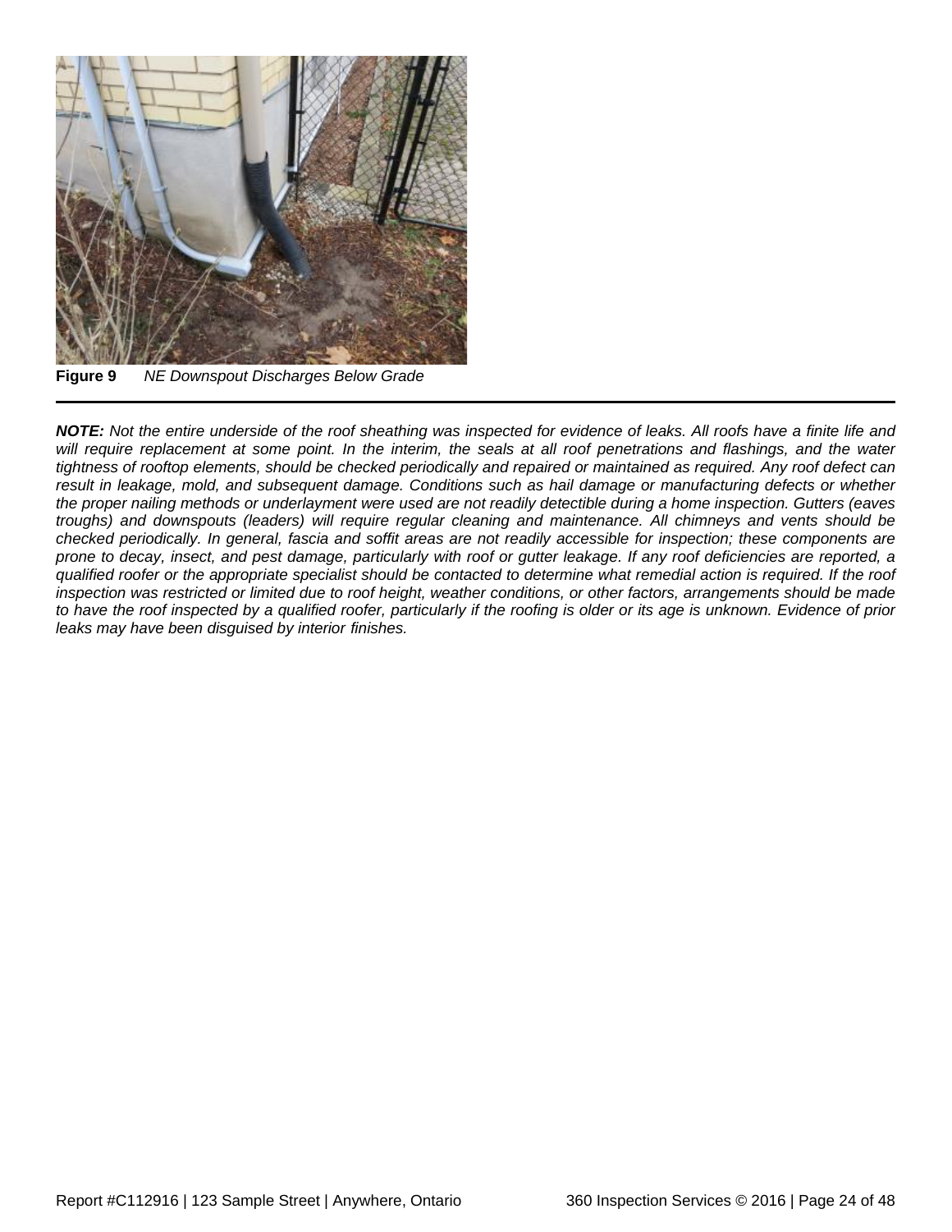**Figure 9** *NE Downspout Discharges Below Grade*

---

***NOTE:*** *Not the entire underside of the roof sheathing was inspected for evidence of leaks. All roofs have a finite life and will require replacement at some point. In the interim, the seals at all roof penetrations and flashings, and the water tightness of rooftop elements, should be checked periodically and repaired or maintained as required. Any roof defect can result in leakage, mold, and subsequent damage. Conditions such as hail damage or manufacturing defects or whether the proper nailing methods or underlayment were used are not readily detectible during a home inspection. Gutters (eaves troughs) and downspouts (leaders) will require regular cleaning and maintenance. All chimneys and vents should be checked periodically. In general, fascia and soffit areas are not readily accessible for inspection; these components are prone to decay, insect, and pest damage, particularly with roof or gutter leakage. If any roof deficiencies are reported, a qualified roofer or the appropriate specialist should be contacted to determine what remedial action is required. If the roof inspection was restricted or limited due to roof height, weather conditions, or other factors, arrangements should be made to have the roof inspected by a qualified roofer, particularly if the roofing is older or its age is unknown. Evidence of prior leaks may have been disguised by interior finishes.*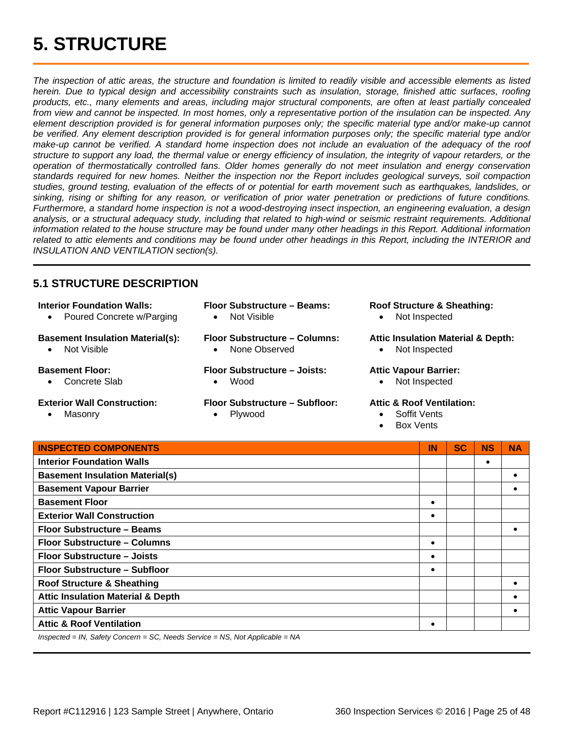# 5. STRUCTURE

*The inspection of attic areas, the structure and foundation is limited to readily visible and accessible elements as listed herein. Due to typical design and accessibility constraints such as insulation, storage, finished attic surfaces, roofing products, etc., many elements and areas, including major structural components, are often at least partially concealed from view and cannot be inspected. In most homes, only a representative portion of the insulation can be inspected. Any element description provided is for general information purposes only; the specific material type and/or make-up cannot be verified. Any element description provided is for general information purposes only; the specific material type and/or make-up cannot be verified. A standard home inspection does not include an evaluation of the adequacy of the roof structure to support any load, the thermal value or energy efficiency of insulation, the integrity of vapour retarders, or the operation of thermostatically controlled fans. Older homes generally do not meet insulation and energy conservation standards required for new homes. Neither the inspection nor the Report includes geological surveys, soil compaction studies, ground testing, evaluation of the effects of or potential for earth movement such as earthquakes, landslides, or sinking, rising or shifting for any reason, or verification of prior water penetration or predictions of future conditions. Furthermore, a standard home inspection is not a wood-destroying insect inspection, an engineering evaluation, a design analysis, or a structural adequacy study, including that related to high-wind or seismic restraint requirements. Additional information related to the house structure may be found under many other headings in this Report. Additional information related to attic elements and conditions may be found under other headings in this Report, including the INTERIOR and INSULATION AND VENTILATION section(s).*

## 5.1 STRUCTURE DESCRIPTION

**Interior Foundation Walls:**
- Poured Concrete w/Parging

**Basement Insulation Material(s):**
- Not Visible

**Basement Floor:**
- Concrete Slab

**Exterior Wall Construction:**
- Masonry

**Floor Substructure – Beams:**
- Not Visible

**Floor Substructure – Columns:**
- None Observed

**Floor Substructure – Joists:**
- Wood

**Floor Substructure – Subfloor:**
- Plywood

**Roof Structure & Sheathing:**
- Not Inspected

**Attic Insulation Material & Depth:**
- Not Inspected

**Attic Vapour Barrier:**
- Not Inspected

**Attic & Roof Ventilation:**
- Soffit Vents
- Box Vents

| INSPECTED COMPONENTS | IN | SC | NS | NA |
|---|---|---|---|---|
| **Interior Foundation Walls** | | | • | |
| **Basement Insulation Material(s)** | | | | • |
| **Basement Vapour Barrier** | | | | • |
| **Basement Floor** | • | | | |
| **Exterior Wall Construction** | • | | | |
| **Floor Substructure – Beams** | | | | • |
| **Floor Substructure – Columns** | • | | | |
| **Floor Substructure – Joists** | • | | | |
| **Floor Substructure – Subfloor** | • | | | |
| **Roof Structure & Sheathing** | | | | • |
| **Attic Insulation Material & Depth** | | | | • |
| **Attic Vapour Barrier** | | | | • |
| **Attic & Roof Ventilation** | • | | | |

*Inspected = IN, Safety Concern = SC, Needs Service = NS, Not Applicable = NA*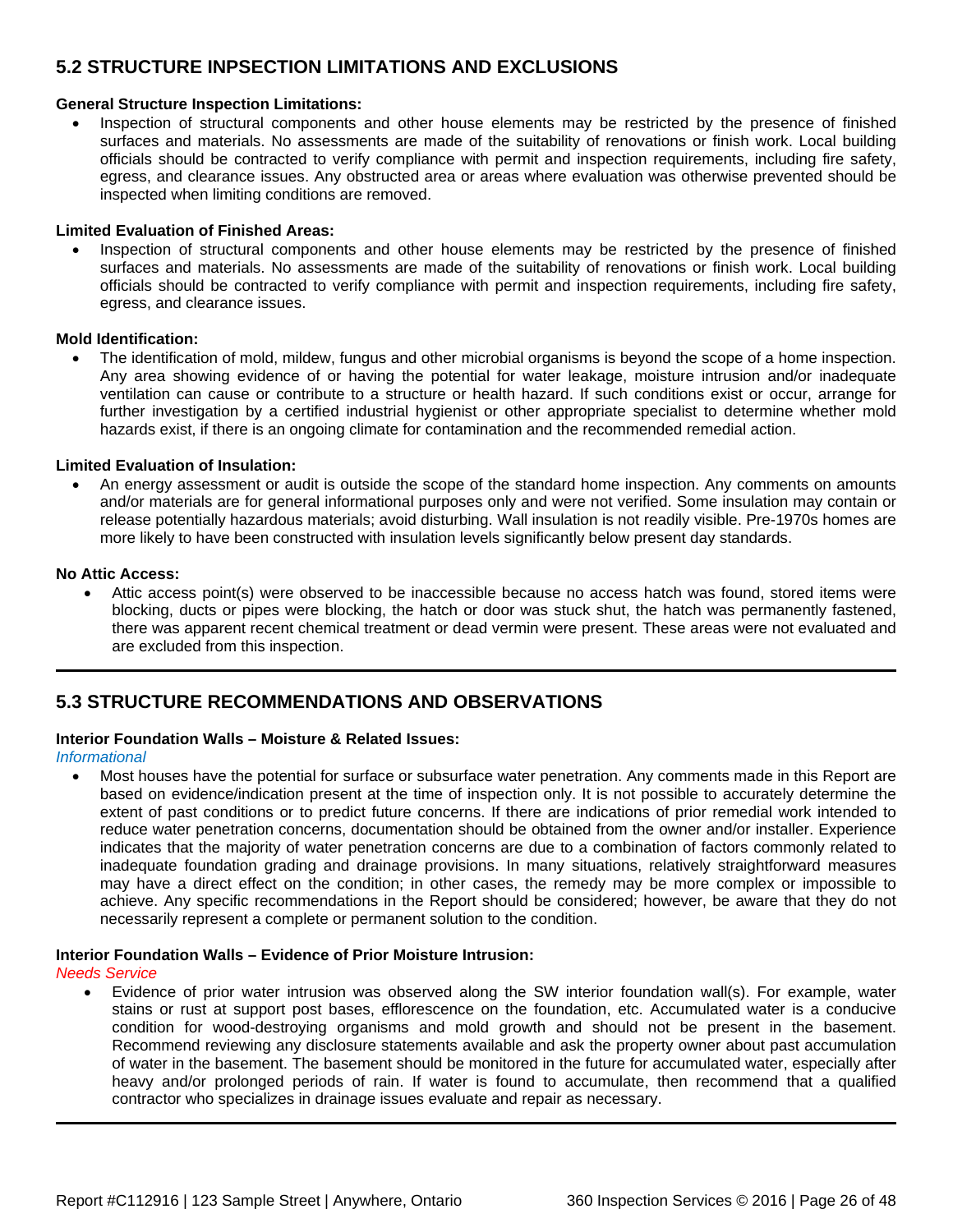## 5.2 STRUCTURE INPSECTION LIMITATIONS AND EXCLUSIONS

**General Structure Inspection Limitations:**

- Inspection of structural components and other house elements may be restricted by the presence of finished surfaces and materials. No assessments are made of the suitability of renovations or finish work. Local building officials should be contracted to verify compliance with permit and inspection requirements, including fire safety, egress, and clearance issues. Any obstructed area or areas where evaluation was otherwise prevented should be inspected when limiting conditions are removed.

**Limited Evaluation of Finished Areas:**

- Inspection of structural components and other house elements may be restricted by the presence of finished surfaces and materials. No assessments are made of the suitability of renovations or finish work. Local building officials should be contracted to verify compliance with permit and inspection requirements, including fire safety, egress, and clearance issues.

**Mold Identification:**

- The identification of mold, mildew, fungus and other microbial organisms is beyond the scope of a home inspection. Any area showing evidence of or having the potential for water leakage, moisture intrusion and/or inadequate ventilation can cause or contribute to a structure or health hazard. If such conditions exist or occur, arrange for further investigation by a certified industrial hygienist or other appropriate specialist to determine whether mold hazards exist, if there is an ongoing climate for contamination and the recommended remedial action.

**Limited Evaluation of Insulation:**

- An energy assessment or audit is outside the scope of the standard home inspection. Any comments on amounts and/or materials are for general informational purposes only and were not verified. Some insulation may contain or release potentially hazardous materials; avoid disturbing. Wall insulation is not readily visible. Pre-1970s homes are more likely to have been constructed with insulation levels significantly below present day standards.

**No Attic Access:**

- Attic access point(s) were observed to be inaccessible because no access hatch was found, stored items were blocking, ducts or pipes were blocking, the hatch or door was stuck shut, the hatch was permanently fastened, there was apparent recent chemical treatment or dead vermin were present. These areas were not evaluated and are excluded from this inspection.

---

## 5.3 STRUCTURE RECOMMENDATIONS AND OBSERVATIONS

**Interior Foundation Walls – Moisture & Related Issues:**

*Informational*

- Most houses have the potential for surface or subsurface water penetration. Any comments made in this Report are based on evidence/indication present at the time of inspection only. It is not possible to accurately determine the extent of past conditions or to predict future concerns. If there are indications of prior remedial work intended to reduce water penetration concerns, documentation should be obtained from the owner and/or installer. Experience indicates that the majority of water penetration concerns are due to a combination of factors commonly related to inadequate foundation grading and drainage provisions. In many situations, relatively straightforward measures may have a direct effect on the condition; in other cases, the remedy may be more complex or impossible to achieve. Any specific recommendations in the Report should be considered; however, be aware that they do not necessarily represent a complete or permanent solution to the condition.

**Interior Foundation Walls – Evidence of Prior Moisture Intrusion:**

*Needs Service*

- Evidence of prior water intrusion was observed along the SW interior foundation wall(s). For example, water stains or rust at support post bases, efflorescence on the foundation, etc. Accumulated water is a conducive condition for wood-destroying organisms and mold growth and should not be present in the basement. Recommend reviewing any disclosure statements available and ask the property owner about past accumulation of water in the basement. The basement should be monitored in the future for accumulated water, especially after heavy and/or prolonged periods of rain. If water is found to accumulate, then recommend that a qualified contractor who specializes in drainage issues evaluate and repair as necessary.

---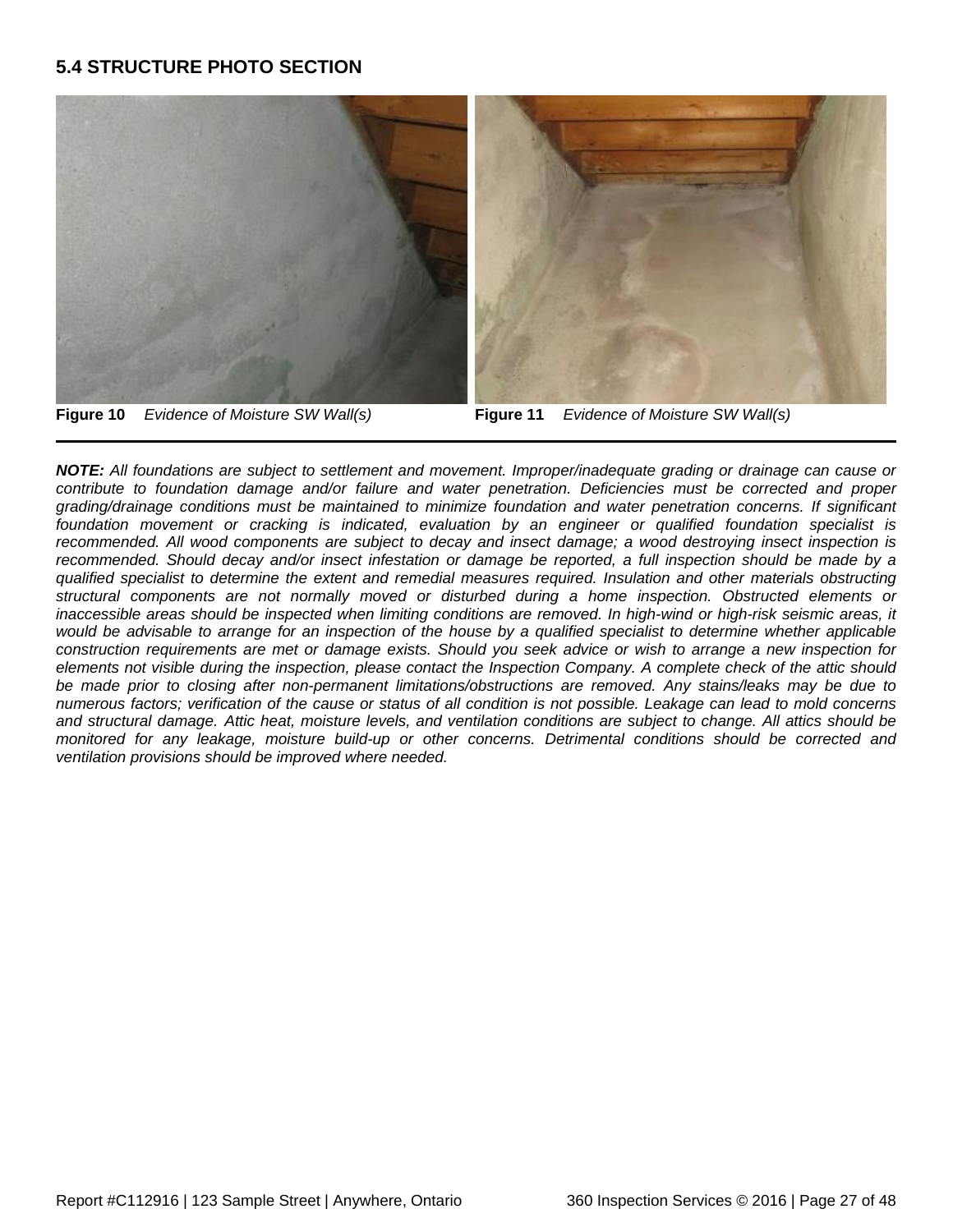## 5.4 STRUCTURE PHOTO SECTION

**Figure 10** *Evidence of Moisture SW Wall(s)*

**Figure 11** *Evidence of Moisture SW Wall(s)*

***NOTE:*** *All foundations are subject to settlement and movement. Improper/inadequate grading or drainage can cause or contribute to foundation damage and/or failure and water penetration. Deficiencies must be corrected and proper grading/drainage conditions must be maintained to minimize foundation and water penetration concerns. If significant foundation movement or cracking is indicated, evaluation by an engineer or qualified foundation specialist is recommended. All wood components are subject to decay and insect damage; a wood destroying insect inspection is recommended. Should decay and/or insect infestation or damage be reported, a full inspection should be made by a qualified specialist to determine the extent and remedial measures required. Insulation and other materials obstructing structural components are not normally moved or disturbed during a home inspection. Obstructed elements or inaccessible areas should be inspected when limiting conditions are removed. In high-wind or high-risk seismic areas, it would be advisable to arrange for an inspection of the house by a qualified specialist to determine whether applicable construction requirements are met or damage exists. Should you seek advice or wish to arrange a new inspection for elements not visible during the inspection, please contact the Inspection Company. A complete check of the attic should be made prior to closing after non-permanent limitations/obstructions are removed. Any stains/leaks may be due to numerous factors; verification of the cause or status of all condition is not possible. Leakage can lead to mold concerns and structural damage. Attic heat, moisture levels, and ventilation conditions are subject to change. All attics should be monitored for any leakage, moisture build-up or other concerns. Detrimental conditions should be corrected and ventilation provisions should be improved where needed.*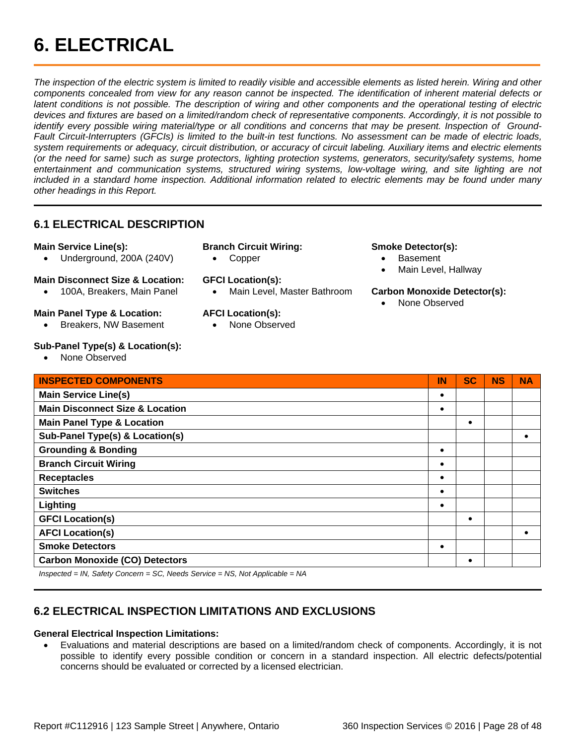# 6. ELECTRICAL

*The inspection of the electric system is limited to readily visible and accessible elements as listed herein. Wiring and other components concealed from view for any reason cannot be inspected. The identification of inherent material defects or latent conditions is not possible. The description of wiring and other components and the operational testing of electric devices and fixtures are based on a limited/random check of representative components. Accordingly, it is not possible to identify every possible wiring material/type or all conditions and concerns that may be present. Inspection of Ground-Fault Circuit-Interrupters (GFCIs) is limited to the built-in test functions. No assessment can be made of electric loads, system requirements or adequacy, circuit distribution, or accuracy of circuit labeling. Auxiliary items and electric elements (or the need for same) such as surge protectors, lighting protection systems, generators, security/safety systems, home entertainment and communication systems, structured wiring systems, low-voltage wiring, and site lighting are not included in a standard home inspection. Additional information related to electric elements may be found under many other headings in this Report.*

## 6.1 ELECTRICAL DESCRIPTION

**Main Service Line(s):**
- Underground, 200A (240V)

**Main Disconnect Size & Location:**
- 100A, Breakers, Main Panel

**Main Panel Type & Location:**
- Breakers, NW Basement

**Sub-Panel Type(s) & Location(s):**
- None Observed

**Branch Circuit Wiring:**
- Copper

**GFCI Location(s):**
- Main Level, Master Bathroom

**AFCI Location(s):**
- None Observed

**Smoke Detector(s):**
- Basement
- Main Level, Hallway

**Carbon Monoxide Detector(s):**
- None Observed

| INSPECTED COMPONENTS | IN | SC | NS | NA |
|---|---|---|---|---|
| **Main Service Line(s)** | • | | | |
| **Main Disconnect Size & Location** | • | | | |
| **Main Panel Type & Location** | | • | | |
| **Sub-Panel Type(s) & Location(s)** | | | | • |
| **Grounding & Bonding** | • | | | |
| **Branch Circuit Wiring** | • | | | |
| **Receptacles** | • | | | |
| **Switches** | • | | | |
| **Lighting** | • | | | |
| **GFCI Location(s)** | | • | | |
| **AFCI Location(s)** | | | | • |
| **Smoke Detectors** | • | | | |
| **Carbon Monoxide (CO) Detectors** | | • | | |

*Inspected = IN, Safety Concern = SC, Needs Service = NS, Not Applicable = NA*

## 6.2 ELECTRICAL INSPECTION LIMITATIONS AND EXCLUSIONS

**General Electrical Inspection Limitations:**
- Evaluations and material descriptions are based on a limited/random check of components. Accordingly, it is not possible to identify every possible condition or concern in a standard inspection. All electric defects/potential concerns should be evaluated or corrected by a licensed electrician.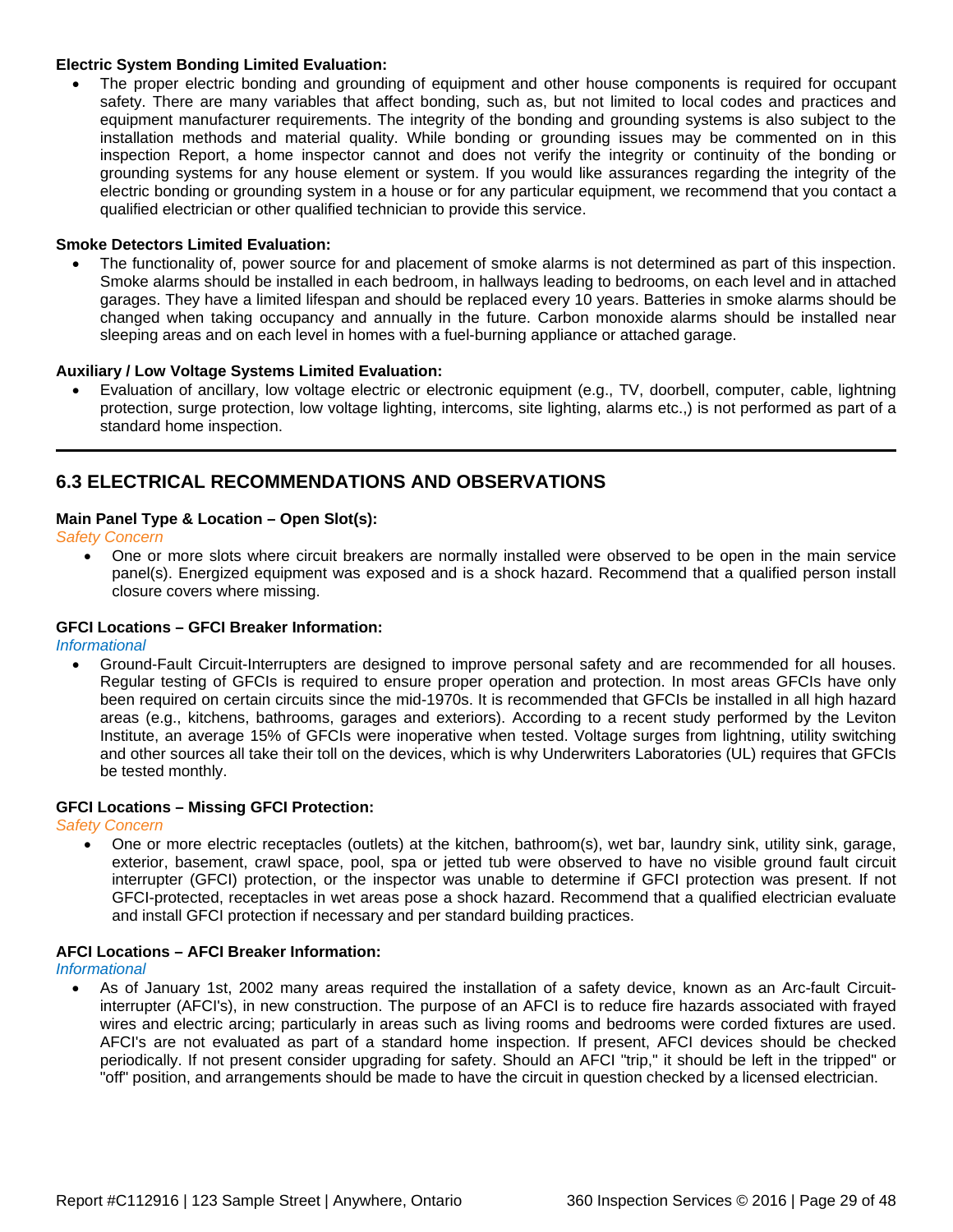**Electric System Bonding Limited Evaluation:**

- The proper electric bonding and grounding of equipment and other house components is required for occupant safety. There are many variables that affect bonding, such as, but not limited to local codes and practices and equipment manufacturer requirements. The integrity of the bonding and grounding systems is also subject to the installation methods and material quality. While bonding or grounding issues may be commented on in this inspection Report, a home inspector cannot and does not verify the integrity or continuity of the bonding or grounding systems for any house element or system. If you would like assurances regarding the integrity of the electric bonding or grounding system in a house or for any particular equipment, we recommend that you contact a qualified electrician or other qualified technician to provide this service.

**Smoke Detectors Limited Evaluation:**

- The functionality of, power source for and placement of smoke alarms is not determined as part of this inspection. Smoke alarms should be installed in each bedroom, in hallways leading to bedrooms, on each level and in attached garages. They have a limited lifespan and should be replaced every 10 years. Batteries in smoke alarms should be changed when taking occupancy and annually in the future. Carbon monoxide alarms should be installed near sleeping areas and on each level in homes with a fuel-burning appliance or attached garage.

**Auxiliary / Low Voltage Systems Limited Evaluation:**

- Evaluation of ancillary, low voltage electric or electronic equipment (e.g., TV, doorbell, computer, cable, lightning protection, surge protection, low voltage lighting, intercoms, site lighting, alarms etc.,) is not performed as part of a standard home inspection.

---

## 6.3 ELECTRICAL RECOMMENDATIONS AND OBSERVATIONS

**Main Panel Type & Location – Open Slot(s):**

*Safety Concern*

- One or more slots where circuit breakers are normally installed were observed to be open in the main service panel(s). Energized equipment was exposed and is a shock hazard. Recommend that a qualified person install closure covers where missing.

**GFCI Locations – GFCI Breaker Information:**

*Informational*

- Ground-Fault Circuit-Interrupters are designed to improve personal safety and are recommended for all houses. Regular testing of GFCIs is required to ensure proper operation and protection. In most areas GFCIs have only been required on certain circuits since the mid-1970s. It is recommended that GFCIs be installed in all high hazard areas (e.g., kitchens, bathrooms, garages and exteriors). According to a recent study performed by the Leviton Institute, an average 15% of GFCIs were inoperative when tested. Voltage surges from lightning, utility switching and other sources all take their toll on the devices, which is why Underwriters Laboratories (UL) requires that GFCIs be tested monthly.

**GFCI Locations – Missing GFCI Protection:**

*Safety Concern*

- One or more electric receptacles (outlets) at the kitchen, bathroom(s), wet bar, laundry sink, utility sink, garage, exterior, basement, crawl space, pool, spa or jetted tub were observed to have no visible ground fault circuit interrupter (GFCI) protection, or the inspector was unable to determine if GFCI protection was present. If not GFCI-protected, receptacles in wet areas pose a shock hazard. Recommend that a qualified electrician evaluate and install GFCI protection if necessary and per standard building practices.

**AFCI Locations – AFCI Breaker Information:**

*Informational*

- As of January 1st, 2002 many areas required the installation of a safety device, known as an Arc-fault Circuit-interrupter (AFCI's), in new construction. The purpose of an AFCI is to reduce fire hazards associated with frayed wires and electric arcing; particularly in areas such as living rooms and bedrooms were corded fixtures are used. AFCI's are not evaluated as part of a standard home inspection. If present, AFCI devices should be checked periodically. If not present consider upgrading for safety. Should an AFCI "trip," it should be left in the tripped" or "off" position, and arrangements should be made to have the circuit in question checked by a licensed electrician.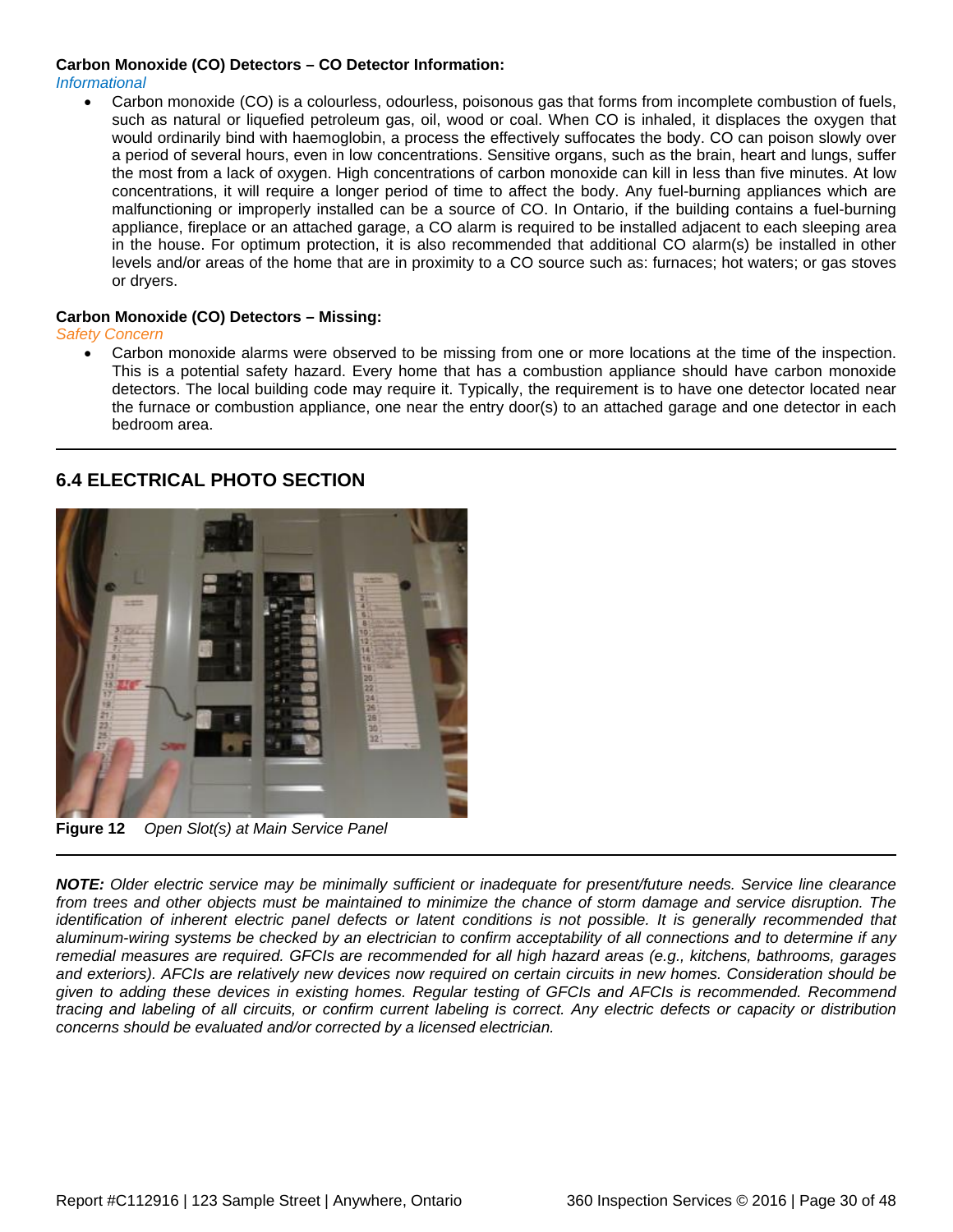**Carbon Monoxide (CO) Detectors – CO Detector Information:**

*Informational*

- Carbon monoxide (CO) is a colourless, odourless, poisonous gas that forms from incomplete combustion of fuels, such as natural or liquefied petroleum gas, oil, wood or coal. When CO is inhaled, it displaces the oxygen that would ordinarily bind with haemoglobin, a process the effectively suffocates the body. CO can poison slowly over a period of several hours, even in low concentrations. Sensitive organs, such as the brain, heart and lungs, suffer the most from a lack of oxygen. High concentrations of carbon monoxide can kill in less than five minutes. At low concentrations, it will require a longer period of time to affect the body. Any fuel-burning appliances which are malfunctioning or improperly installed can be a source of CO. In Ontario, if the building contains a fuel-burning appliance, fireplace or an attached garage, a CO alarm is required to be installed adjacent to each sleeping area in the house. For optimum protection, it is also recommended that additional CO alarm(s) be installed in other levels and/or areas of the home that are in proximity to a CO source such as: furnaces; hot waters; or gas stoves or dryers.

**Carbon Monoxide (CO) Detectors – Missing:**

*Safety Concern*

- Carbon monoxide alarms were observed to be missing from one or more locations at the time of the inspection. This is a potential safety hazard. Every home that has a combustion appliance should have carbon monoxide detectors. The local building code may require it. Typically, the requirement is to have one detector located near the furnace or combustion appliance, one near the entry door(s) to an attached garage and one detector in each bedroom area.

---

## 6.4 ELECTRICAL PHOTO SECTION

**Figure 12** *Open Slot(s) at Main Service Panel*

---

***NOTE:*** *Older electric service may be minimally sufficient or inadequate for present/future needs. Service line clearance from trees and other objects must be maintained to minimize the chance of storm damage and service disruption. The identification of inherent electric panel defects or latent conditions is not possible. It is generally recommended that aluminum-wiring systems be checked by an electrician to confirm acceptability of all connections and to determine if any remedial measures are required. GFCIs are recommended for all high hazard areas (e.g., kitchens, bathrooms, garages and exteriors). AFCIs are relatively new devices now required on certain circuits in new homes. Consideration should be given to adding these devices in existing homes. Regular testing of GFCIs and AFCIs is recommended. Recommend tracing and labeling of all circuits, or confirm current labeling is correct. Any electric defects or capacity or distribution concerns should be evaluated and/or corrected by a licensed electrician.*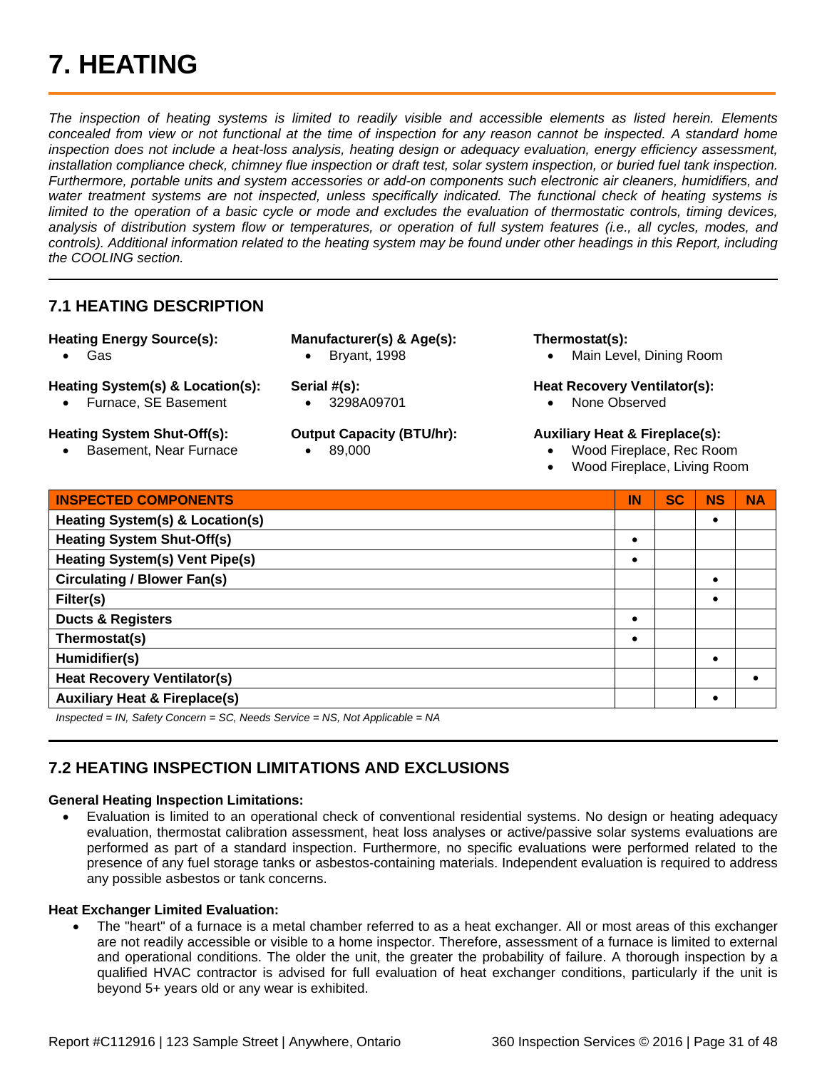# 7. HEATING

*The inspection of heating systems is limited to readily visible and accessible elements as listed herein. Elements concealed from view or not functional at the time of inspection for any reason cannot be inspected. A standard home inspection does not include a heat-loss analysis, heating design or adequacy evaluation, energy efficiency assessment, installation compliance check, chimney flue inspection or draft test, solar system inspection, or buried fuel tank inspection. Furthermore, portable units and system accessories or add-on components such electronic air cleaners, humidifiers, and water treatment systems are not inspected, unless specifically indicated. The functional check of heating systems is limited to the operation of a basic cycle or mode and excludes the evaluation of thermostatic controls, timing devices, analysis of distribution system flow or temperatures, or operation of full system features (i.e., all cycles, modes, and controls). Additional information related to the heating system may be found under other headings in this Report, including the COOLING section.*

## 7.1 HEATING DESCRIPTION

**Heating Energy Source(s):**
- Gas

**Heating System(s) & Location(s):**
- Furnace, SE Basement

**Heating System Shut-Off(s):**
- Basement, Near Furnace

**Manufacturer(s) & Age(s):**
- Bryant, 1998

**Serial #(s):**
- 3298A09701

**Output Capacity (BTU/hr):**
- 89,000

**Thermostat(s):**
- Main Level, Dining Room

**Heat Recovery Ventilator(s):**
- None Observed

**Auxiliary Heat & Fireplace(s):**
- Wood Fireplace, Rec Room
- Wood Fireplace, Living Room

| INSPECTED COMPONENTS | IN | SC | NS | NA |
|---|---|---|---|---|
| **Heating System(s) & Location(s)** | | | • | |
| **Heating System Shut-Off(s)** | • | | | |
| **Heating System(s) Vent Pipe(s)** | • | | | |
| **Circulating / Blower Fan(s)** | | | • | |
| **Filter(s)** | | | • | |
| **Ducts & Registers** | • | | | |
| **Thermostat(s)** | • | | | |
| **Humidifier(s)** | | | • | |
| **Heat Recovery Ventilator(s)** | | | | • |
| **Auxiliary Heat & Fireplace(s)** | | | • | |

*Inspected = IN, Safety Concern = SC, Needs Service = NS, Not Applicable = NA*

## 7.2 HEATING INSPECTION LIMITATIONS AND EXCLUSIONS

**General Heating Inspection Limitations:**
- Evaluation is limited to an operational check of conventional residential systems. No design or heating adequacy evaluation, thermostat calibration assessment, heat loss analyses or active/passive solar systems evaluations are performed as part of a standard inspection. Furthermore, no specific evaluations were performed related to the presence of any fuel storage tanks or asbestos-containing materials. Independent evaluation is required to address any possible asbestos or tank concerns.

**Heat Exchanger Limited Evaluation:**
- The "heart" of a furnace is a metal chamber referred to as a heat exchanger. All or most areas of this exchanger are not readily accessible or visible to a home inspector. Therefore, assessment of a furnace is limited to external and operational conditions. The older the unit, the greater the probability of failure. A thorough inspection by a qualified HVAC contractor is advised for full evaluation of heat exchanger conditions, particularly if the unit is beyond 5+ years old or any wear is exhibited.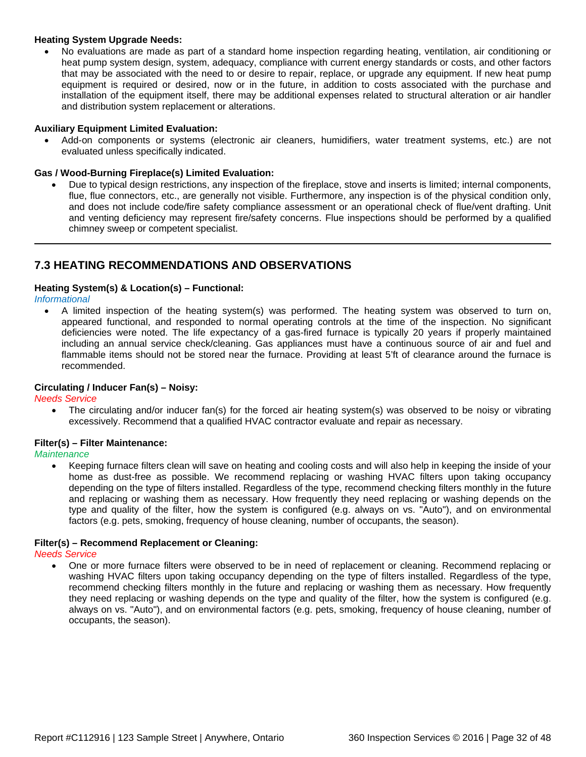**Heating System Upgrade Needs:**

- No evaluations are made as part of a standard home inspection regarding heating, ventilation, air conditioning or heat pump system design, system, adequacy, compliance with current energy standards or costs, and other factors that may be associated with the need to or desire to repair, replace, or upgrade any equipment. If new heat pump equipment is required or desired, now or in the future, in addition to costs associated with the purchase and installation of the equipment itself, there may be additional expenses related to structural alteration or air handler and distribution system replacement or alterations.

**Auxiliary Equipment Limited Evaluation:**

- Add-on components or systems (electronic air cleaners, humidifiers, water treatment systems, etc.) are not evaluated unless specifically indicated.

**Gas / Wood-Burning Fireplace(s) Limited Evaluation:**

- Due to typical design restrictions, any inspection of the fireplace, stove and inserts is limited; internal components, flue, flue connectors, etc., are generally not visible. Furthermore, any inspection is of the physical condition only, and does not include code/fire safety compliance assessment or an operational check of flue/vent drafting. Unit and venting deficiency may represent fire/safety concerns. Flue inspections should be performed by a qualified chimney sweep or competent specialist.

---

## 7.3 HEATING RECOMMENDATIONS AND OBSERVATIONS

**Heating System(s) & Location(s) – Functional:**

*Informational*

- A limited inspection of the heating system(s) was performed. The heating system was observed to turn on, appeared functional, and responded to normal operating controls at the time of the inspection. No significant deficiencies were noted. The life expectancy of a gas-fired furnace is typically 20 years if properly maintained including an annual service check/cleaning. Gas appliances must have a continuous source of air and fuel and flammable items should not be stored near the furnace. Providing at least 5'ft of clearance around the furnace is recommended.

**Circulating / Inducer Fan(s) – Noisy:**

*Needs Service*

- The circulating and/or inducer fan(s) for the forced air heating system(s) was observed to be noisy or vibrating excessively. Recommend that a qualified HVAC contractor evaluate and repair as necessary.

**Filter(s) – Filter Maintenance:**

*Maintenance*

- Keeping furnace filters clean will save on heating and cooling costs and will also help in keeping the inside of your home as dust-free as possible. We recommend replacing or washing HVAC filters upon taking occupancy depending on the type of filters installed. Regardless of the type, recommend checking filters monthly in the future and replacing or washing them as necessary. How frequently they need replacing or washing depends on the type and quality of the filter, how the system is configured (e.g. always on vs. "Auto"), and on environmental factors (e.g. pets, smoking, frequency of house cleaning, number of occupants, the season).

**Filter(s) – Recommend Replacement or Cleaning:**

*Needs Service*

- One or more furnace filters were observed to be in need of replacement or cleaning. Recommend replacing or washing HVAC filters upon taking occupancy depending on the type of filters installed. Regardless of the type, recommend checking filters monthly in the future and replacing or washing them as necessary. How frequently they need replacing or washing depends on the type and quality of the filter, how the system is configured (e.g. always on vs. "Auto"), and on environmental factors (e.g. pets, smoking, frequency of house cleaning, number of occupants, the season).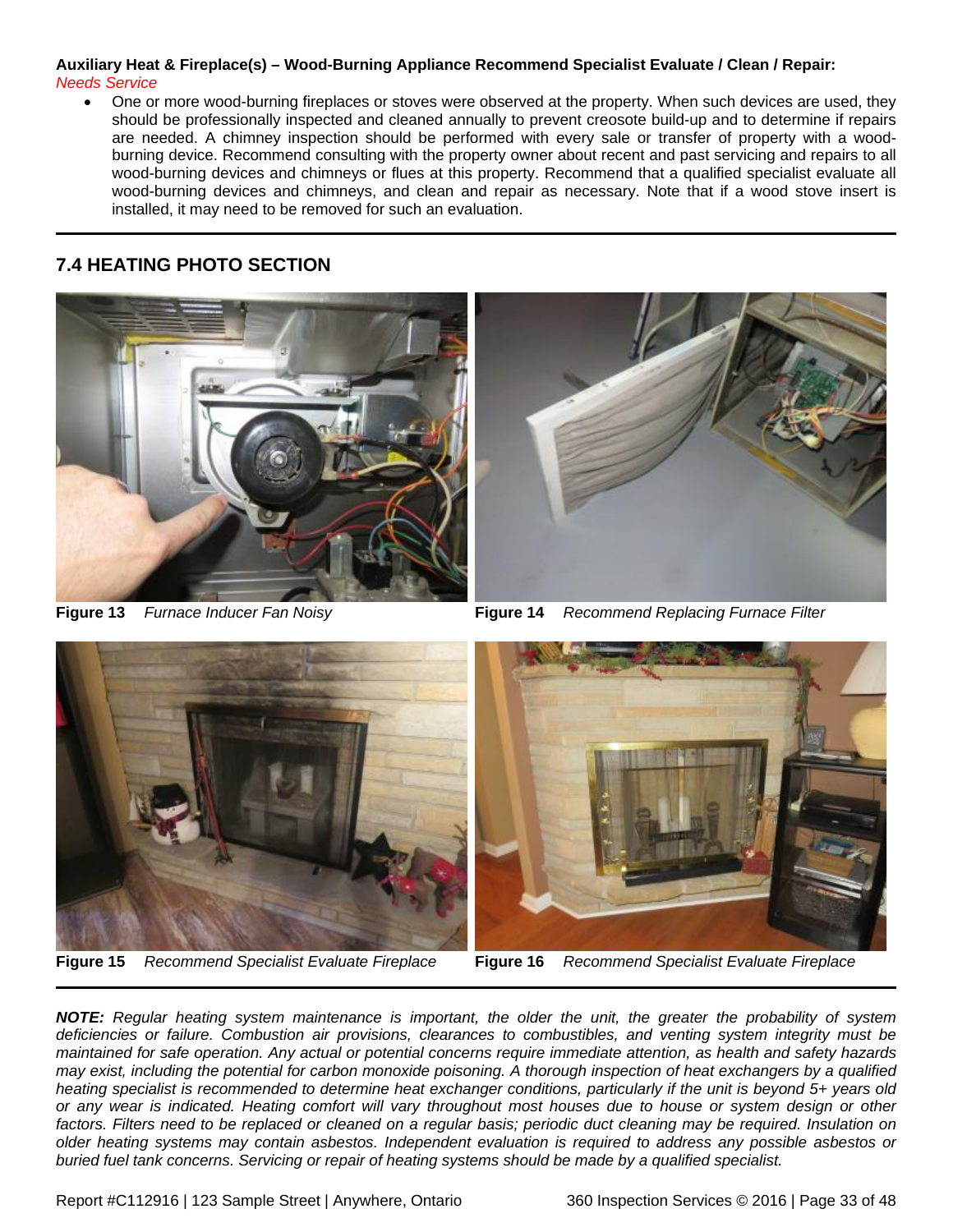**Auxiliary Heat & Fireplace(s) – Wood-Burning Appliance Recommend Specialist Evaluate / Clean / Repair:**
*Needs Service*

- One or more wood-burning fireplaces or stoves were observed at the property. When such devices are used, they should be professionally inspected and cleaned annually to prevent creosote build-up and to determine if repairs are needed. A chimney inspection should be performed with every sale or transfer of property with a wood-burning device. Recommend consulting with the property owner about recent and past servicing and repairs to all wood-burning devices and chimneys or flues at this property. Recommend that a qualified specialist evaluate all wood-burning devices and chimneys, and clean and repair as necessary. Note that if a wood stove insert is installed, it may need to be removed for such an evaluation.

## 7.4 HEATING PHOTO SECTION

**Figure 13** *Furnace Inducer Fan Noisy*

**Figure 14** *Recommend Replacing Furnace Filter*

**Figure 15** *Recommend Specialist Evaluate Fireplace*

**Figure 16** *Recommend Specialist Evaluate Fireplace*

***NOTE:*** *Regular heating system maintenance is important, the older the unit, the greater the probability of system deficiencies or failure. Combustion air provisions, clearances to combustibles, and venting system integrity must be maintained for safe operation. Any actual or potential concerns require immediate attention, as health and safety hazards may exist, including the potential for carbon monoxide poisoning. A thorough inspection of heat exchangers by a qualified heating specialist is recommended to determine heat exchanger conditions, particularly if the unit is beyond 5+ years old or any wear is indicated. Heating comfort will vary throughout most houses due to house or system design or other factors. Filters need to be replaced or cleaned on a regular basis; periodic duct cleaning may be required. Insulation on older heating systems may contain asbestos. Independent evaluation is required to address any possible asbestos or buried fuel tank concerns. Servicing or repair of heating systems should be made by a qualified specialist.*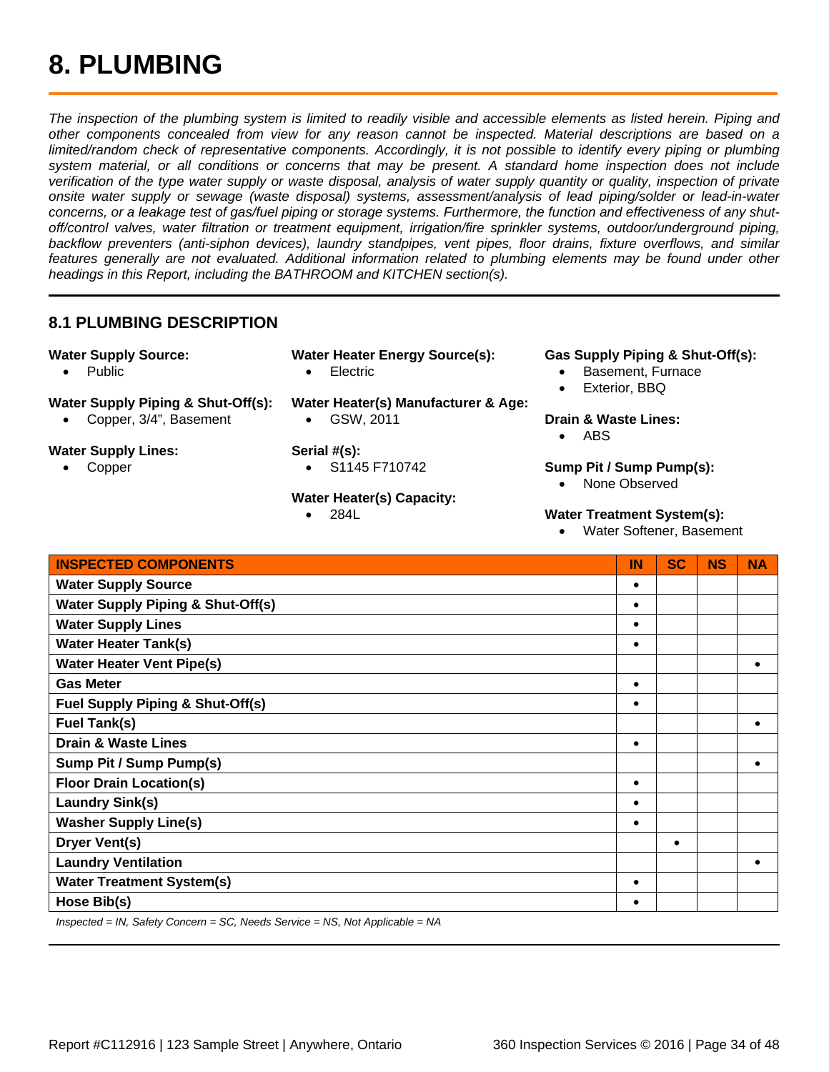# 8. PLUMBING

*The inspection of the plumbing system is limited to readily visible and accessible elements as listed herein. Piping and other components concealed from view for any reason cannot be inspected. Material descriptions are based on a limited/random check of representative components. Accordingly, it is not possible to identify every piping or plumbing system material, or all conditions or concerns that may be present. A standard home inspection does not include verification of the type water supply or waste disposal, analysis of water supply quantity or quality, inspection of private onsite water supply or sewage (waste disposal) systems, assessment/analysis of lead piping/solder or lead-in-water concerns, or a leakage test of gas/fuel piping or storage systems. Furthermore, the function and effectiveness of any shut-off/control valves, water filtration or treatment equipment, irrigation/fire sprinkler systems, outdoor/underground piping, backflow preventers (anti-siphon devices), laundry standpipes, vent pipes, floor drains, fixture overflows, and similar features generally are not evaluated. Additional information related to plumbing elements may be found under other headings in this Report, including the BATHROOM and KITCHEN section(s).*

## 8.1 PLUMBING DESCRIPTION

**Water Supply Source:**
- Public

**Water Supply Piping & Shut-Off(s):**
- Copper, 3/4", Basement

**Water Supply Lines:**
- Copper

**Water Heater Energy Source(s):**
- Electric

**Water Heater(s) Manufacturer & Age:**
- GSW, 2011

**Serial #(s):**
- S1145 F710742

**Water Heater(s) Capacity:**
- 284L

**Gas Supply Piping & Shut-Off(s):**
- Basement, Furnace
- Exterior, BBQ

**Drain & Waste Lines:**
- ABS

**Sump Pit / Sump Pump(s):**
- None Observed

**Water Treatment System(s):**
- Water Softener, Basement

| INSPECTED COMPONENTS | IN | SC | NS | NA |
|---|---|---|---|---|
| **Water Supply Source** | • | | | |
| **Water Supply Piping & Shut-Off(s)** | • | | | |
| **Water Supply Lines** | • | | | |
| **Water Heater Tank(s)** | • | | | |
| **Water Heater Vent Pipe(s)** | | | | • |
| **Gas Meter** | • | | | |
| **Fuel Supply Piping & Shut-Off(s)** | • | | | |
| **Fuel Tank(s)** | | | | • |
| **Drain & Waste Lines** | • | | | |
| **Sump Pit / Sump Pump(s)** | | | | • |
| **Floor Drain Location(s)** | • | | | |
| **Laundry Sink(s)** | • | | | |
| **Washer Supply Line(s)** | • | | | |
| **Dryer Vent(s)** | | • | | |
| **Laundry Ventilation** | | | | • |
| **Water Treatment System(s)** | • | | | |
| **Hose Bib(s)** | • | | | |

*Inspected = IN, Safety Concern = SC, Needs Service = NS, Not Applicable = NA*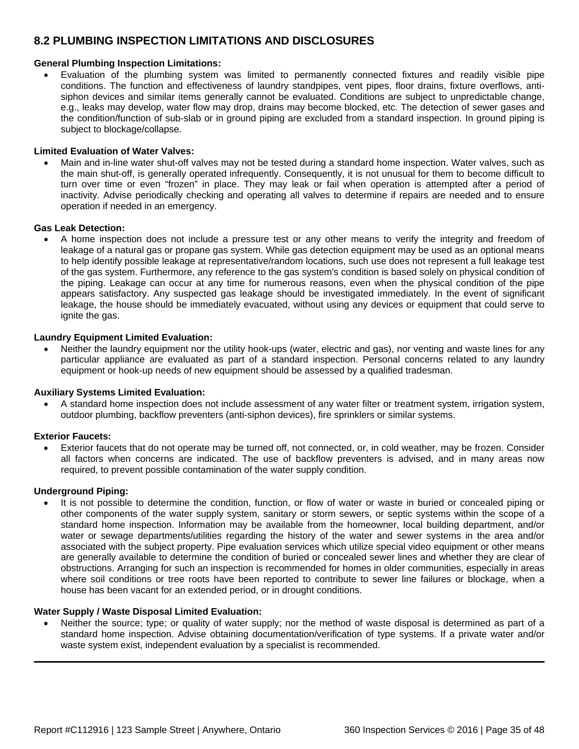## 8.2 PLUMBING INSPECTION LIMITATIONS AND DISCLOSURES

**General Plumbing Inspection Limitations:**

- Evaluation of the plumbing system was limited to permanently connected fixtures and readily visible pipe conditions. The function and effectiveness of laundry standpipes, vent pipes, floor drains, fixture overflows, anti-siphon devices and similar items generally cannot be evaluated. Conditions are subject to unpredictable change, e.g., leaks may develop, water flow may drop, drains may become blocked, etc. The detection of sewer gases and the condition/function of sub-slab or in ground piping are excluded from a standard inspection. In ground piping is subject to blockage/collapse.

**Limited Evaluation of Water Valves:**

- Main and in-line water shut-off valves may not be tested during a standard home inspection. Water valves, such as the main shut-off, is generally operated infrequently. Consequently, it is not unusual for them to become difficult to turn over time or even "frozen" in place. They may leak or fail when operation is attempted after a period of inactivity. Advise periodically checking and operating all valves to determine if repairs are needed and to ensure operation if needed in an emergency.

**Gas Leak Detection:**

- A home inspection does not include a pressure test or any other means to verify the integrity and freedom of leakage of a natural gas or propane gas system. While gas detection equipment may be used as an optional means to help identify possible leakage at representative/random locations, such use does not represent a full leakage test of the gas system. Furthermore, any reference to the gas system's condition is based solely on physical condition of the piping. Leakage can occur at any time for numerous reasons, even when the physical condition of the pipe appears satisfactory. Any suspected gas leakage should be investigated immediately. In the event of significant leakage, the house should be immediately evacuated, without using any devices or equipment that could serve to ignite the gas.

**Laundry Equipment Limited Evaluation:**

- Neither the laundry equipment nor the utility hook-ups (water, electric and gas), nor venting and waste lines for any particular appliance are evaluated as part of a standard inspection. Personal concerns related to any laundry equipment or hook-up needs of new equipment should be assessed by a qualified tradesman.

**Auxiliary Systems Limited Evaluation:**

- A standard home inspection does not include assessment of any water filter or treatment system, irrigation system, outdoor plumbing, backflow preventers (anti-siphon devices), fire sprinklers or similar systems.

**Exterior Faucets:**

- Exterior faucets that do not operate may be turned off, not connected, or, in cold weather, may be frozen. Consider all factors when concerns are indicated. The use of backflow preventers is advised, and in many areas now required, to prevent possible contamination of the water supply condition.

**Underground Piping:**

- It is not possible to determine the condition, function, or flow of water or waste in buried or concealed piping or other components of the water supply system, sanitary or storm sewers, or septic systems within the scope of a standard home inspection. Information may be available from the homeowner, local building department, and/or water or sewage departments/utilities regarding the history of the water and sewer systems in the area and/or associated with the subject property. Pipe evaluation services which utilize special video equipment or other means are generally available to determine the condition of buried or concealed sewer lines and whether they are clear of obstructions. Arranging for such an inspection is recommended for homes in older communities, especially in areas where soil conditions or tree roots have been reported to contribute to sewer line failures or blockage, when a house has been vacant for an extended period, or in drought conditions.

**Water Supply / Waste Disposal Limited Evaluation:**

- Neither the source; type; or quality of water supply; nor the method of waste disposal is determined as part of a standard home inspection. Advise obtaining documentation/verification of type systems. If a private water and/or waste system exist, independent evaluation by a specialist is recommended.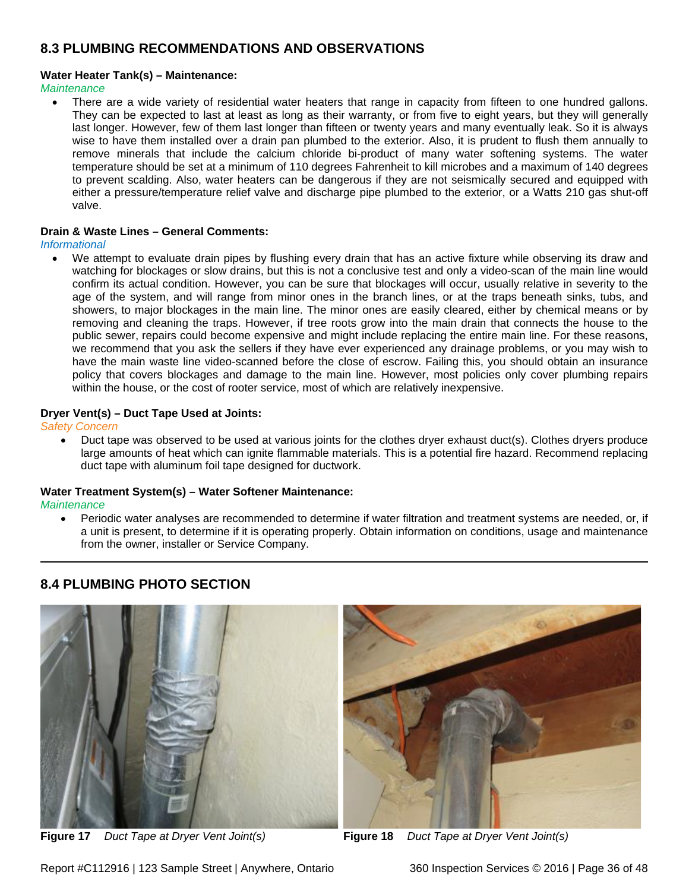## 8.3 PLUMBING RECOMMENDATIONS AND OBSERVATIONS

**Water Heater Tank(s) – Maintenance:**

*Maintenance*

- There are a wide variety of residential water heaters that range in capacity from fifteen to one hundred gallons. They can be expected to last at least as long as their warranty, or from five to eight years, but they will generally last longer. However, few of them last longer than fifteen or twenty years and many eventually leak. So it is always wise to have them installed over a drain pan plumbed to the exterior. Also, it is prudent to flush them annually to remove minerals that include the calcium chloride bi-product of many water softening systems. The water temperature should be set at a minimum of 110 degrees Fahrenheit to kill microbes and a maximum of 140 degrees to prevent scalding. Also, water heaters can be dangerous if they are not seismically secured and equipped with either a pressure/temperature relief valve and discharge pipe plumbed to the exterior, or a Watts 210 gas shut-off valve.

**Drain & Waste Lines – General Comments:**

*Informational*

- We attempt to evaluate drain pipes by flushing every drain that has an active fixture while observing its draw and watching for blockages or slow drains, but this is not a conclusive test and only a video-scan of the main line would confirm its actual condition. However, you can be sure that blockages will occur, usually relative in severity to the age of the system, and will range from minor ones in the branch lines, or at the traps beneath sinks, tubs, and showers, to major blockages in the main line. The minor ones are easily cleared, either by chemical means or by removing and cleaning the traps. However, if tree roots grow into the main drain that connects the house to the public sewer, repairs could become expensive and might include replacing the entire main line. For these reasons, we recommend that you ask the sellers if they have ever experienced any drainage problems, or you may wish to have the main waste line video-scanned before the close of escrow. Failing this, you should obtain an insurance policy that covers blockages and damage to the main line. However, most policies only cover plumbing repairs within the house, or the cost of rooter service, most of which are relatively inexpensive.

**Dryer Vent(s) – Duct Tape Used at Joints:**

*Safety Concern*

- Duct tape was observed to be used at various joints for the clothes dryer exhaust duct(s). Clothes dryers produce large amounts of heat which can ignite flammable materials. This is a potential fire hazard. Recommend replacing duct tape with aluminum foil tape designed for ductwork.

**Water Treatment System(s) – Water Softener Maintenance:**

*Maintenance*

- Periodic water analyses are recommended to determine if water filtration and treatment systems are needed, or, if a unit is present, to determine if it is operating properly. Obtain information on conditions, usage and maintenance from the owner, installer or Service Company.

---

## 8.4 PLUMBING PHOTO SECTION

**Figure 17** *Duct Tape at Dryer Vent Joint(s)*

**Figure 18** *Duct Tape at Dryer Vent Joint(s)*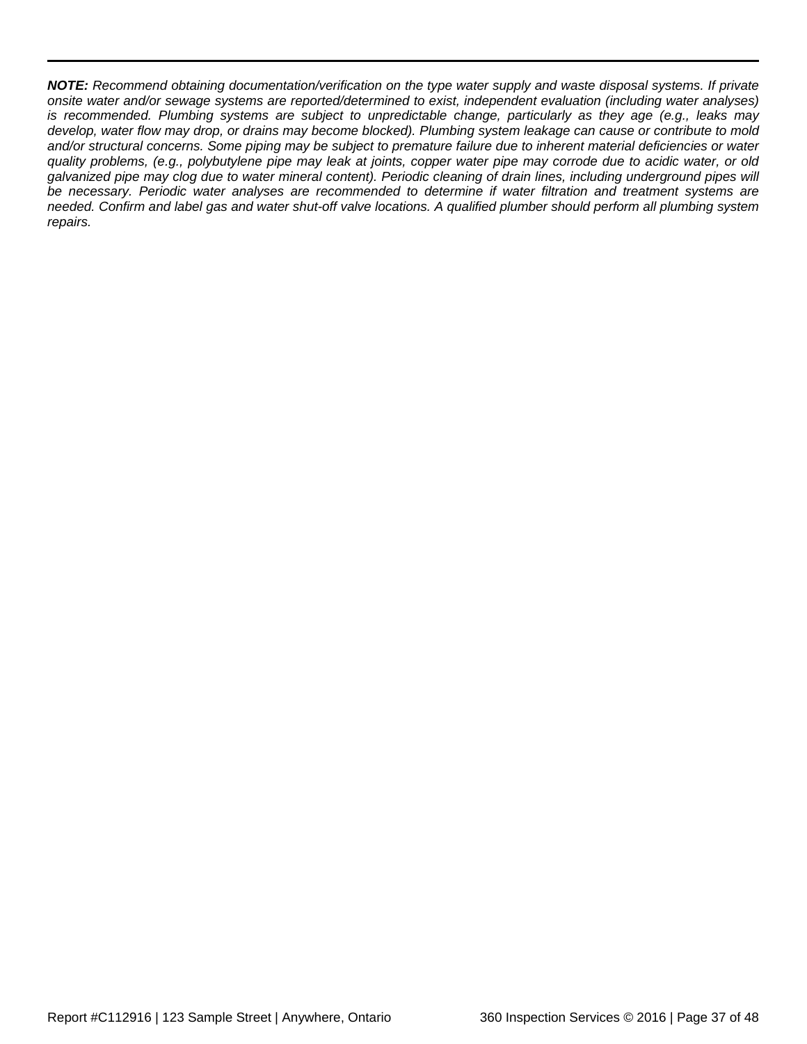***NOTE:*** *Recommend obtaining documentation/verification on the type water supply and waste disposal systems. If private onsite water and/or sewage systems are reported/determined to exist, independent evaluation (including water analyses) is recommended. Plumbing systems are subject to unpredictable change, particularly as they age (e.g., leaks may develop, water flow may drop, or drains may become blocked). Plumbing system leakage can cause or contribute to mold and/or structural concerns. Some piping may be subject to premature failure due to inherent material deficiencies or water quality problems, (e.g., polybutylene pipe may leak at joints, copper water pipe may corrode due to acidic water, or old galvanized pipe may clog due to water mineral content). Periodic cleaning of drain lines, including underground pipes will be necessary. Periodic water analyses are recommended to determine if water filtration and treatment systems are needed. Confirm and label gas and water shut-off valve locations. A qualified plumber should perform all plumbing system repairs.*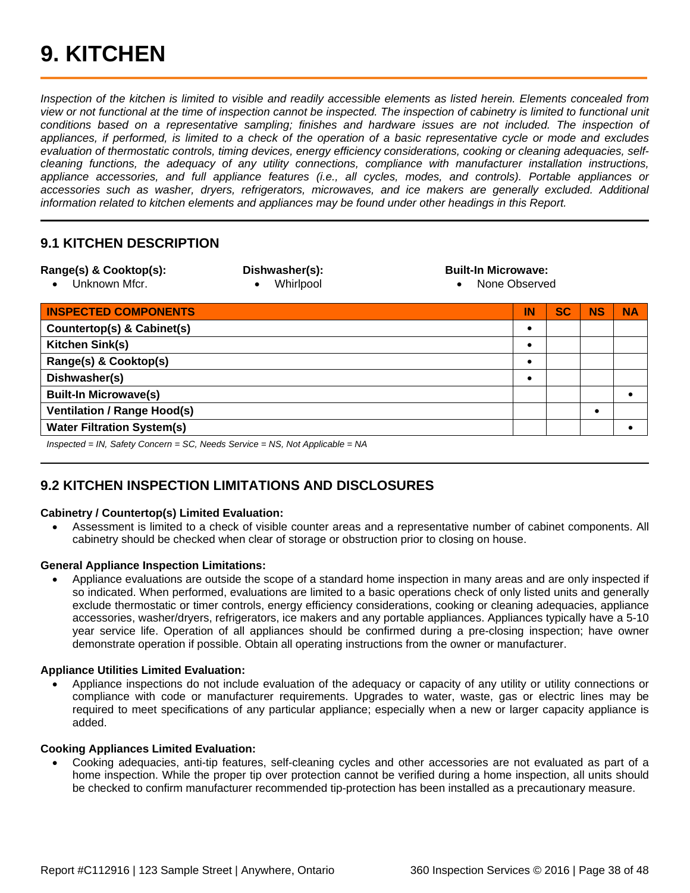# 9. KITCHEN

*Inspection of the kitchen is limited to visible and readily accessible elements as listed herein. Elements concealed from view or not functional at the time of inspection cannot be inspected. The inspection of cabinetry is limited to functional unit conditions based on a representative sampling; finishes and hardware issues are not included. The inspection of appliances, if performed, is limited to a check of the operation of a basic representative cycle or mode and excludes evaluation of thermostatic controls, timing devices, energy efficiency considerations, cooking or cleaning adequacies, self-cleaning functions, the adequacy of any utility connections, compliance with manufacturer installation instructions, appliance accessories, and full appliance features (i.e., all cycles, modes, and controls). Portable appliances or accessories such as washer, dryers, refrigerators, microwaves, and ice makers are generally excluded. Additional information related to kitchen elements and appliances may be found under other headings in this Report.*

## 9.1 KITCHEN DESCRIPTION

**Range(s) & Cooktop(s):**
- Unknown Mfcr.

**Dishwasher(s):**
- Whirlpool

**Built-In Microwave:**
- None Observed

| INSPECTED COMPONENTS | IN | SC | NS | NA |
|---|---|---|---|---|
| **Countertop(s) & Cabinet(s)** | • | | | |
| **Kitchen Sink(s)** | • | | | |
| **Range(s) & Cooktop(s)** | • | | | |
| **Dishwasher(s)** | • | | | |
| **Built-In Microwave(s)** | | | | • |
| **Ventilation / Range Hood(s)** | | | • | |
| **Water Filtration System(s)** | | | | • |

*Inspected = IN, Safety Concern = SC, Needs Service = NS, Not Applicable = NA*

## 9.2 KITCHEN INSPECTION LIMITATIONS AND DISCLOSURES

**Cabinetry / Countertop(s) Limited Evaluation:**
- Assessment is limited to a check of visible counter areas and a representative number of cabinet components. All cabinetry should be checked when clear of storage or obstruction prior to closing on house.

**General Appliance Inspection Limitations:**
- Appliance evaluations are outside the scope of a standard home inspection in many areas and are only inspected if so indicated. When performed, evaluations are limited to a basic operations check of only listed units and generally exclude thermostatic or timer controls, energy efficiency considerations, cooking or cleaning adequacies, appliance accessories, washer/dryers, refrigerators, ice makers and any portable appliances. Appliances typically have a 5-10 year service life. Operation of all appliances should be confirmed during a pre-closing inspection; have owner demonstrate operation if possible. Obtain all operating instructions from the owner or manufacturer.

**Appliance Utilities Limited Evaluation:**
- Appliance inspections do not include evaluation of the adequacy or capacity of any utility or utility connections or compliance with code or manufacturer requirements. Upgrades to water, waste, gas or electric lines may be required to meet specifications of any particular appliance; especially when a new or larger capacity appliance is added.

**Cooking Appliances Limited Evaluation:**
- Cooking adequacies, anti-tip features, self-cleaning cycles and other accessories are not evaluated as part of a home inspection. While the proper tip over protection cannot be verified during a home inspection, all units should be checked to confirm manufacturer recommended tip-protection has been installed as a precautionary measure.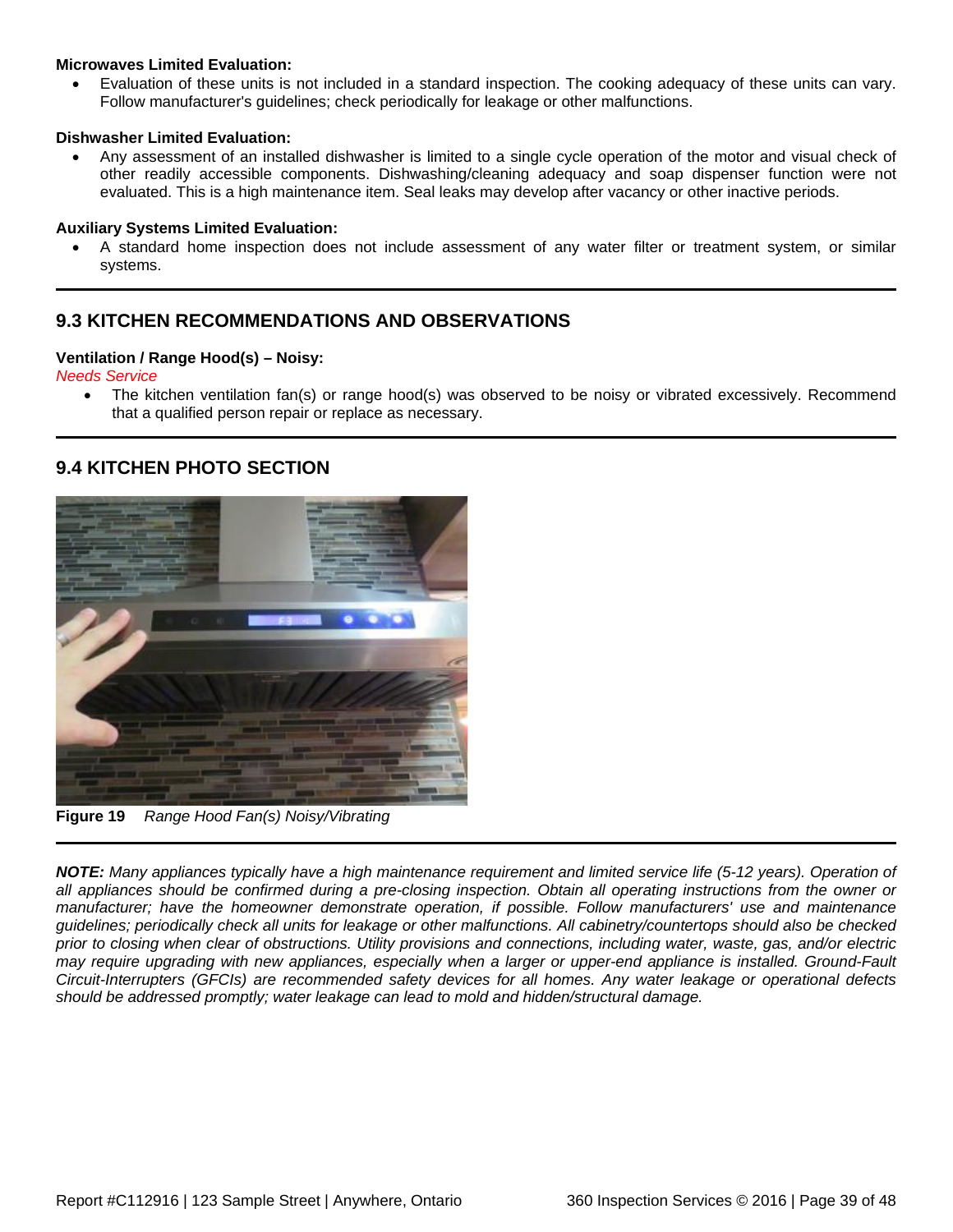**Microwaves Limited Evaluation:**

- Evaluation of these units is not included in a standard inspection. The cooking adequacy of these units can vary. Follow manufacturer's guidelines; check periodically for leakage or other malfunctions.

**Dishwasher Limited Evaluation:**

- Any assessment of an installed dishwasher is limited to a single cycle operation of the motor and visual check of other readily accessible components. Dishwashing/cleaning adequacy and soap dispenser function were not evaluated. This is a high maintenance item. Seal leaks may develop after vacancy or other inactive periods.

**Auxiliary Systems Limited Evaluation:**

- A standard home inspection does not include assessment of any water filter or treatment system, or similar systems.

---

## 9.3 KITCHEN RECOMMENDATIONS AND OBSERVATIONS

**Ventilation / Range Hood(s) – Noisy:**

*Needs Service*

- The kitchen ventilation fan(s) or range hood(s) was observed to be noisy or vibrated excessively. Recommend that a qualified person repair or replace as necessary.

---

## 9.4 KITCHEN PHOTO SECTION

**Figure 19** *Range Hood Fan(s) Noisy/Vibrating*

---

***NOTE:*** *Many appliances typically have a high maintenance requirement and limited service life (5-12 years). Operation of all appliances should be confirmed during a pre-closing inspection. Obtain all operating instructions from the owner or manufacturer; have the homeowner demonstrate operation, if possible. Follow manufacturers' use and maintenance guidelines; periodically check all units for leakage or other malfunctions. All cabinetry/countertops should also be checked prior to closing when clear of obstructions. Utility provisions and connections, including water, waste, gas, and/or electric may require upgrading with new appliances, especially when a larger or upper-end appliance is installed. Ground-Fault Circuit-Interrupters (GFCIs) are recommended safety devices for all homes. Any water leakage or operational defects should be addressed promptly; water leakage can lead to mold and hidden/structural damage.*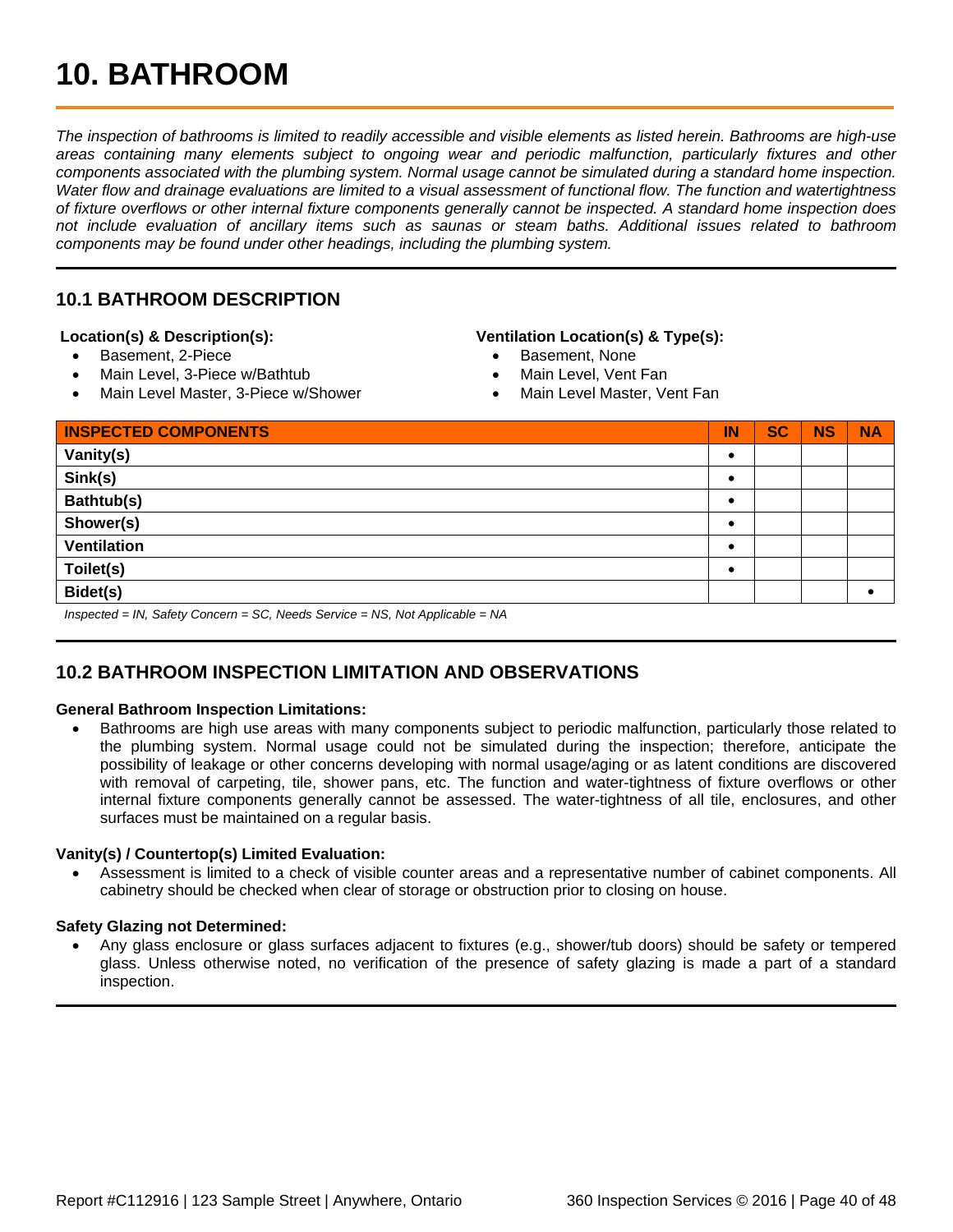# 10. BATHROOM

*The inspection of bathrooms is limited to readily accessible and visible elements as listed herein. Bathrooms are high-use areas containing many elements subject to ongoing wear and periodic malfunction, particularly fixtures and other components associated with the plumbing system. Normal usage cannot be simulated during a standard home inspection. Water flow and drainage evaluations are limited to a visual assessment of functional flow. The function and watertightness of fixture overflows or other internal fixture components generally cannot be inspected. A standard home inspection does not include evaluation of ancillary items such as saunas or steam baths. Additional issues related to bathroom components may be found under other headings, including the plumbing system.*

## 10.1 BATHROOM DESCRIPTION

**Location(s) & Description(s):**

- Basement, 2-Piece
- Main Level, 3-Piece w/Bathtub
- Main Level Master, 3-Piece w/Shower

**Ventilation Location(s) & Type(s):**

- Basement, None
- Main Level, Vent Fan
- Main Level Master, Vent Fan

| INSPECTED COMPONENTS | IN | SC | NS | NA |
|---|---|---|---|---|
| **Vanity(s)** | • | | | |
| **Sink(s)** | • | | | |
| **Bathtub(s)** | • | | | |
| **Shower(s)** | • | | | |
| **Ventilation** | • | | | |
| **Toilet(s)** | • | | | |
| **Bidet(s)** | | | | • |

*Inspected = IN, Safety Concern = SC, Needs Service = NS, Not Applicable = NA*

## 10.2 BATHROOM INSPECTION LIMITATION AND OBSERVATIONS

**General Bathroom Inspection Limitations:**

- Bathrooms are high use areas with many components subject to periodic malfunction, particularly those related to the plumbing system. Normal usage could not be simulated during the inspection; therefore, anticipate the possibility of leakage or other concerns developing with normal usage/aging or as latent conditions are discovered with removal of carpeting, tile, shower pans, etc. The function and water-tightness of fixture overflows or other internal fixture components generally cannot be assessed. The water-tightness of all tile, enclosures, and other surfaces must be maintained on a regular basis.

**Vanity(s) / Countertop(s) Limited Evaluation:**

- Assessment is limited to a check of visible counter areas and a representative number of cabinet components. All cabinetry should be checked when clear of storage or obstruction prior to closing on house.

**Safety Glazing not Determined:**

- Any glass enclosure or glass surfaces adjacent to fixtures (e.g., shower/tub doors) should be safety or tempered glass. Unless otherwise noted, no verification of the presence of safety glazing is made a part of a standard inspection.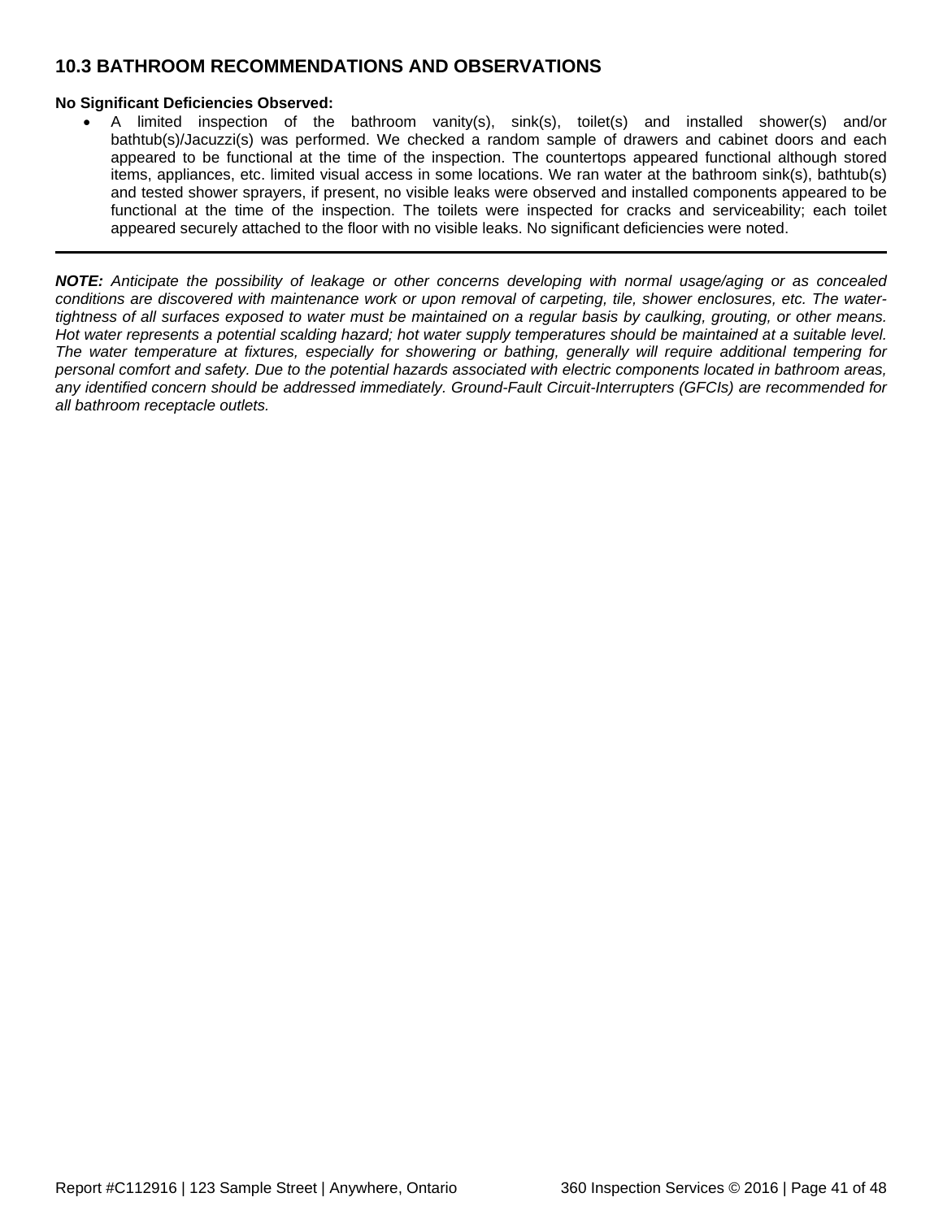## 10.3 BATHROOM RECOMMENDATIONS AND OBSERVATIONS

**No Significant Deficiencies Observed:**

- A limited inspection of the bathroom vanity(s), sink(s), toilet(s) and installed shower(s) and/or bathtub(s)/Jacuzzi(s) was performed. We checked a random sample of drawers and cabinet doors and each appeared to be functional at the time of the inspection. The countertops appeared functional although stored items, appliances, etc. limited visual access in some locations. We ran water at the bathroom sink(s), bathtub(s) and tested shower sprayers, if present, no visible leaks were observed and installed components appeared to be functional at the time of the inspection. The toilets were inspected for cracks and serviceability; each toilet appeared securely attached to the floor with no visible leaks. No significant deficiencies were noted.

---

***NOTE:*** *Anticipate the possibility of leakage or other concerns developing with normal usage/aging or as concealed conditions are discovered with maintenance work or upon removal of carpeting, tile, shower enclosures, etc. The water-tightness of all surfaces exposed to water must be maintained on a regular basis by caulking, grouting, or other means. Hot water represents a potential scalding hazard; hot water supply temperatures should be maintained at a suitable level. The water temperature at fixtures, especially for showering or bathing, generally will require additional tempering for personal comfort and safety. Due to the potential hazards associated with electric components located in bathroom areas, any identified concern should be addressed immediately. Ground-Fault Circuit-Interrupters (GFCIs) are recommended for all bathroom receptacle outlets.*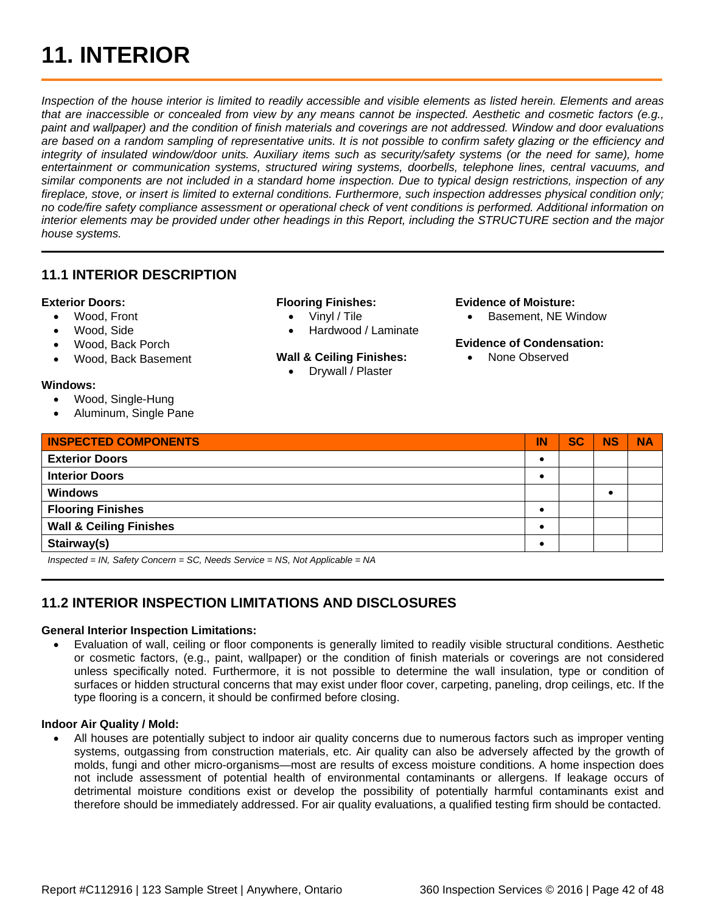# 11. INTERIOR

*Inspection of the house interior is limited to readily accessible and visible elements as listed herein. Elements and areas that are inaccessible or concealed from view by any means cannot be inspected. Aesthetic and cosmetic factors (e.g., paint and wallpaper) and the condition of finish materials and coverings are not addressed. Window and door evaluations are based on a random sampling of representative units. It is not possible to confirm safety glazing or the efficiency and integrity of insulated window/door units. Auxiliary items such as security/safety systems (or the need for same), home entertainment or communication systems, structured wiring systems, doorbells, telephone lines, central vacuums, and similar components are not included in a standard home inspection. Due to typical design restrictions, inspection of any fireplace, stove, or insert is limited to external conditions. Furthermore, such inspection addresses physical condition only; no code/fire safety compliance assessment or operational check of vent conditions is performed. Additional information on interior elements may be provided under other headings in this Report, including the STRUCTURE section and the major house systems.*

## 11.1 INTERIOR DESCRIPTION

**Exterior Doors:**
- Wood, Front
- Wood, Side
- Wood, Back Porch
- Wood, Back Basement

**Windows:**
- Wood, Single-Hung
- Aluminum, Single Pane

**Flooring Finishes:**
- Vinyl / Tile
- Hardwood / Laminate

**Wall & Ceiling Finishes:**
- Drywall / Plaster

**Evidence of Moisture:**
- Basement, NE Window

**Evidence of Condensation:**
- None Observed

| INSPECTED COMPONENTS | IN | SC | NS | NA |
|---|---|---|---|---|
| **Exterior Doors** | • | | | |
| **Interior Doors** | • | | | |
| **Windows** | | | • | |
| **Flooring Finishes** | • | | | |
| **Wall & Ceiling Finishes** | • | | | |
| **Stairway(s)** | • | | | |

*Inspected = IN, Safety Concern = SC, Needs Service = NS, Not Applicable = NA*

## 11.2 INTERIOR INSPECTION LIMITATIONS AND DISCLOSURES

**General Interior Inspection Limitations:**
- Evaluation of wall, ceiling or floor components is generally limited to readily visible structural conditions. Aesthetic or cosmetic factors, (e.g., paint, wallpaper) or the condition of finish materials or coverings are not considered unless specifically noted. Furthermore, it is not possible to determine the wall insulation, type or condition of surfaces or hidden structural concerns that may exist under floor cover, carpeting, paneling, drop ceilings, etc. If the type flooring is a concern, it should be confirmed before closing.

**Indoor Air Quality / Mold:**
- All houses are potentially subject to indoor air quality concerns due to numerous factors such as improper venting systems, outgassing from construction materials, etc. Air quality can also be adversely affected by the growth of molds, fungi and other micro-organisms—most are results of excess moisture conditions. A home inspection does not include assessment of potential health of environmental contaminants or allergens. If leakage occurs of detrimental moisture conditions exist or develop the possibility of potentially harmful contaminants exist and therefore should be immediately addressed. For air quality evaluations, a qualified testing firm should be contacted.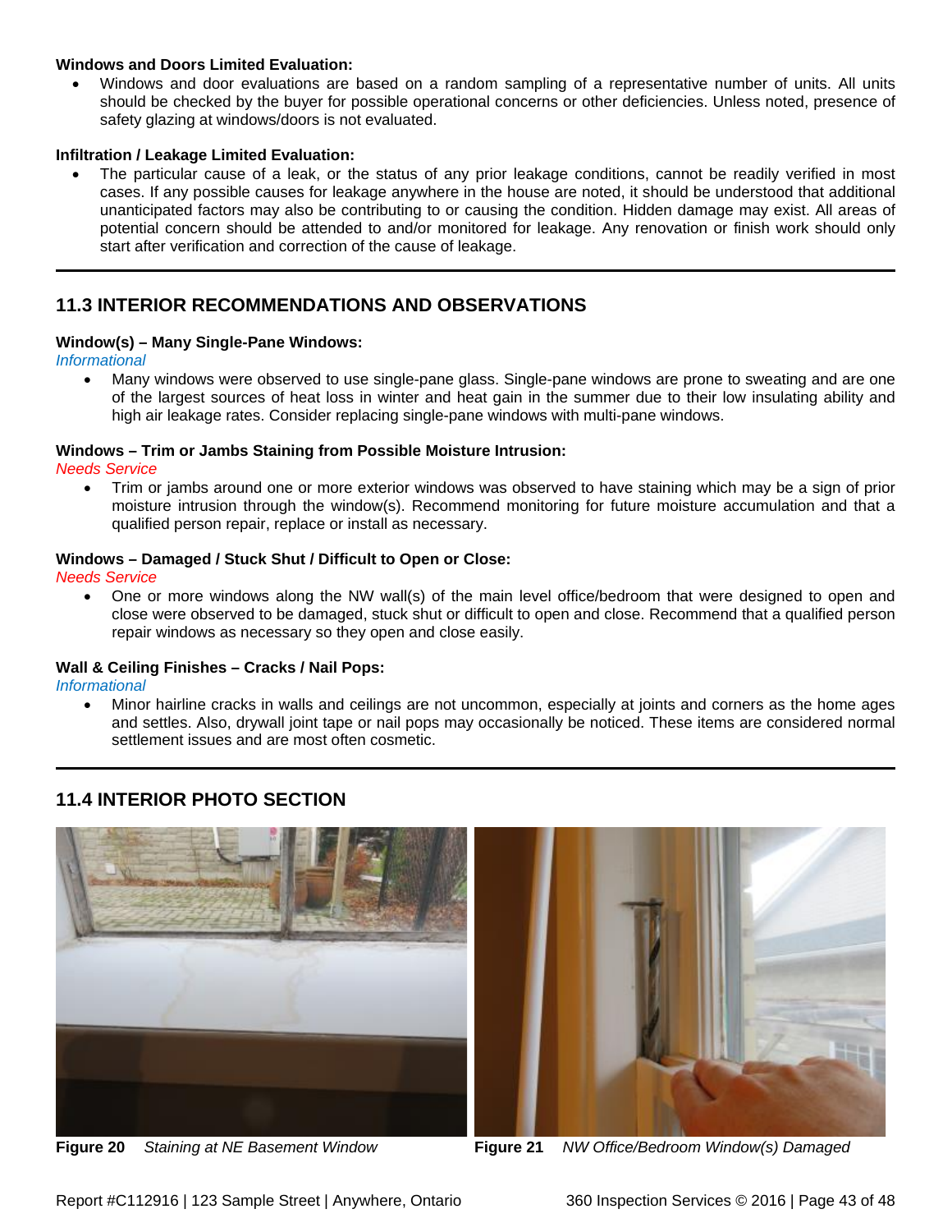**Windows and Doors Limited Evaluation:**

- Windows and door evaluations are based on a random sampling of a representative number of units. All units should be checked by the buyer for possible operational concerns or other deficiencies. Unless noted, presence of safety glazing at windows/doors is not evaluated.

**Infiltration / Leakage Limited Evaluation:**

- The particular cause of a leak, or the status of any prior leakage conditions, cannot be readily verified in most cases. If any possible causes for leakage anywhere in the house are noted, it should be understood that additional unanticipated factors may also be contributing to or causing the condition. Hidden damage may exist. All areas of potential concern should be attended to and/or monitored for leakage. Any renovation or finish work should only start after verification and correction of the cause of leakage.

---

## 11.3 INTERIOR RECOMMENDATIONS AND OBSERVATIONS

**Window(s) – Many Single-Pane Windows:**

*Informational*

- Many windows were observed to use single-pane glass. Single-pane windows are prone to sweating and are one of the largest sources of heat loss in winter and heat gain in the summer due to their low insulating ability and high air leakage rates. Consider replacing single-pane windows with multi-pane windows.

**Windows – Trim or Jambs Staining from Possible Moisture Intrusion:**

*Needs Service*

- Trim or jambs around one or more exterior windows was observed to have staining which may be a sign of prior moisture intrusion through the window(s). Recommend monitoring for future moisture accumulation and that a qualified person repair, replace or install as necessary.

**Windows – Damaged / Stuck Shut / Difficult to Open or Close:**

*Needs Service*

- One or more windows along the NW wall(s) of the main level office/bedroom that were designed to open and close were observed to be damaged, stuck shut or difficult to open and close. Recommend that a qualified person repair windows as necessary so they open and close easily.

**Wall & Ceiling Finishes – Cracks / Nail Pops:**

*Informational*

- Minor hairline cracks in walls and ceilings are not uncommon, especially at joints and corners as the home ages and settles. Also, drywall joint tape or nail pops may occasionally be noticed. These items are considered normal settlement issues and are most often cosmetic.

---

## 11.4 INTERIOR PHOTO SECTION

**Figure 20** *Staining at NE Basement Window*

**Figure 21** *NW Office/Bedroom Window(s) Damaged*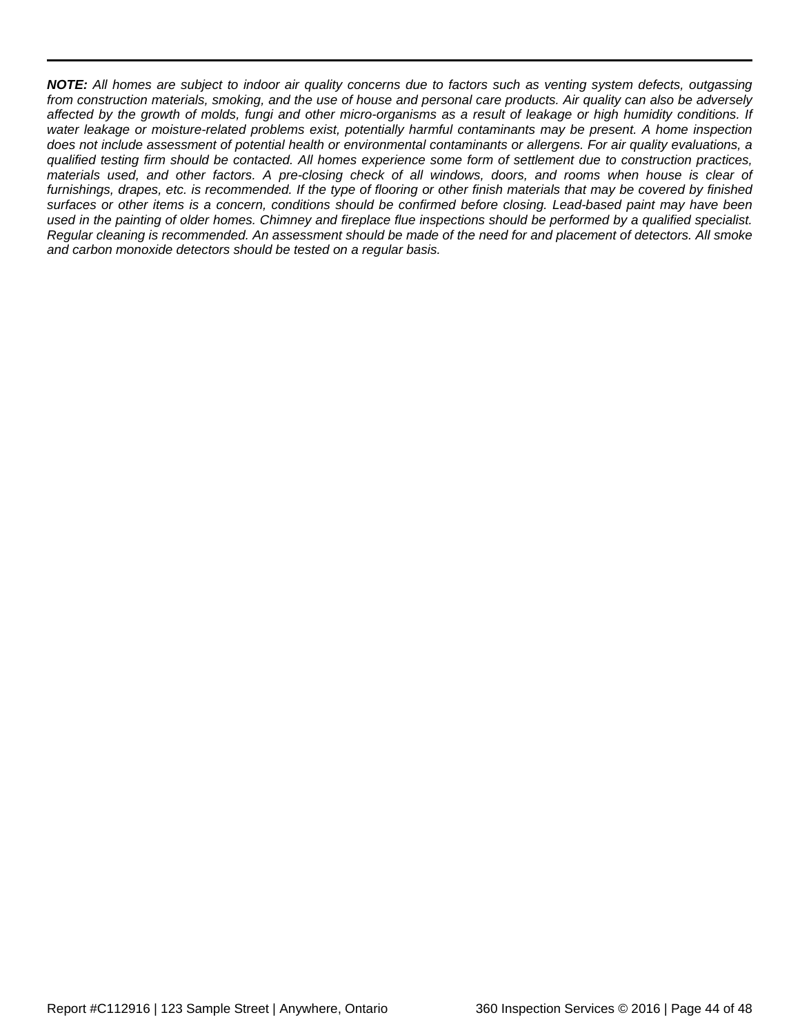***NOTE:*** *All homes are subject to indoor air quality concerns due to factors such as venting system defects, outgassing from construction materials, smoking, and the use of house and personal care products. Air quality can also be adversely affected by the growth of molds, fungi and other micro-organisms as a result of leakage or high humidity conditions. If water leakage or moisture-related problems exist, potentially harmful contaminants may be present. A home inspection does not include assessment of potential health or environmental contaminants or allergens. For air quality evaluations, a qualified testing firm should be contacted. All homes experience some form of settlement due to construction practices, materials used, and other factors. A pre-closing check of all windows, doors, and rooms when house is clear of furnishings, drapes, etc. is recommended. If the type of flooring or other finish materials that may be covered by finished surfaces or other items is a concern, conditions should be confirmed before closing. Lead-based paint may have been used in the painting of older homes. Chimney and fireplace flue inspections should be performed by a qualified specialist. Regular cleaning is recommended. An assessment should be made of the need for and placement of detectors. All smoke and carbon monoxide detectors should be tested on a regular basis.*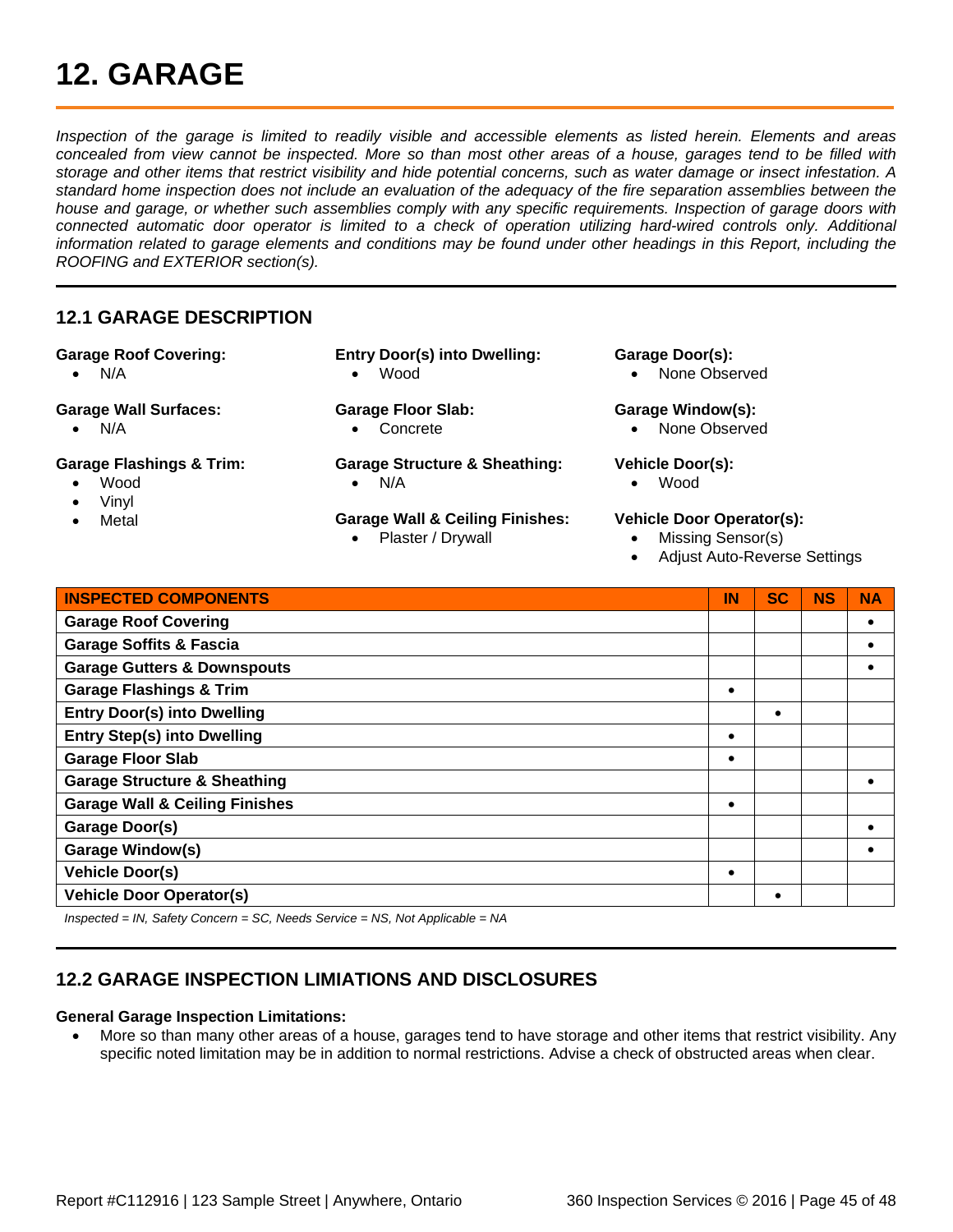# 12. GARAGE

*Inspection of the garage is limited to readily visible and accessible elements as listed herein. Elements and areas concealed from view cannot be inspected. More so than most other areas of a house, garages tend to be filled with storage and other items that restrict visibility and hide potential concerns, such as water damage or insect infestation. A standard home inspection does not include an evaluation of the adequacy of the fire separation assemblies between the house and garage, or whether such assemblies comply with any specific requirements. Inspection of garage doors with connected automatic door operator is limited to a check of operation utilizing hard-wired controls only. Additional information related to garage elements and conditions may be found under other headings in this Report, including the ROOFING and EXTERIOR section(s).*

## 12.1 GARAGE DESCRIPTION

**Garage Roof Covering:**
- N/A

**Garage Wall Surfaces:**
- N/A

**Garage Flashings & Trim:**
- Wood
- Vinyl
- Metal

**Entry Door(s) into Dwelling:**
- Wood

**Garage Floor Slab:**
- Concrete

**Garage Structure & Sheathing:**
- N/A

**Garage Wall & Ceiling Finishes:**
- Plaster / Drywall

**Garage Door(s):**
- None Observed

**Garage Window(s):**
- None Observed

**Vehicle Door(s):**
- Wood

**Vehicle Door Operator(s):**
- Missing Sensor(s)
- Adjust Auto-Reverse Settings

| INSPECTED COMPONENTS | IN | SC | NS | NA |
|---|---|---|---|---|
| Garage Roof Covering | | | | • |
| Garage Soffits & Fascia | | | | • |
| Garage Gutters & Downspouts | | | | • |
| Garage Flashings & Trim | • | | | |
| Entry Door(s) into Dwelling | | • | | |
| Entry Step(s) into Dwelling | • | | | |
| Garage Floor Slab | • | | | |
| Garage Structure & Sheathing | | | | • |
| Garage Wall & Ceiling Finishes | • | | | |
| Garage Door(s) | | | | • |
| Garage Window(s) | | | | • |
| Vehicle Door(s) | • | | | |
| Vehicle Door Operator(s) | | • | | |

*Inspected = IN, Safety Concern = SC, Needs Service = NS, Not Applicable = NA*

## 12.2 GARAGE INSPECTION LIMIATIONS AND DISCLOSURES

**General Garage Inspection Limitations:**
- More so than many other areas of a house, garages tend to have storage and other items that restrict visibility. Any specific noted limitation may be in addition to normal restrictions. Advise a check of obstructed areas when clear.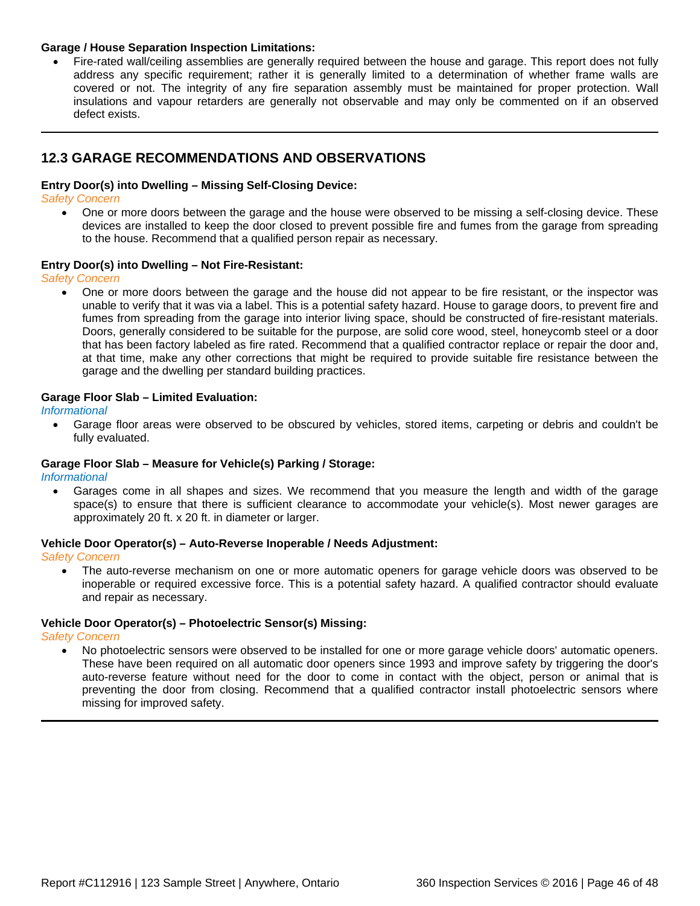**Garage / House Separation Inspection Limitations:**

- Fire-rated wall/ceiling assemblies are generally required between the house and garage. This report does not fully address any specific requirement; rather it is generally limited to a determination of whether frame walls are covered or not. The integrity of any fire separation assembly must be maintained for proper protection. Wall insulations and vapour retarders are generally not observable and may only be commented on if an observed defect exists.

---

## 12.3 GARAGE RECOMMENDATIONS AND OBSERVATIONS

**Entry Door(s) into Dwelling – Missing Self-Closing Device:**

*Safety Concern*

- One or more doors between the garage and the house were observed to be missing a self-closing device. These devices are installed to keep the door closed to prevent possible fire and fumes from the garage from spreading to the house. Recommend that a qualified person repair as necessary.

**Entry Door(s) into Dwelling – Not Fire-Resistant:**

*Safety Concern*

- One or more doors between the garage and the house did not appear to be fire resistant, or the inspector was unable to verify that it was via a label. This is a potential safety hazard. House to garage doors, to prevent fire and fumes from spreading from the garage into interior living space, should be constructed of fire-resistant materials. Doors, generally considered to be suitable for the purpose, are solid core wood, steel, honeycomb steel or a door that has been factory labeled as fire rated. Recommend that a qualified contractor replace or repair the door and, at that time, make any other corrections that might be required to provide suitable fire resistance between the garage and the dwelling per standard building practices.

**Garage Floor Slab – Limited Evaluation:**

*Informational*

- Garage floor areas were observed to be obscured by vehicles, stored items, carpeting or debris and couldn't be fully evaluated.

**Garage Floor Slab – Measure for Vehicle(s) Parking / Storage:**

*Informational*

- Garages come in all shapes and sizes. We recommend that you measure the length and width of the garage space(s) to ensure that there is sufficient clearance to accommodate your vehicle(s). Most newer garages are approximately 20 ft. x 20 ft. in diameter or larger.

**Vehicle Door Operator(s) – Auto-Reverse Inoperable / Needs Adjustment:**

*Safety Concern*

- The auto-reverse mechanism on one or more automatic openers for garage vehicle doors was observed to be inoperable or required excessive force. This is a potential safety hazard. A qualified contractor should evaluate and repair as necessary.

**Vehicle Door Operator(s) – Photoelectric Sensor(s) Missing:**

*Safety Concern*

- No photoelectric sensors were observed to be installed for one or more garage vehicle doors' automatic openers. These have been required on all automatic door openers since 1993 and improve safety by triggering the door's auto-reverse feature without need for the door to come in contact with the object, person or animal that is preventing the door from closing. Recommend that a qualified contractor install photoelectric sensors where missing for improved safety.

---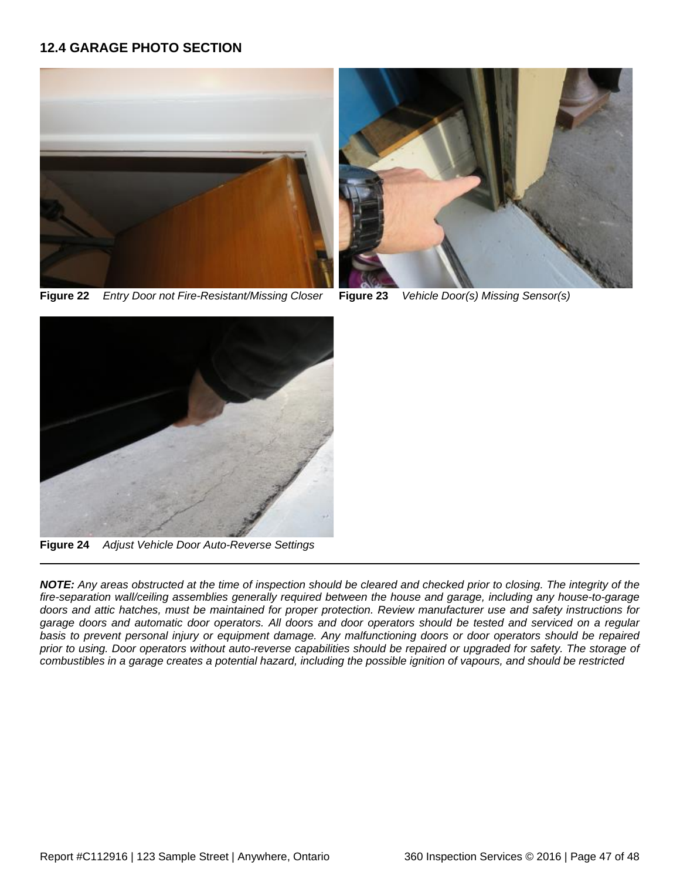## 12.4 GARAGE PHOTO SECTION

**Figure 22** *Entry Door not Fire-Resistant/Missing Closer*

**Figure 23** *Vehicle Door(s) Missing Sensor(s)*

**Figure 24** *Adjust Vehicle Door Auto-Reverse Settings*

---

***NOTE:*** *Any areas obstructed at the time of inspection should be cleared and checked prior to closing. The integrity of the fire-separation wall/ceiling assemblies generally required between the house and garage, including any house-to-garage doors and attic hatches, must be maintained for proper protection. Review manufacturer use and safety instructions for garage doors and automatic door operators. All doors and door operators should be tested and serviced on a regular basis to prevent personal injury or equipment damage. Any malfunctioning doors or door operators should be repaired prior to using. Door operators without auto-reverse capabilities should be repaired or upgraded for safety. The storage of combustibles in a garage creates a potential hazard, including the possible ignition of vapours, and should be restricted*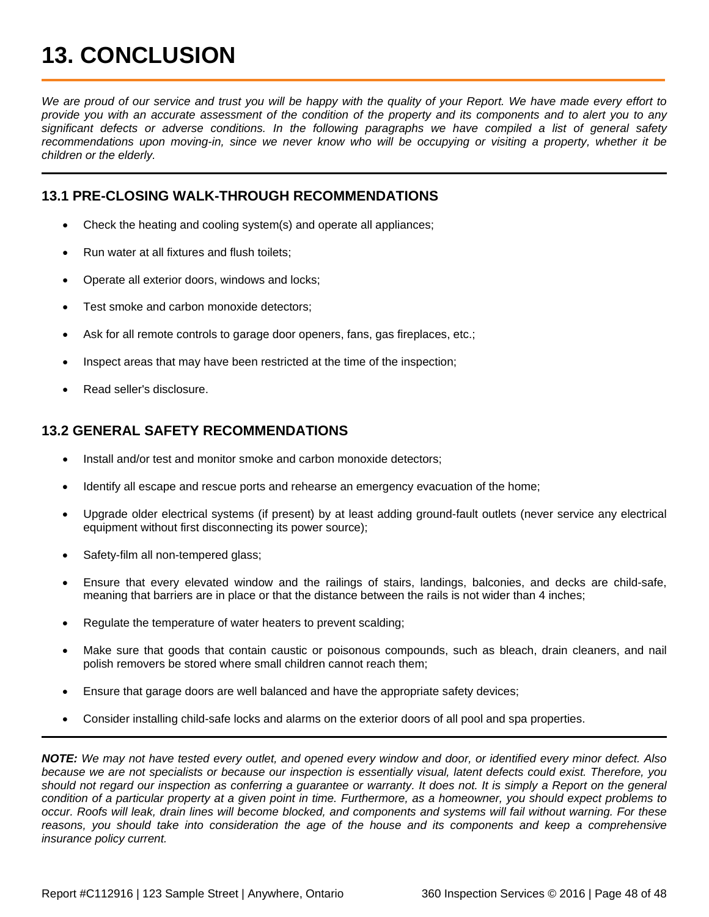# 13. CONCLUSION

*We are proud of our service and trust you will be happy with the quality of your Report. We have made every effort to provide you with an accurate assessment of the condition of the property and its components and to alert you to any significant defects or adverse conditions. In the following paragraphs we have compiled a list of general safety recommendations upon moving-in, since we never know who will be occupying or visiting a property, whether it be children or the elderly.*

## 13.1 PRE-CLOSING WALK-THROUGH RECOMMENDATIONS

- Check the heating and cooling system(s) and operate all appliances;
- Run water at all fixtures and flush toilets;
- Operate all exterior doors, windows and locks;
- Test smoke and carbon monoxide detectors;
- Ask for all remote controls to garage door openers, fans, gas fireplaces, etc.;
- Inspect areas that may have been restricted at the time of the inspection;
- Read seller's disclosure.

## 13.2 GENERAL SAFETY RECOMMENDATIONS

- Install and/or test and monitor smoke and carbon monoxide detectors;
- Identify all escape and rescue ports and rehearse an emergency evacuation of the home;
- Upgrade older electrical systems (if present) by at least adding ground-fault outlets (never service any electrical equipment without first disconnecting its power source);
- Safety-film all non-tempered glass;
- Ensure that every elevated window and the railings of stairs, landings, balconies, and decks are child-safe, meaning that barriers are in place or that the distance between the rails is not wider than 4 inches;
- Regulate the temperature of water heaters to prevent scalding;
- Make sure that goods that contain caustic or poisonous compounds, such as bleach, drain cleaners, and nail polish removers be stored where small children cannot reach them;
- Ensure that garage doors are well balanced and have the appropriate safety devices;
- Consider installing child-safe locks and alarms on the exterior doors of all pool and spa properties.

***NOTE:*** *We may not have tested every outlet, and opened every window and door, or identified every minor defect. Also because we are not specialists or because our inspection is essentially visual, latent defects could exist. Therefore, you should not regard our inspection as conferring a guarantee or warranty. It does not. It is simply a Report on the general condition of a particular property at a given point in time. Furthermore, as a homeowner, you should expect problems to occur. Roofs will leak, drain lines will become blocked, and components and systems will fail without warning. For these reasons, you should take into consideration the age of the house and its components and keep a comprehensive insurance policy current.*